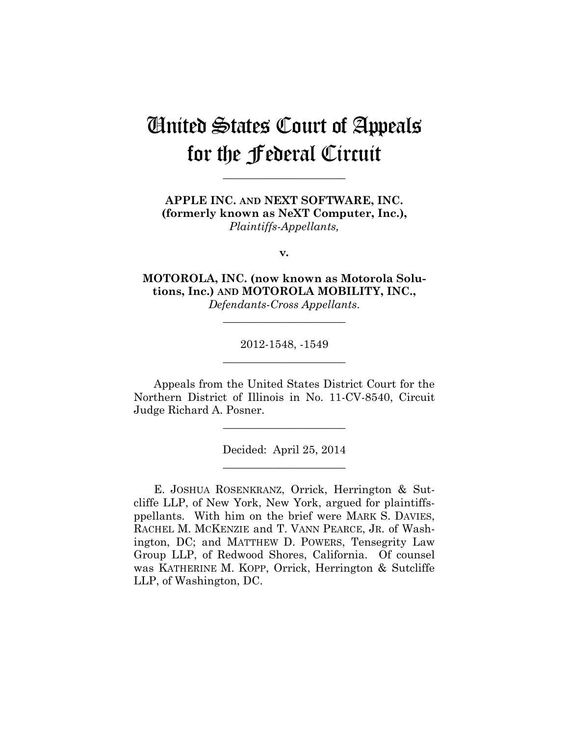# United States Court of Appeals for the Federal Circuit

______________________

**APPLE INC. AND NEXT SOFTWARE, INC. (formerly known as NeXT Computer, Inc.),**
*Plaintiffs-Appellants,*

**v.**

**MOTOROLA, INC. (now known as Motorola Solutions, Inc.) AND MOTOROLA MOBILITY, INC.,**
*Defendants-Cross Appellants.*

______________________

2012-1548, -1549

______________________

Appeals from the United States District Court for the Northern District of Illinois in No. 11-CV-8540, Circuit Judge Richard A. Posner.

______________________

Decided: April 25, 2014

______________________

E. JOSHUA ROSENKRANZ, Orrick, Herrington & Sutcliffe LLP, of New York, New York, argued for plaintiffs-ppellants. With him on the brief were MARK S. DAVIES, RACHEL M. MCKENZIE and T. VANN PEARCE, JR. of Washington, DC; and MATTHEW D. POWERS, Tensegrity Law Group LLP, of Redwood Shores, California. Of counsel was KATHERINE M. KOPP, Orrick, Herrington & Sutcliffe LLP, of Washington, DC.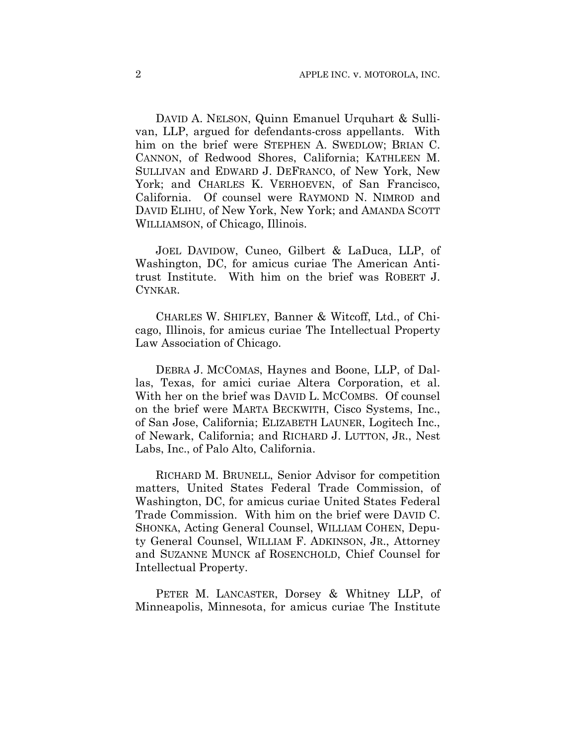DAVID A. NELSON, Quinn Emanuel Urquhart & Sullivan, LLP, argued for defendants-cross appellants. With him on the brief were STEPHEN A. SWEDLOW; BRIAN C. CANNON, of Redwood Shores, California; KATHLEEN M. SULLIVAN and EDWARD J. DEFRANCO, of New York, New York; and CHARLES K. VERHOEVEN, of San Francisco, California. Of counsel were RAYMOND N. NIMROD and DAVID ELIHU, of New York, New York; and AMANDA SCOTT WILLIAMSON, of Chicago, Illinois.

JOEL DAVIDOW, Cuneo, Gilbert & LaDuca, LLP, of Washington, DC, for amicus curiae The American Antitrust Institute. With him on the brief was ROBERT J. CYNKAR.

CHARLES W. SHIFLEY, Banner & Witcoff, Ltd., of Chicago, Illinois, for amicus curiae The Intellectual Property Law Association of Chicago.

DEBRA J. MCCOMAS, Haynes and Boone, LLP, of Dallas, Texas, for amici curiae Altera Corporation, et al. With her on the brief was DAVID L. MCCOMBS. Of counsel on the brief were MARTA BECKWITH, Cisco Systems, Inc., of San Jose, California; ELIZABETH LAUNER, Logitech Inc., of Newark, California; and RICHARD J. LUTTON, JR., Nest Labs, Inc., of Palo Alto, California.

RICHARD M. BRUNELL, Senior Advisor for competition matters, United States Federal Trade Commission, of Washington, DC, for amicus curiae United States Federal Trade Commission. With him on the brief were DAVID C. SHONKA, Acting General Counsel, WILLIAM COHEN, Deputy General Counsel, WILLIAM F. ADKINSON, JR., Attorney and SUZANNE MUNCK af ROSENCHOLD, Chief Counsel for Intellectual Property.

PETER M. LANCASTER, Dorsey & Whitney LLP, of Minneapolis, Minnesota, for amicus curiae The Institute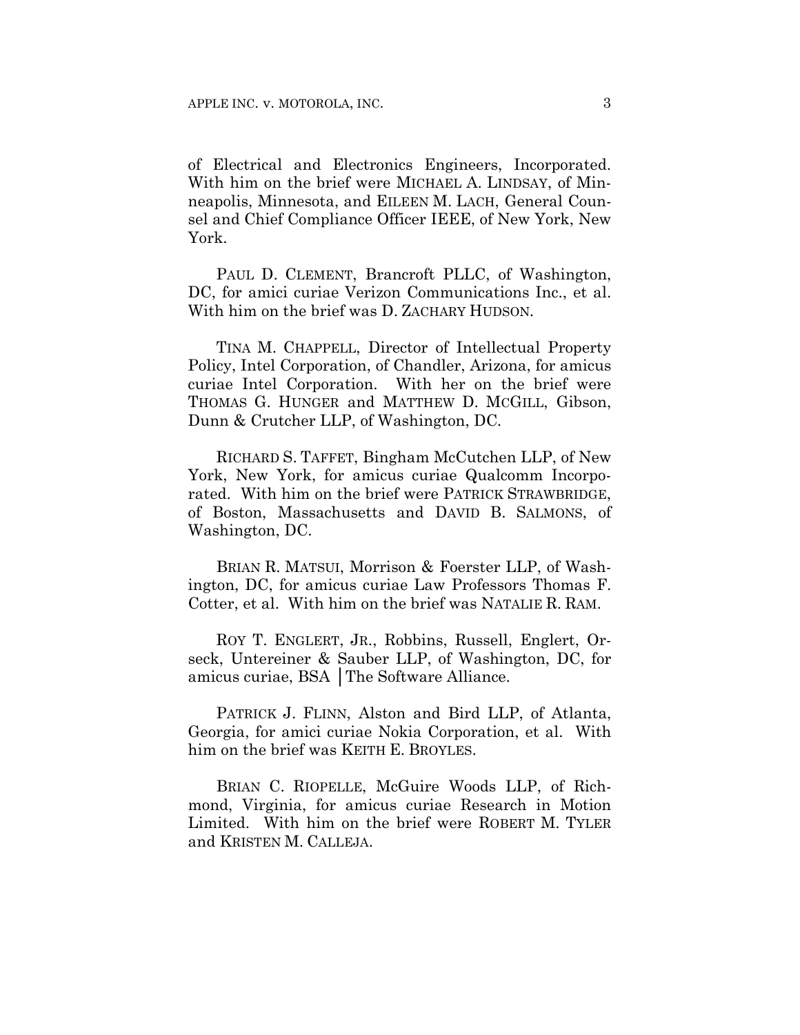of Electrical and Electronics Engineers, Incorporated. With him on the brief were MICHAEL A. LINDSAY, of Minneapolis, Minnesota, and EILEEN M. LACH, General Counsel and Chief Compliance Officer IEEE, of New York, New York.

PAUL D. CLEMENT, Brancroft PLLC, of Washington, DC, for amici curiae Verizon Communications Inc., et al. With him on the brief was D. ZACHARY HUDSON.

TINA M. CHAPPELL, Director of Intellectual Property Policy, Intel Corporation, of Chandler, Arizona, for amicus curiae Intel Corporation. With her on the brief were THOMAS G. HUNGER and MATTHEW D. MCGILL, Gibson, Dunn & Crutcher LLP, of Washington, DC.

RICHARD S. TAFFET, Bingham McCutchen LLP, of New York, New York, for amicus curiae Qualcomm Incorporated. With him on the brief were PATRICK STRAWBRIDGE, of Boston, Massachusetts and DAVID B. SALMONS, of Washington, DC.

BRIAN R. MATSUI, Morrison & Foerster LLP, of Washington, DC, for amicus curiae Law Professors Thomas F. Cotter, et al. With him on the brief was NATALIE R. RAM.

ROY T. ENGLERT, JR., Robbins, Russell, Englert, Orseck, Untereiner & Sauber LLP, of Washington, DC, for amicus curiae, BSA │The Software Alliance.

PATRICK J. FLINN, Alston and Bird LLP, of Atlanta, Georgia, for amici curiae Nokia Corporation, et al. With him on the brief was KEITH E. BROYLES.

BRIAN C. RIOPELLE, McGuire Woods LLP, of Richmond, Virginia, for amicus curiae Research in Motion Limited. With him on the brief were ROBERT M. TYLER and KRISTEN M. CALLEJA.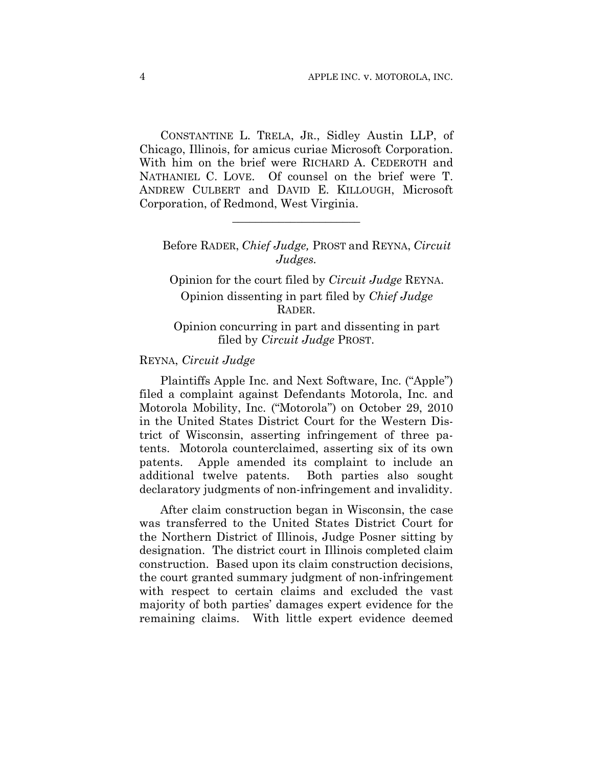CONSTANTINE L. TRELA, JR., Sidley Austin LLP, of Chicago, Illinois, for amicus curiae Microsoft Corporation. With him on the brief were RICHARD A. CEDEROTH and NATHANIEL C. LOVE. Of counsel on the brief were T. ANDREW CULBERT and DAVID E. KILLOUGH, Microsoft Corporation, of Redmond, West Virginia.

---

Before RADER, *Chief Judge,* PROST and REYNA, *Circuit Judges.*

Opinion for the court filed by *Circuit Judge* REYNA.

Opinion dissenting in part filed by *Chief Judge* RADER.

Opinion concurring in part and dissenting in part filed by *Circuit Judge* PROST.

REYNA, *Circuit Judge*

Plaintiffs Apple Inc. and Next Software, Inc. ("Apple") filed a complaint against Defendants Motorola, Inc. and Motorola Mobility, Inc. ("Motorola") on October 29, 2010 in the United States District Court for the Western District of Wisconsin, asserting infringement of three patents. Motorola counterclaimed, asserting six of its own patents. Apple amended its complaint to include an additional twelve patents. Both parties also sought declaratory judgments of non-infringement and invalidity.

After claim construction began in Wisconsin, the case was transferred to the United States District Court for the Northern District of Illinois, Judge Posner sitting by designation. The district court in Illinois completed claim construction. Based upon its claim construction decisions, the court granted summary judgment of non-infringement with respect to certain claims and excluded the vast majority of both parties' damages expert evidence for the remaining claims. With little expert evidence deemed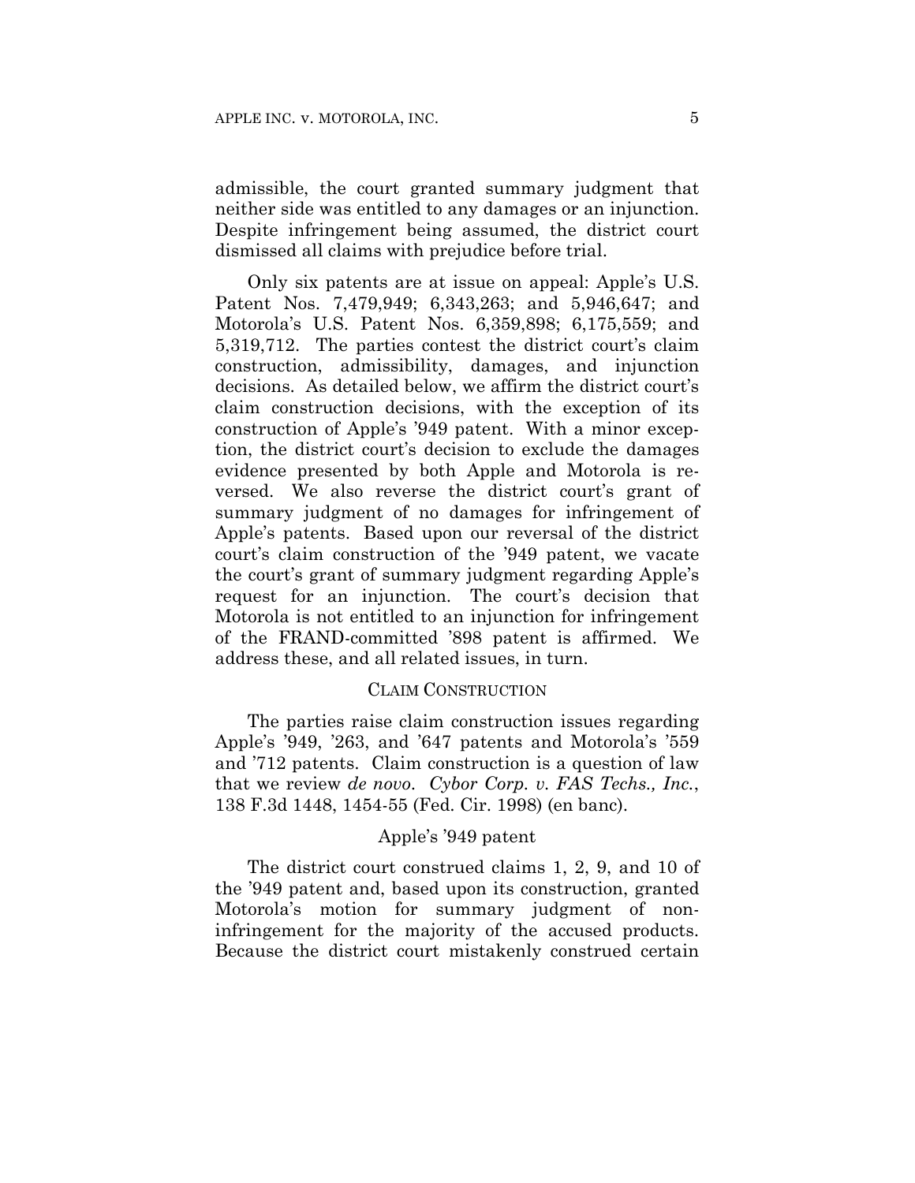admissible, the court granted summary judgment that neither side was entitled to any damages or an injunction. Despite infringement being assumed, the district court dismissed all claims with prejudice before trial.

Only six patents are at issue on appeal: Apple's U.S. Patent Nos. 7,479,949; 6,343,263; and 5,946,647; and Motorola's U.S. Patent Nos. 6,359,898; 6,175,559; and 5,319,712. The parties contest the district court's claim construction, admissibility, damages, and injunction decisions. As detailed below, we affirm the district court's claim construction decisions, with the exception of its construction of Apple's '949 patent. With a minor exception, the district court's decision to exclude the damages evidence presented by both Apple and Motorola is reversed. We also reverse the district court's grant of summary judgment of no damages for infringement of Apple's patents. Based upon our reversal of the district court's claim construction of the '949 patent, we vacate the court's grant of summary judgment regarding Apple's request for an injunction. The court's decision that Motorola is not entitled to an injunction for infringement of the FRAND-committed '898 patent is affirmed. We address these, and all related issues, in turn.

## CLAIM CONSTRUCTION

The parties raise claim construction issues regarding Apple's '949, '263, and '647 patents and Motorola's '559 and '712 patents. Claim construction is a question of law that we review *de novo*. *Cybor Corp. v. FAS Techs., Inc.*, 138 F.3d 1448, 1454-55 (Fed. Cir. 1998) (en banc).

### Apple's '949 patent

The district court construed claims 1, 2, 9, and 10 of the '949 patent and, based upon its construction, granted Motorola's motion for summary judgment of non-infringement for the majority of the accused products. Because the district court mistakenly construed certain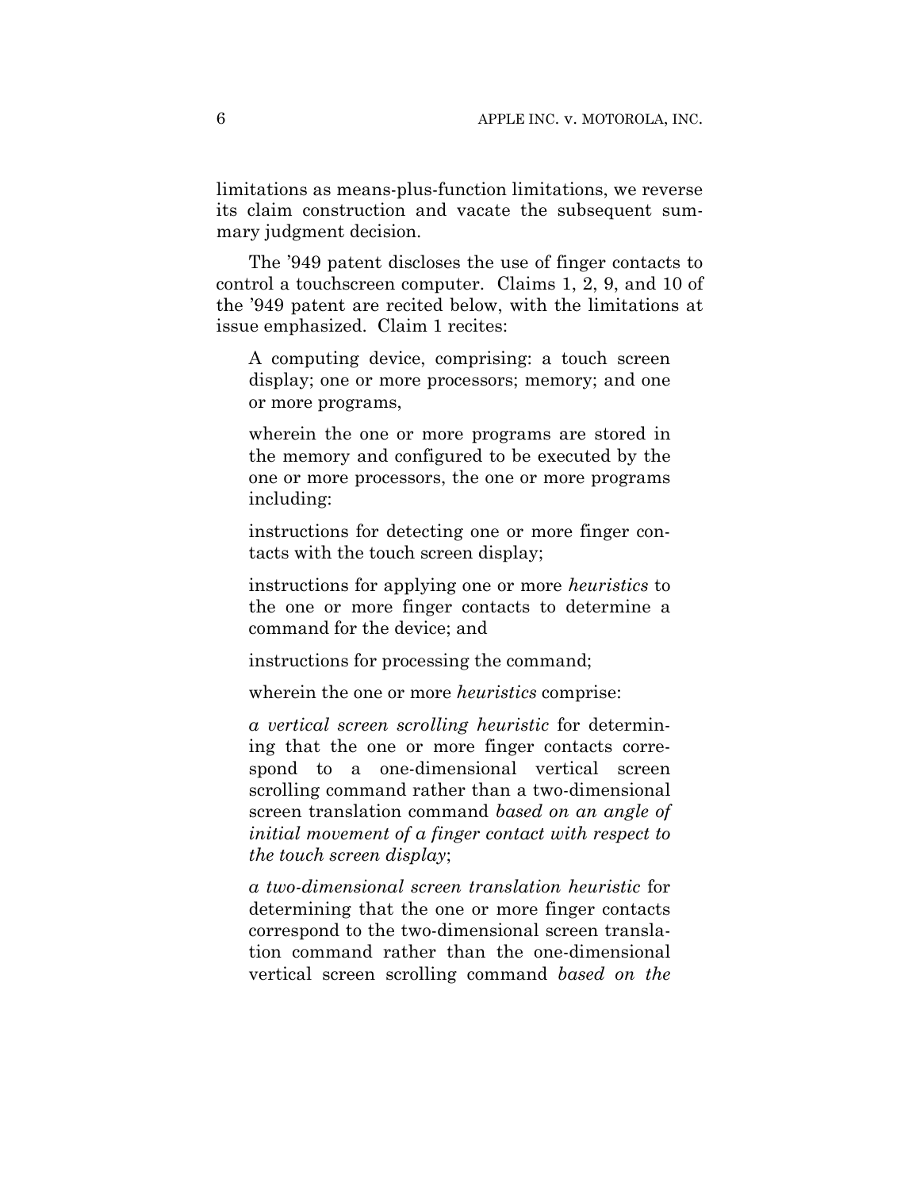limitations as means-plus-function limitations, we reverse its claim construction and vacate the subsequent summary judgment decision.

The '949 patent discloses the use of finger contacts to control a touchscreen computer. Claims 1, 2, 9, and 10 of the '949 patent are recited below, with the limitations at issue emphasized. Claim 1 recites:

> A computing device, comprising: a touch screen display; one or more processors; memory; and one or more programs,
>
> wherein the one or more programs are stored in the memory and configured to be executed by the one or more processors, the one or more programs including:
>
> instructions for detecting one or more finger contacts with the touch screen display;
>
> instructions for applying one or more *heuristics* to the one or more finger contacts to determine a command for the device; and
>
> instructions for processing the command;
>
> wherein the one or more *heuristics* comprise:
>
> *a vertical screen scrolling heuristic* for determining that the one or more finger contacts correspond to a one-dimensional vertical screen scrolling command rather than a two-dimensional screen translation command *based on an angle of initial movement of a finger contact with respect to the touch screen display*;
>
> *a two-dimensional screen translation heuristic* for determining that the one or more finger contacts correspond to the two-dimensional screen translation command rather than the one-dimensional vertical screen scrolling command *based on the*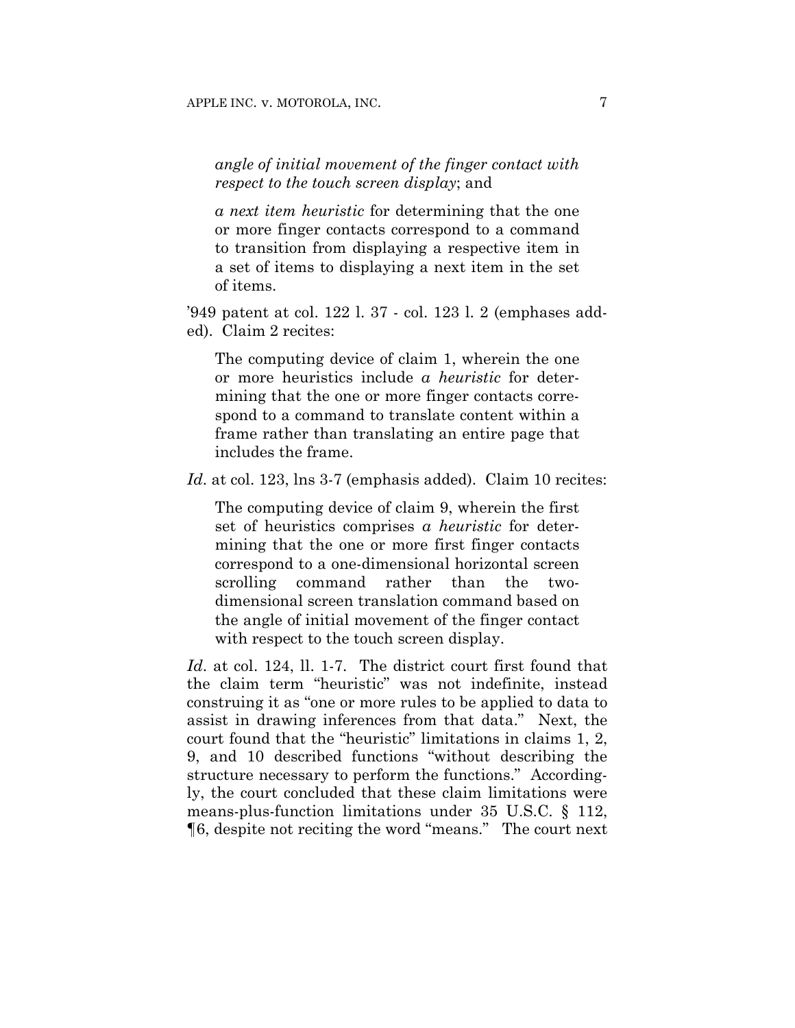> *angle of initial movement of the finger contact with respect to the touch screen display*; and
>
> *a next item heuristic* for determining that the one or more finger contacts correspond to a command to transition from displaying a respective item in a set of items to displaying a next item in the set of items.

'949 patent at col. 122 l. 37 - col. 123 l. 2 (emphases added). Claim 2 recites:

> The computing device of claim 1, wherein the one or more heuristics include *a heuristic* for determining that the one or more finger contacts correspond to a command to translate content within a frame rather than translating an entire page that includes the frame.

*Id*. at col. 123, lns 3-7 (emphasis added). Claim 10 recites:

> The computing device of claim 9, wherein the first set of heuristics comprises *a heuristic* for determining that the one or more first finger contacts correspond to a one-dimensional horizontal screen scrolling command rather than the two-dimensional screen translation command based on the angle of initial movement of the finger contact with respect to the touch screen display.

*Id*. at col. 124, ll. 1-7. The district court first found that the claim term "heuristic" was not indefinite, instead construing it as "one or more rules to be applied to data to assist in drawing inferences from that data." Next, the court found that the "heuristic" limitations in claims 1, 2, 9, and 10 described functions "without describing the structure necessary to perform the functions." Accordingly, the court concluded that these claim limitations were means-plus-function limitations under 35 U.S.C. § 112, ¶6, despite not reciting the word "means." The court next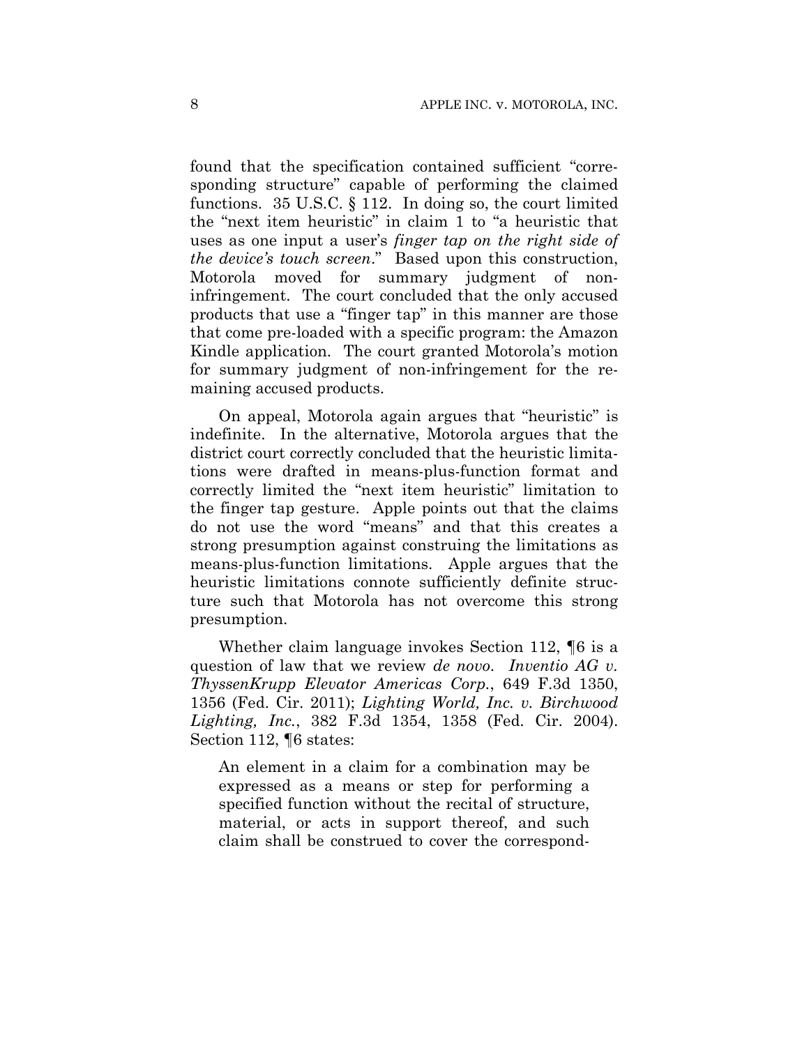found that the specification contained sufficient "corresponding structure" capable of performing the claimed functions. 35 U.S.C. § 112. In doing so, the court limited the "next item heuristic" in claim 1 to "a heuristic that uses as one input a user's *finger tap on the right side of the device's touch screen*." Based upon this construction, Motorola moved for summary judgment of non-infringement. The court concluded that the only accused products that use a "finger tap" in this manner are those that come pre-loaded with a specific program: the Amazon Kindle application. The court granted Motorola's motion for summary judgment of non-infringement for the remaining accused products.

On appeal, Motorola again argues that "heuristic" is indefinite. In the alternative, Motorola argues that the district court correctly concluded that the heuristic limitations were drafted in means-plus-function format and correctly limited the "next item heuristic" limitation to the finger tap gesture. Apple points out that the claims do not use the word "means" and that this creates a strong presumption against construing the limitations as means-plus-function limitations. Apple argues that the heuristic limitations connote sufficiently definite structure such that Motorola has not overcome this strong presumption.

Whether claim language invokes Section 112, ¶6 is a question of law that we review *de novo*. *Inventio AG v. ThyssenKrupp Elevator Americas Corp.*, 649 F.3d 1350, 1356 (Fed. Cir. 2011); *Lighting World, Inc. v. Birchwood Lighting, Inc.*, 382 F.3d 1354, 1358 (Fed. Cir. 2004). Section 112, ¶6 states:

> An element in a claim for a combination may be expressed as a means or step for performing a specified function without the recital of structure, material, or acts in support thereof, and such claim shall be construed to cover the correspond-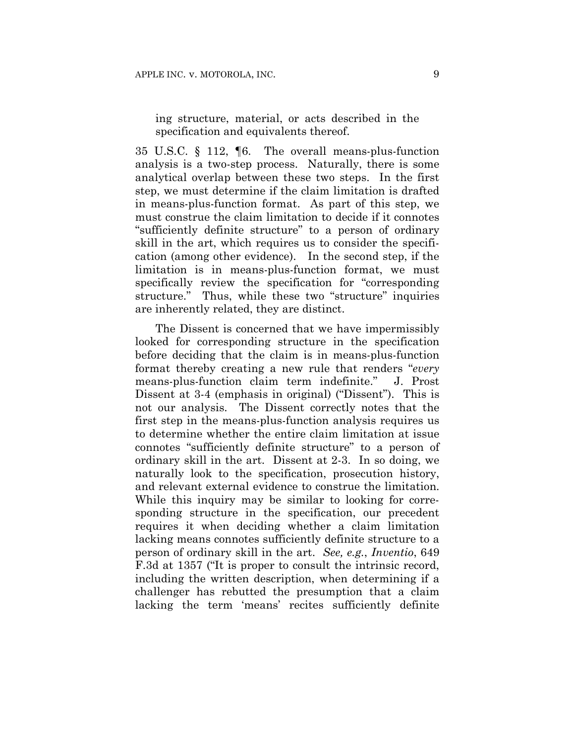ing structure, material, or acts described in the specification and equivalents thereof.

35 U.S.C. § 112, ¶6. The overall means-plus-function analysis is a two-step process. Naturally, there is some analytical overlap between these two steps. In the first step, we must determine if the claim limitation is drafted in means-plus-function format. As part of this step, we must construe the claim limitation to decide if it connotes "sufficiently definite structure" to a person of ordinary skill in the art, which requires us to consider the specification (among other evidence). In the second step, if the limitation is in means-plus-function format, we must specifically review the specification for "corresponding structure." Thus, while these two "structure" inquiries are inherently related, they are distinct.

The Dissent is concerned that we have impermissibly looked for corresponding structure in the specification before deciding that the claim is in means-plus-function format thereby creating a new rule that renders "*every* means-plus-function claim term indefinite." J. Prost Dissent at 3-4 (emphasis in original) ("Dissent"). This is not our analysis. The Dissent correctly notes that the first step in the means-plus-function analysis requires us to determine whether the entire claim limitation at issue connotes "sufficiently definite structure" to a person of ordinary skill in the art. Dissent at 2-3. In so doing, we naturally look to the specification, prosecution history, and relevant external evidence to construe the limitation. While this inquiry may be similar to looking for corresponding structure in the specification, our precedent requires it when deciding whether a claim limitation lacking means connotes sufficiently definite structure to a person of ordinary skill in the art. *See, e.g.*, *Inventio*, 649 F.3d at 1357 ("It is proper to consult the intrinsic record, including the written description, when determining if a challenger has rebutted the presumption that a claim lacking the term 'means' recites sufficiently definite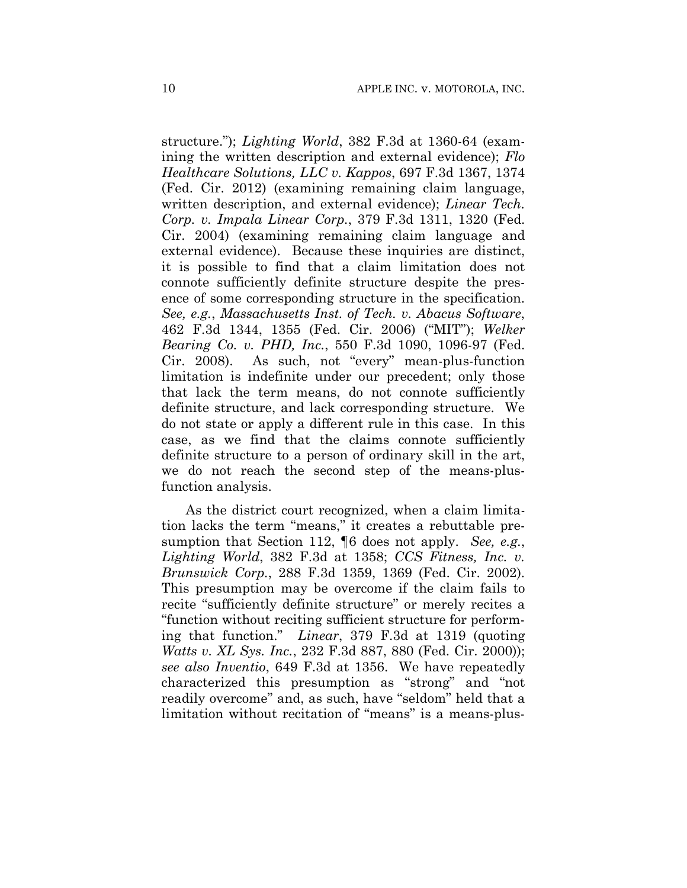structure."); *Lighting World*, 382 F.3d at 1360-64 (examining the written description and external evidence); *Flo Healthcare Solutions, LLC v. Kappos*, 697 F.3d 1367, 1374 (Fed. Cir. 2012) (examining remaining claim language, written description, and external evidence); *Linear Tech. Corp. v. Impala Linear Corp.*, 379 F.3d 1311, 1320 (Fed. Cir. 2004) (examining remaining claim language and external evidence). Because these inquiries are distinct, it is possible to find that a claim limitation does not connote sufficiently definite structure despite the presence of some corresponding structure in the specification. *See, e.g.*, *Massachusetts Inst. of Tech. v. Abacus Software*, 462 F.3d 1344, 1355 (Fed. Cir. 2006) ("MIT"); *Welker Bearing Co. v. PHD, Inc.*, 550 F.3d 1090, 1096-97 (Fed. Cir. 2008). As such, not "every" mean-plus-function limitation is indefinite under our precedent; only those that lack the term means, do not connote sufficiently definite structure, and lack corresponding structure. We do not state or apply a different rule in this case. In this case, as we find that the claims connote sufficiently definite structure to a person of ordinary skill in the art, we do not reach the second step of the means-plus-function analysis.

As the district court recognized, when a claim limitation lacks the term "means," it creates a rebuttable presumption that Section 112, ¶6 does not apply. *See, e.g.*, *Lighting World*, 382 F.3d at 1358; *CCS Fitness, Inc. v. Brunswick Corp.*, 288 F.3d 1359, 1369 (Fed. Cir. 2002). This presumption may be overcome if the claim fails to recite "sufficiently definite structure" or merely recites a "function without reciting sufficient structure for performing that function." *Linear*, 379 F.3d at 1319 (quoting *Watts v. XL Sys. Inc.*, 232 F.3d 887, 880 (Fed. Cir. 2000)); *see also Inventio*, 649 F.3d at 1356. We have repeatedly characterized this presumption as "strong" and "not readily overcome" and, as such, have "seldom" held that a limitation without recitation of "means" is a means-plus-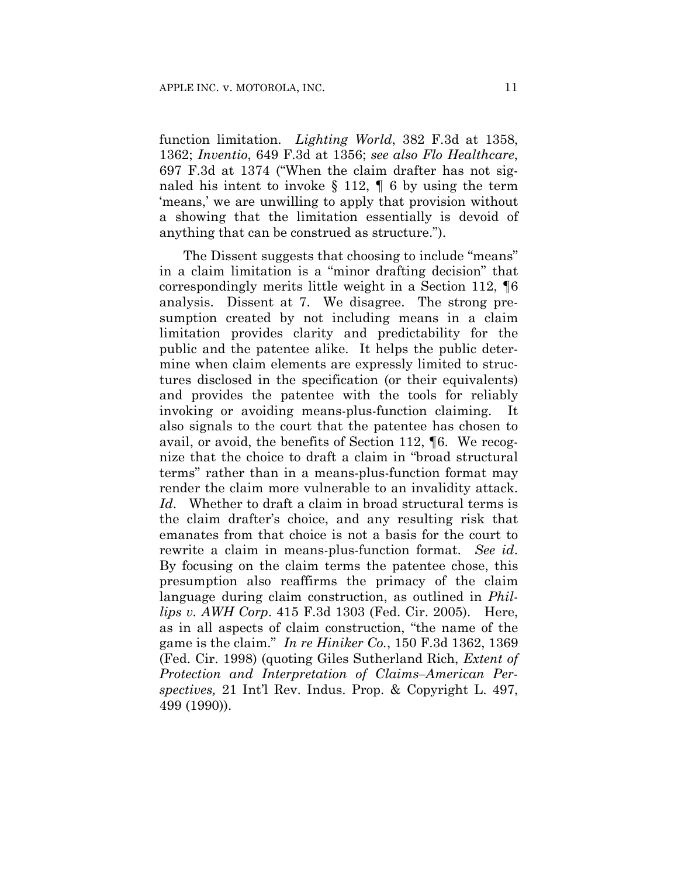function limitation. *Lighting World*, 382 F.3d at 1358, 1362; *Inventio*, 649 F.3d at 1356; *see also Flo Healthcare*, 697 F.3d at 1374 ("When the claim drafter has not signaled his intent to invoke § 112, ¶ 6 by using the term 'means,' we are unwilling to apply that provision without a showing that the limitation essentially is devoid of anything that can be construed as structure.").

The Dissent suggests that choosing to include "means" in a claim limitation is a "minor drafting decision" that correspondingly merits little weight in a Section 112, ¶6 analysis. Dissent at 7. We disagree. The strong presumption created by not including means in a claim limitation provides clarity and predictability for the public and the patentee alike. It helps the public determine when claim elements are expressly limited to structures disclosed in the specification (or their equivalents) and provides the patentee with the tools for reliably invoking or avoiding means-plus-function claiming. It also signals to the court that the patentee has chosen to avail, or avoid, the benefits of Section 112, ¶6. We recognize that the choice to draft a claim in "broad structural terms" rather than in a means-plus-function format may render the claim more vulnerable to an invalidity attack. *Id.* Whether to draft a claim in broad structural terms is the claim drafter's choice, and any resulting risk that emanates from that choice is not a basis for the court to rewrite a claim in means-plus-function format. *See id.* By focusing on the claim terms the patentee chose, this presumption also reaffirms the primacy of the claim language during claim construction, as outlined in *Phillips v. AWH Corp*. 415 F.3d 1303 (Fed. Cir. 2005). Here, as in all aspects of claim construction, "the name of the game is the claim." *In re Hiniker Co.*, 150 F.3d 1362, 1369 (Fed. Cir. 1998) (quoting Giles Sutherland Rich, *Extent of Protection and Interpretation of Claims–American Perspectives,* 21 Int'l Rev. Indus. Prop. & Copyright L. 497, 499 (1990)).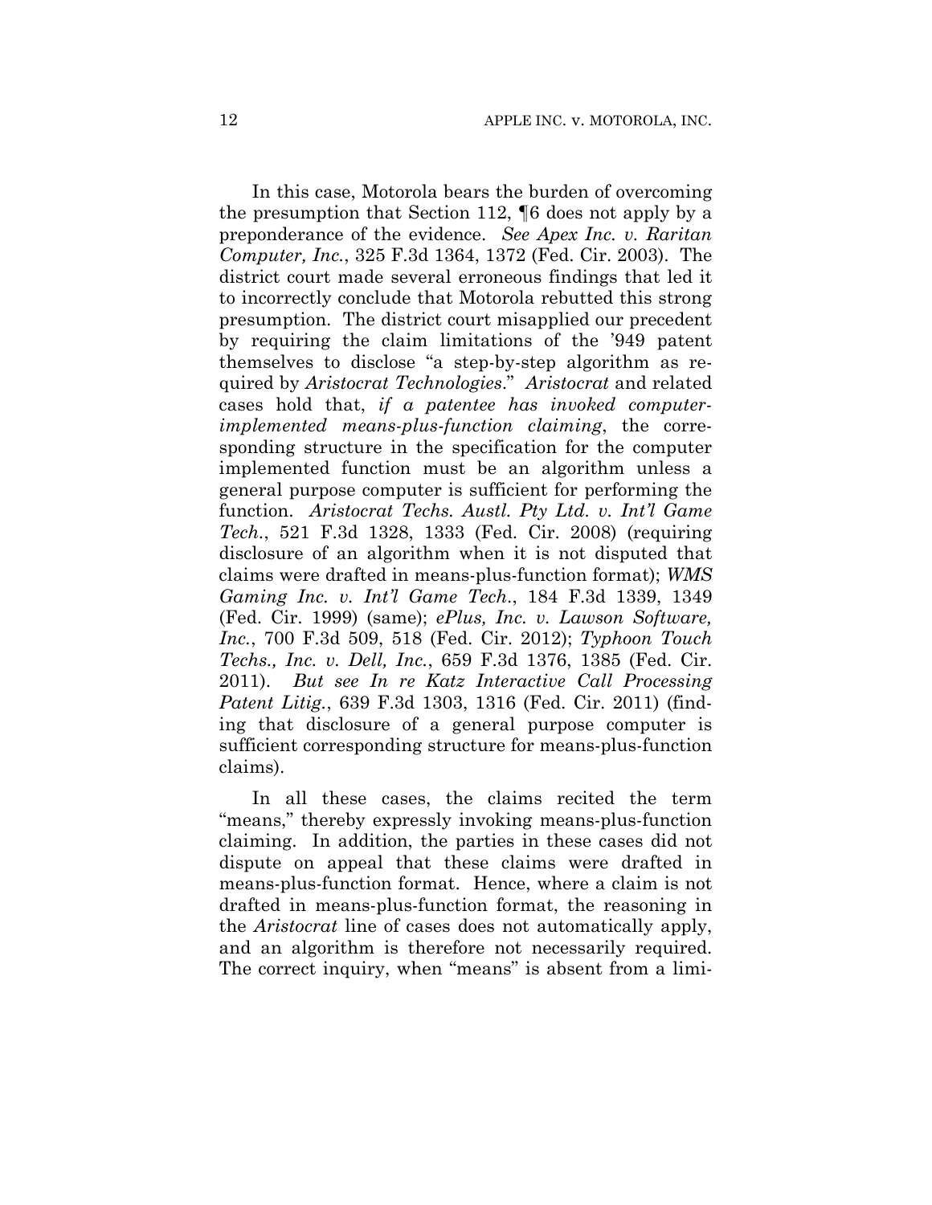In this case, Motorola bears the burden of overcoming the presumption that Section 112, ¶6 does not apply by a preponderance of the evidence. *See Apex Inc. v. Raritan Computer, Inc.*, 325 F.3d 1364, 1372 (Fed. Cir. 2003). The district court made several erroneous findings that led it to incorrectly conclude that Motorola rebutted this strong presumption. The district court misapplied our precedent by requiring the claim limitations of the '949 patent themselves to disclose "a step-by-step algorithm as required by *Aristocrat Technologies*." *Aristocrat* and related cases hold that, *if a patentee has invoked computer-implemented means-plus-function claiming*, the corresponding structure in the specification for the computer implemented function must be an algorithm unless a general purpose computer is sufficient for performing the function. *Aristocrat Techs. Austl. Pty Ltd. v. Int'l Game Tech.*, 521 F.3d 1328, 1333 (Fed. Cir. 2008) (requiring disclosure of an algorithm when it is not disputed that claims were drafted in means-plus-function format); *WMS Gaming Inc. v. Int'l Game Tech.*, 184 F.3d 1339, 1349 (Fed. Cir. 1999) (same); *ePlus, Inc. v. Lawson Software, Inc.*, 700 F.3d 509, 518 (Fed. Cir. 2012); *Typhoon Touch Techs., Inc. v. Dell, Inc.*, 659 F.3d 1376, 1385 (Fed. Cir. 2011). *But see In re Katz Interactive Call Processing Patent Litig.*, 639 F.3d 1303, 1316 (Fed. Cir. 2011) (finding that disclosure of a general purpose computer is sufficient corresponding structure for means-plus-function claims).

In all these cases, the claims recited the term "means," thereby expressly invoking means-plus-function claiming. In addition, the parties in these cases did not dispute on appeal that these claims were drafted in means-plus-function format. Hence, where a claim is not drafted in means-plus-function format, the reasoning in the *Aristocrat* line of cases does not automatically apply, and an algorithm is therefore not necessarily required. The correct inquiry, when "means" is absent from a limi-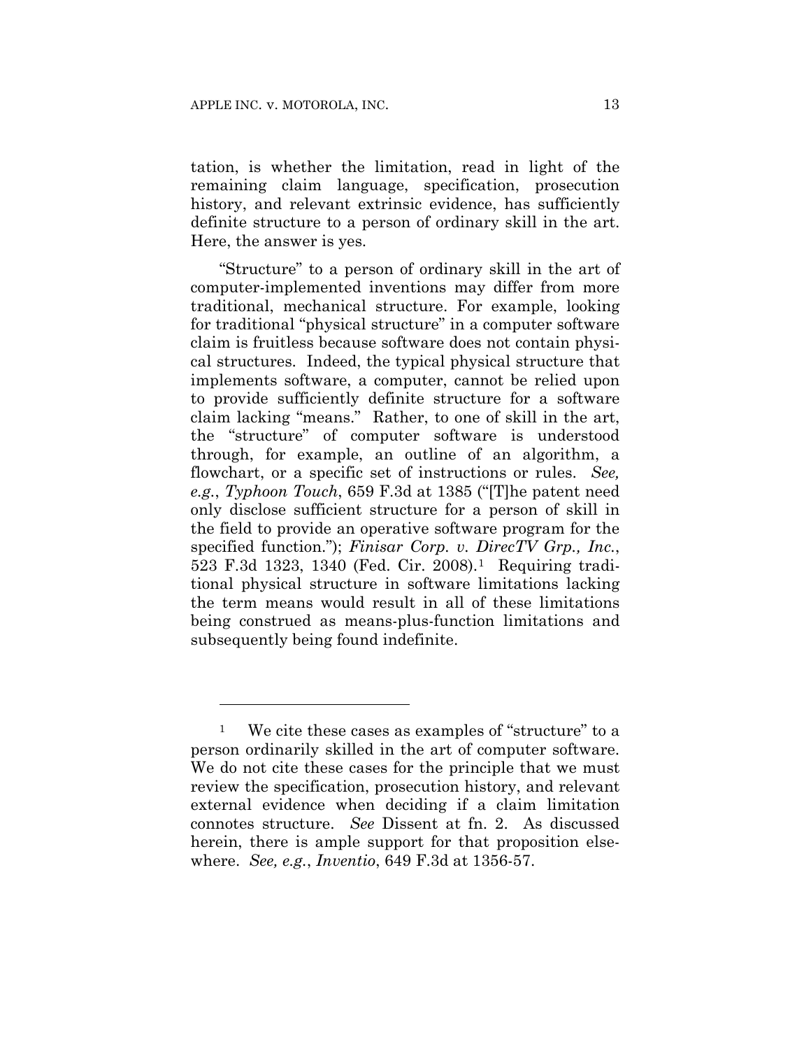tation, is whether the limitation, read in light of the remaining claim language, specification, prosecution history, and relevant extrinsic evidence, has sufficiently definite structure to a person of ordinary skill in the art. Here, the answer is yes.

"Structure" to a person of ordinary skill in the art of computer-implemented inventions may differ from more traditional, mechanical structure. For example, looking for traditional "physical structure" in a computer software claim is fruitless because software does not contain physical structures. Indeed, the typical physical structure that implements software, a computer, cannot be relied upon to provide sufficiently definite structure for a software claim lacking "means." Rather, to one of skill in the art, the "structure" of computer software is understood through, for example, an outline of an algorithm, a flowchart, or a specific set of instructions or rules. *See, e.g.*, *Typhoon Touch*, 659 F.3d at 1385 ("[T]he patent need only disclose sufficient structure for a person of skill in the field to provide an operative software program for the specified function."); *Finisar Corp. v. DirecTV Grp., Inc.*, 523 F.3d 1323, 1340 (Fed. Cir. 2008).[1] Requiring traditional physical structure in software limitations lacking the term means would result in all of these limitations being construed as means-plus-function limitations and subsequently being found indefinite.

---

[1] We cite these cases as examples of "structure" to a person ordinarily skilled in the art of computer software. We do not cite these cases for the principle that we must review the specification, prosecution history, and relevant external evidence when deciding if a claim limitation connotes structure. *See* Dissent at fn. 2. As discussed herein, there is ample support for that proposition elsewhere. *See, e.g.*, *Inventio*, 649 F.3d at 1356-57.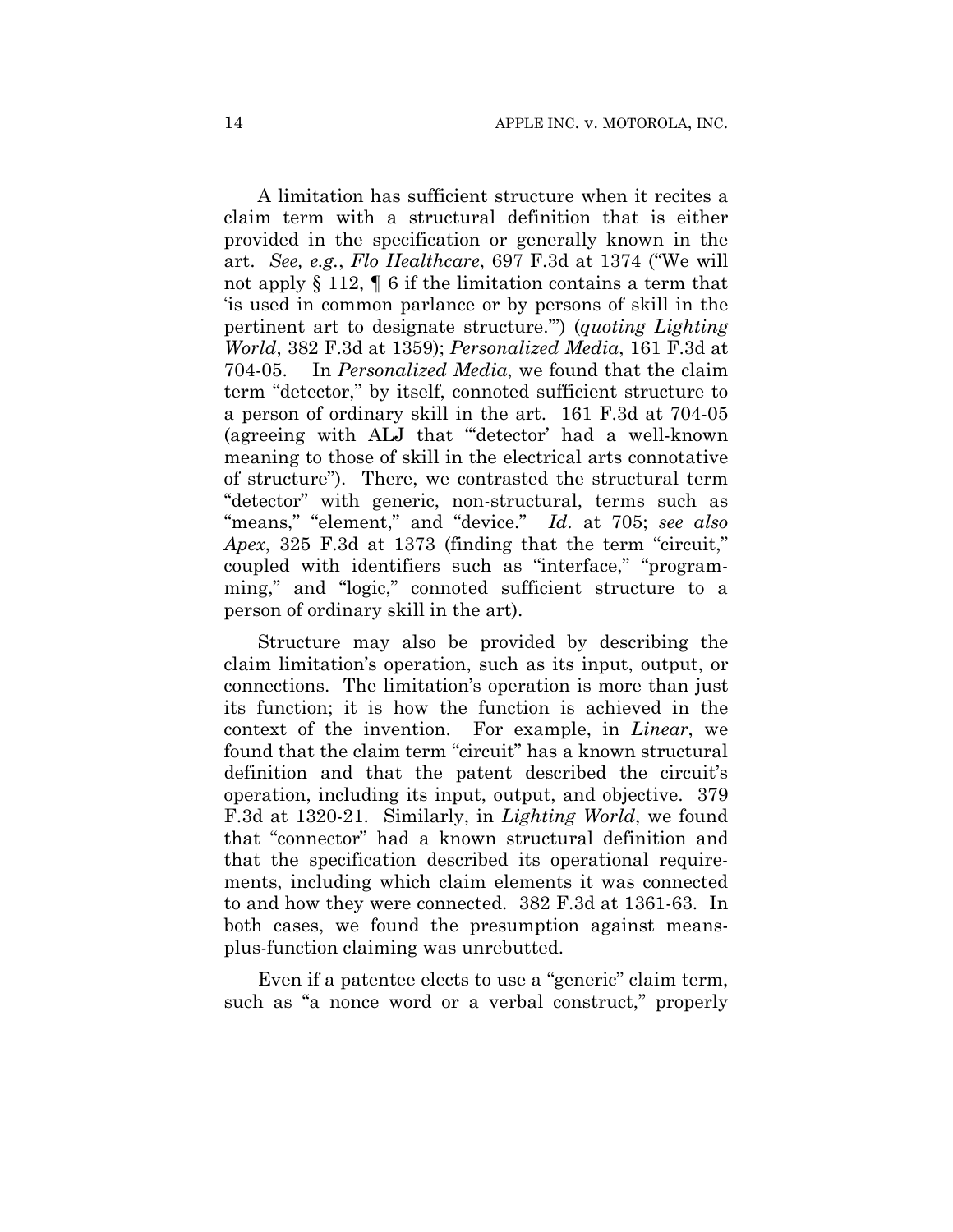A limitation has sufficient structure when it recites a claim term with a structural definition that is either provided in the specification or generally known in the art. *See, e.g.*, *Flo Healthcare*, 697 F.3d at 1374 ("We will not apply § 112, ¶ 6 if the limitation contains a term that 'is used in common parlance or by persons of skill in the pertinent art to designate structure.'") (*quoting Lighting World*, 382 F.3d at 1359); *Personalized Media*, 161 F.3d at 704-05. In *Personalized Media*, we found that the claim term "detector," by itself, connoted sufficient structure to a person of ordinary skill in the art. 161 F.3d at 704-05 (agreeing with ALJ that "'detector' had a well-known meaning to those of skill in the electrical arts connotative of structure"). There, we contrasted the structural term "detector" with generic, non-structural, terms such as "means," "element," and "device." *Id*. at 705; *see also Apex*, 325 F.3d at 1373 (finding that the term "circuit," coupled with identifiers such as "interface," "programming," and "logic," connoted sufficient structure to a person of ordinary skill in the art).

Structure may also be provided by describing the claim limitation's operation, such as its input, output, or connections. The limitation's operation is more than just its function; it is how the function is achieved in the context of the invention. For example, in *Linear*, we found that the claim term "circuit" has a known structural definition and that the patent described the circuit's operation, including its input, output, and objective. 379 F.3d at 1320-21. Similarly, in *Lighting World*, we found that "connector" had a known structural definition and that the specification described its operational requirements, including which claim elements it was connected to and how they were connected. 382 F.3d at 1361-63. In both cases, we found the presumption against means-plus-function claiming was unrebutted.

Even if a patentee elects to use a "generic" claim term, such as "a nonce word or a verbal construct," properly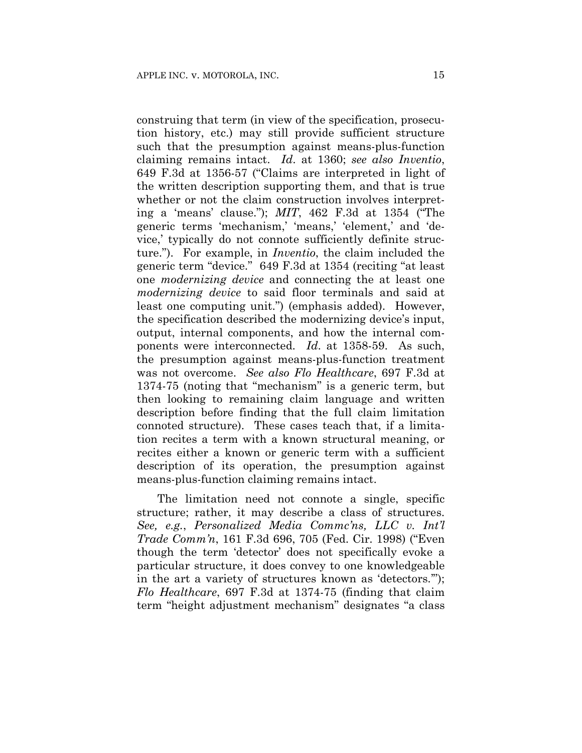construing that term (in view of the specification, prosecution history, etc.) may still provide sufficient structure such that the presumption against means-plus-function claiming remains intact. *Id*. at 1360; *see also Inventio*, 649 F.3d at 1356-57 ("Claims are interpreted in light of the written description supporting them, and that is true whether or not the claim construction involves interpreting a 'means' clause."); *MIT*, 462 F.3d at 1354 ("The generic terms 'mechanism,' 'means,' 'element,' and 'device,' typically do not connote sufficiently definite structure."). For example, in *Inventio*, the claim included the generic term "device." 649 F.3d at 1354 (reciting "at least one *modernizing device* and connecting the at least one *modernizing device* to said floor terminals and said at least one computing unit.") (emphasis added). However, the specification described the modernizing device's input, output, internal components, and how the internal components were interconnected. *Id*. at 1358-59. As such, the presumption against means-plus-function treatment was not overcome. *See also Flo Healthcare*, 697 F.3d at 1374-75 (noting that "mechanism" is a generic term, but then looking to remaining claim language and written description before finding that the full claim limitation connoted structure). These cases teach that, if a limitation recites a term with a known structural meaning, or recites either a known or generic term with a sufficient description of its operation, the presumption against means-plus-function claiming remains intact.

The limitation need not connote a single, specific structure; rather, it may describe a class of structures. *See, e.g.*, *Personalized Media Commc'ns, LLC v. Int'l Trade Comm'n*, 161 F.3d 696, 705 (Fed. Cir. 1998) ("Even though the term 'detector' does not specifically evoke a particular structure, it does convey to one knowledgeable in the art a variety of structures known as 'detectors.'"); *Flo Healthcare*, 697 F.3d at 1374-75 (finding that claim term "height adjustment mechanism" designates "a class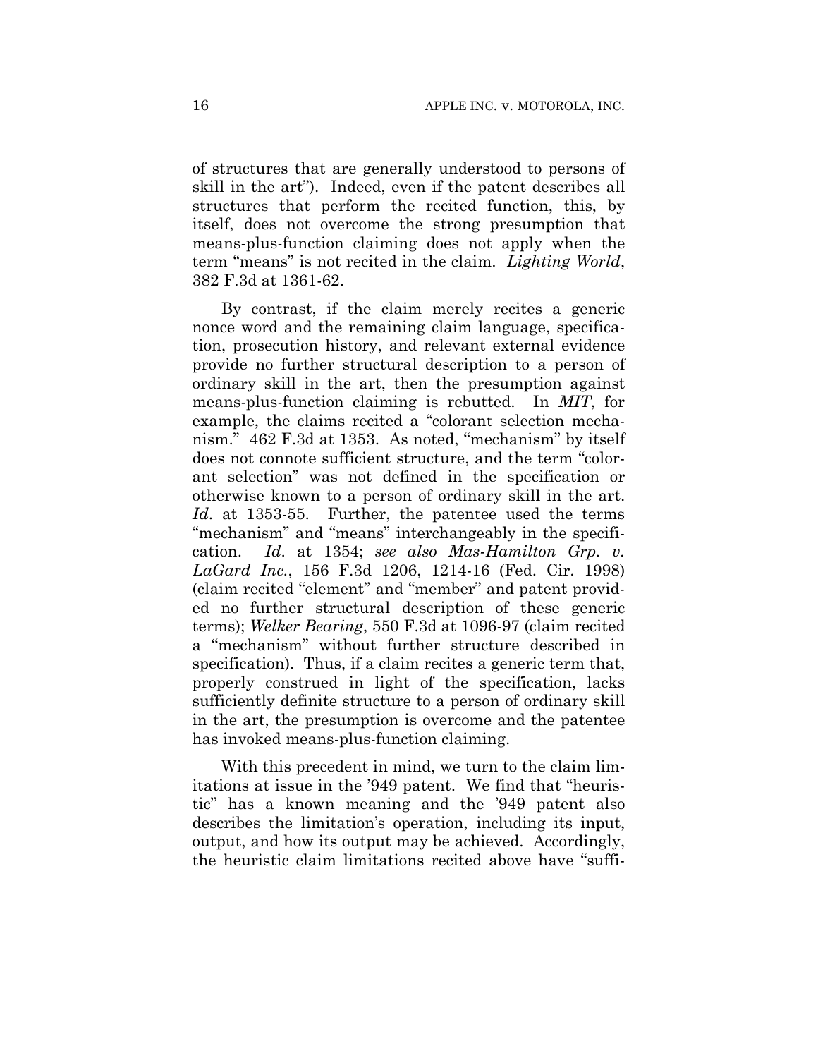of structures that are generally understood to persons of skill in the art"). Indeed, even if the patent describes all structures that perform the recited function, this, by itself, does not overcome the strong presumption that means-plus-function claiming does not apply when the term "means" is not recited in the claim. *Lighting World*, 382 F.3d at 1361-62.

By contrast, if the claim merely recites a generic nonce word and the remaining claim language, specification, prosecution history, and relevant external evidence provide no further structural description to a person of ordinary skill in the art, then the presumption against means-plus-function claiming is rebutted. In *MIT*, for example, the claims recited a "colorant selection mechanism." 462 F.3d at 1353. As noted, "mechanism" by itself does not connote sufficient structure, and the term "colorant selection" was not defined in the specification or otherwise known to a person of ordinary skill in the art. *Id.* at 1353-55. Further, the patentee used the terms "mechanism" and "means" interchangeably in the specification. *Id.* at 1354; *see also Mas-Hamilton Grp. v. LaGard Inc.*, 156 F.3d 1206, 1214-16 (Fed. Cir. 1998) (claim recited "element" and "member" and patent provided no further structural description of these generic terms); *Welker Bearing*, 550 F.3d at 1096-97 (claim recited a "mechanism" without further structure described in specification). Thus, if a claim recites a generic term that, properly construed in light of the specification, lacks sufficiently definite structure to a person of ordinary skill in the art, the presumption is overcome and the patentee has invoked means-plus-function claiming.

With this precedent in mind, we turn to the claim limitations at issue in the '949 patent. We find that "heuristic" has a known meaning and the '949 patent also describes the limitation's operation, including its input, output, and how its output may be achieved. Accordingly, the heuristic claim limitations recited above have "suffi-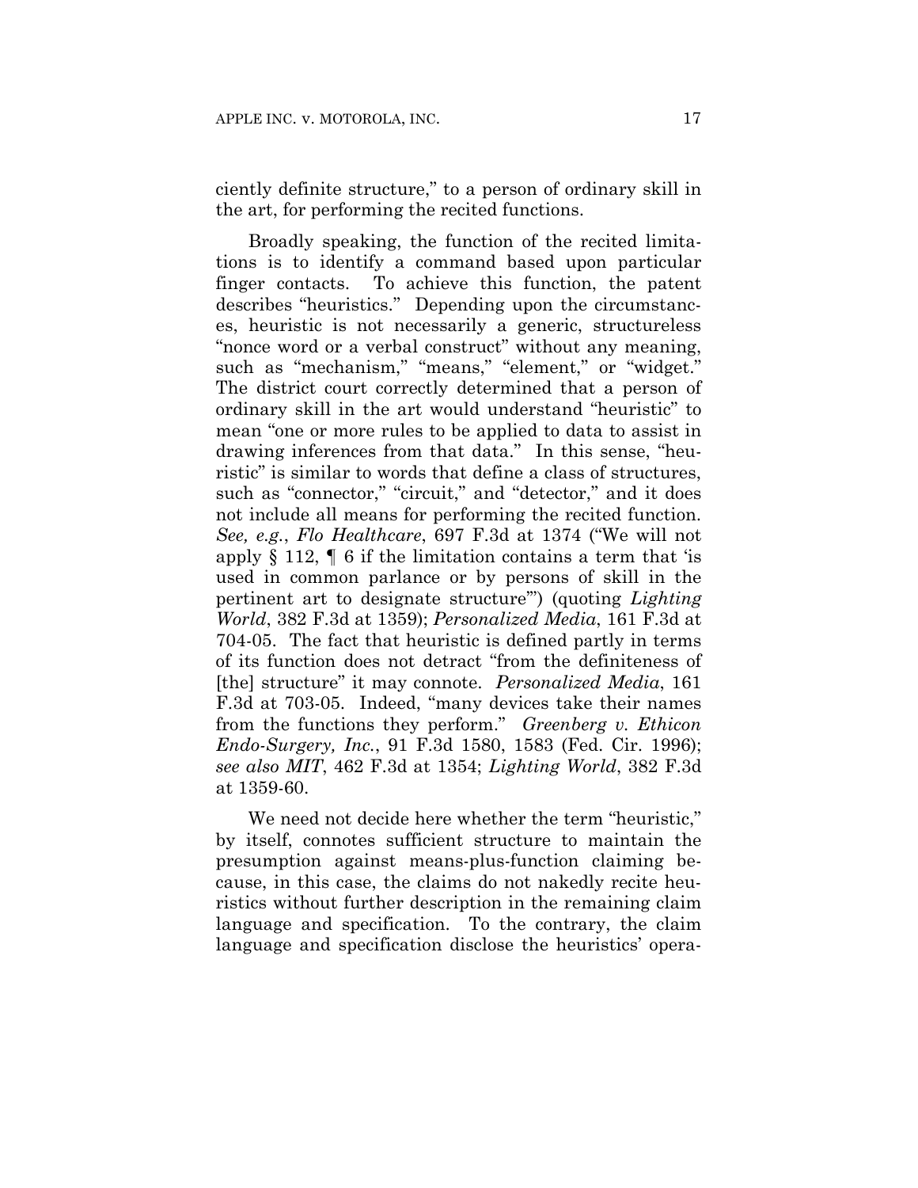ciently definite structure," to a person of ordinary skill in the art, for performing the recited functions.

Broadly speaking, the function of the recited limitations is to identify a command based upon particular finger contacts. To achieve this function, the patent describes "heuristics." Depending upon the circumstances, heuristic is not necessarily a generic, structureless "nonce word or a verbal construct" without any meaning, such as "mechanism," "means," "element," or "widget." The district court correctly determined that a person of ordinary skill in the art would understand "heuristic" to mean "one or more rules to be applied to data to assist in drawing inferences from that data." In this sense, "heuristic" is similar to words that define a class of structures, such as "connector," "circuit," and "detector," and it does not include all means for performing the recited function. *See, e.g.*, *Flo Healthcare*, 697 F.3d at 1374 ("We will not apply § 112, ¶ 6 if the limitation contains a term that 'is used in common parlance or by persons of skill in the pertinent art to designate structure'") (quoting *Lighting World*, 382 F.3d at 1359); *Personalized Media*, 161 F.3d at 704-05. The fact that heuristic is defined partly in terms of its function does not detract "from the definiteness of [the] structure" it may connote. *Personalized Media*, 161 F.3d at 703-05. Indeed, "many devices take their names from the functions they perform." *Greenberg v. Ethicon Endo-Surgery, Inc.*, 91 F.3d 1580, 1583 (Fed. Cir. 1996); *see also MIT*, 462 F.3d at 1354; *Lighting World*, 382 F.3d at 1359-60.

We need not decide here whether the term "heuristic," by itself, connotes sufficient structure to maintain the presumption against means-plus-function claiming because, in this case, the claims do not nakedly recite heuristics without further description in the remaining claim language and specification. To the contrary, the claim language and specification disclose the heuristics' opera-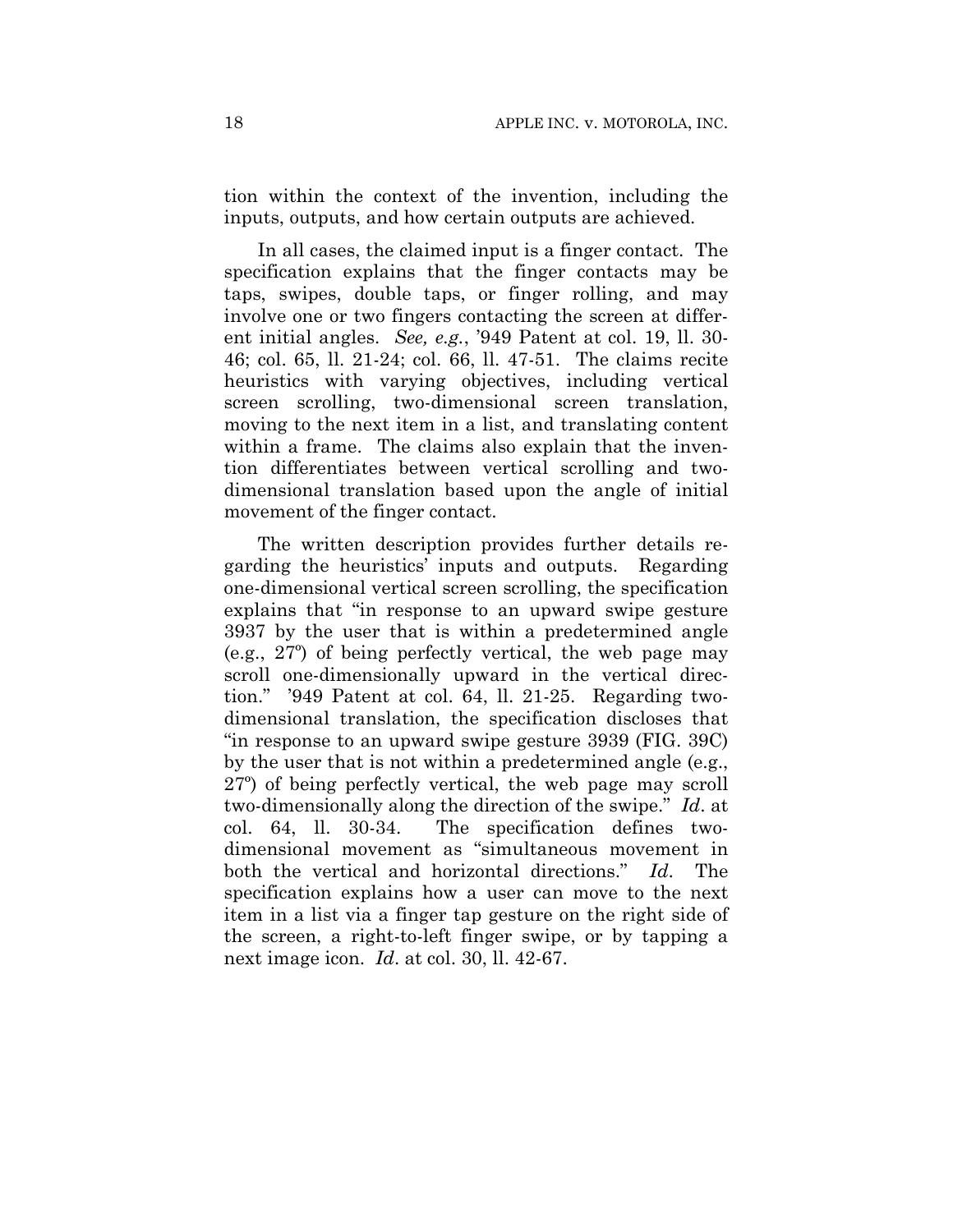tion within the context of the invention, including the inputs, outputs, and how certain outputs are achieved.

In all cases, the claimed input is a finger contact. The specification explains that the finger contacts may be taps, swipes, double taps, or finger rolling, and may involve one or two fingers contacting the screen at different initial angles. *See, e.g.*, '949 Patent at col. 19, ll. 30-46; col. 65, ll. 21-24; col. 66, ll. 47-51. The claims recite heuristics with varying objectives, including vertical screen scrolling, two-dimensional screen translation, moving to the next item in a list, and translating content within a frame. The claims also explain that the invention differentiates between vertical scrolling and two-dimensional translation based upon the angle of initial movement of the finger contact.

The written description provides further details regarding the heuristics' inputs and outputs. Regarding one-dimensional vertical screen scrolling, the specification explains that "in response to an upward swipe gesture 3937 by the user that is within a predetermined angle (e.g., 27º) of being perfectly vertical, the web page may scroll one-dimensionally upward in the vertical direction." '949 Patent at col. 64, ll. 21-25. Regarding two-dimensional translation, the specification discloses that "in response to an upward swipe gesture 3939 (FIG. 39C) by the user that is not within a predetermined angle (e.g., 27º) of being perfectly vertical, the web page may scroll two-dimensionally along the direction of the swipe." *Id*. at col. 64, ll. 30-34. The specification defines two-dimensional movement as "simultaneous movement in both the vertical and horizontal directions." *Id*. The specification explains how a user can move to the next item in a list via a finger tap gesture on the right side of the screen, a right-to-left finger swipe, or by tapping a next image icon. *Id*. at col. 30, ll. 42-67.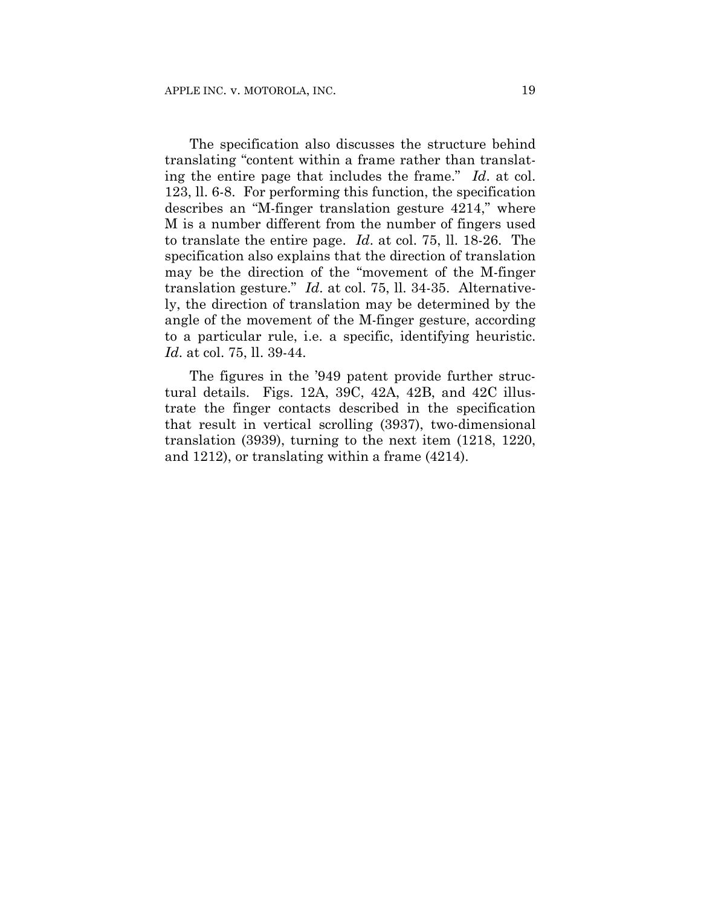The specification also discusses the structure behind translating "content within a frame rather than translating the entire page that includes the frame." *Id*. at col. 123, ll. 6-8. For performing this function, the specification describes an "M-finger translation gesture 4214," where M is a number different from the number of fingers used to translate the entire page. *Id*. at col. 75, ll. 18-26. The specification also explains that the direction of translation may be the direction of the "movement of the M-finger translation gesture." *Id*. at col. 75, ll. 34-35. Alternatively, the direction of translation may be determined by the angle of the movement of the M-finger gesture, according to a particular rule, i.e. a specific, identifying heuristic. *Id*. at col. 75, ll. 39-44.

The figures in the '949 patent provide further structural details. Figs. 12A, 39C, 42A, 42B, and 42C illustrate the finger contacts described in the specification that result in vertical scrolling (3937), two-dimensional translation (3939), turning to the next item (1218, 1220, and 1212), or translating within a frame (4214).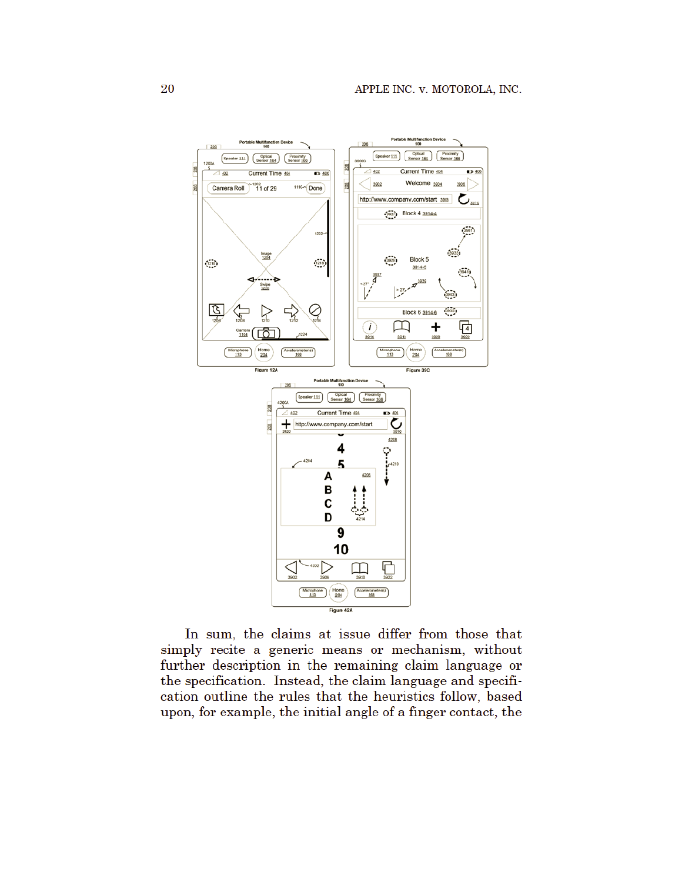In sum, the claims at issue differ from those that simply recite a generic means or mechanism, without further description in the remaining claim language or the specification. Instead, the claim language and specification outline the rules that the heuristics follow, based upon, for example, the initial angle of a finger contact, the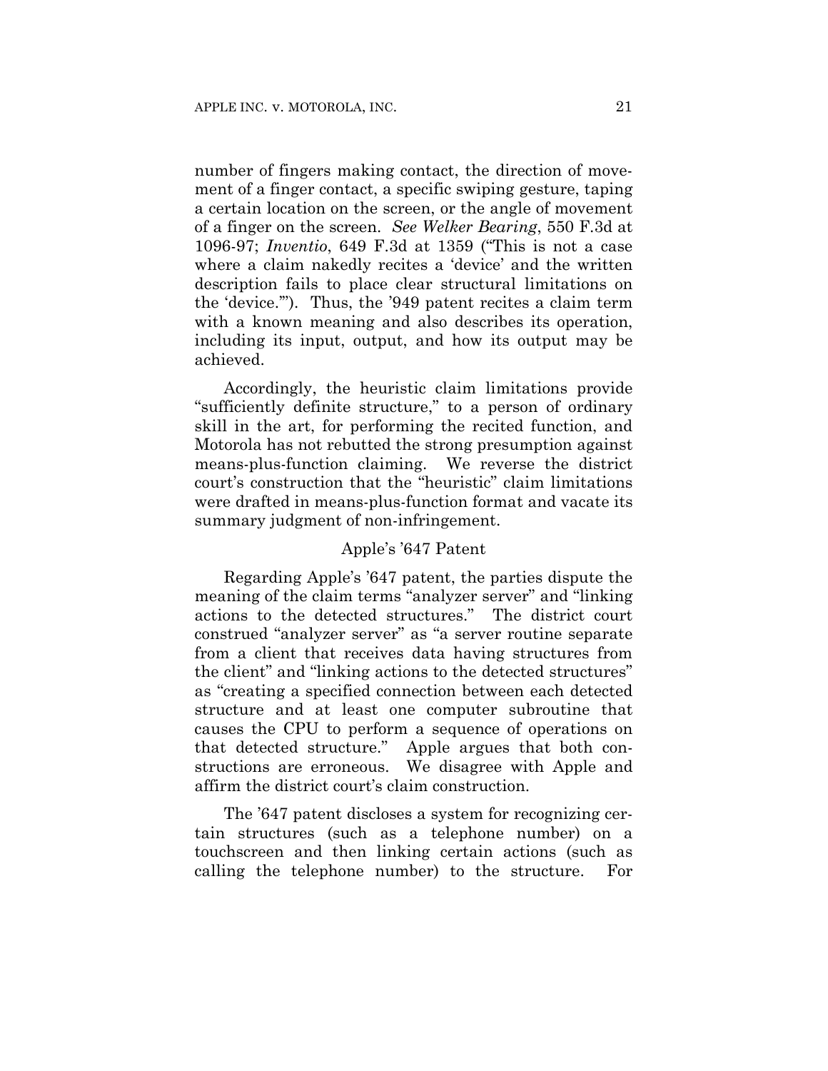number of fingers making contact, the direction of movement of a finger contact, a specific swiping gesture, taping a certain location on the screen, or the angle of movement of a finger on the screen. *See Welker Bearing*, 550 F.3d at 1096-97; *Inventio*, 649 F.3d at 1359 ("This is not a case where a claim nakedly recites a 'device' and the written description fails to place clear structural limitations on the 'device.'"). Thus, the '949 patent recites a claim term with a known meaning and also describes its operation, including its input, output, and how its output may be achieved.

Accordingly, the heuristic claim limitations provide "sufficiently definite structure," to a person of ordinary skill in the art, for performing the recited function, and Motorola has not rebutted the strong presumption against means-plus-function claiming. We reverse the district court's construction that the "heuristic" claim limitations were drafted in means-plus-function format and vacate its summary judgment of non-infringement.

### Apple's '647 Patent

Regarding Apple's '647 patent, the parties dispute the meaning of the claim terms "analyzer server" and "linking actions to the detected structures." The district court construed "analyzer server" as "a server routine separate from a client that receives data having structures from the client" and "linking actions to the detected structures" as "creating a specified connection between each detected structure and at least one computer subroutine that causes the CPU to perform a sequence of operations on that detected structure." Apple argues that both constructions are erroneous. We disagree with Apple and affirm the district court's claim construction.

The '647 patent discloses a system for recognizing certain structures (such as a telephone number) on a touchscreen and then linking certain actions (such as calling the telephone number) to the structure. For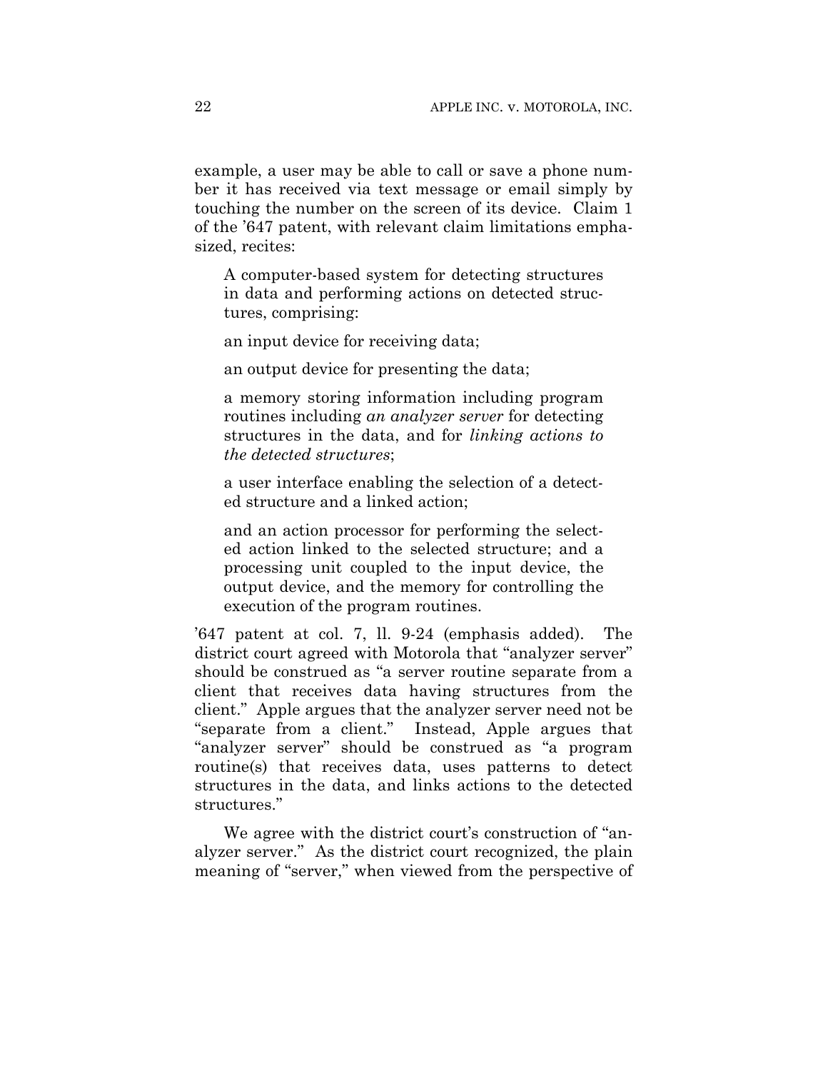example, a user may be able to call or save a phone number it has received via text message or email simply by touching the number on the screen of its device. Claim 1 of the '647 patent, with relevant claim limitations emphasized, recites:

> A computer-based system for detecting structures in data and performing actions on detected structures, comprising:
>
> an input device for receiving data;
>
> an output device for presenting the data;
>
> a memory storing information including program routines including *an analyzer server* for detecting structures in the data, and for *linking actions to the detected structures*;
>
> a user interface enabling the selection of a detected structure and a linked action;
>
> and an action processor for performing the selected action linked to the selected structure; and a processing unit coupled to the input device, the output device, and the memory for controlling the execution of the program routines.

'647 patent at col. 7, ll. 9-24 (emphasis added). The district court agreed with Motorola that "analyzer server" should be construed as "a server routine separate from a client that receives data having structures from the client." Apple argues that the analyzer server need not be "separate from a client." Instead, Apple argues that "analyzer server" should be construed as "a program routine(s) that receives data, uses patterns to detect structures in the data, and links actions to the detected structures."

We agree with the district court's construction of "analyzer server." As the district court recognized, the plain meaning of "server," when viewed from the perspective of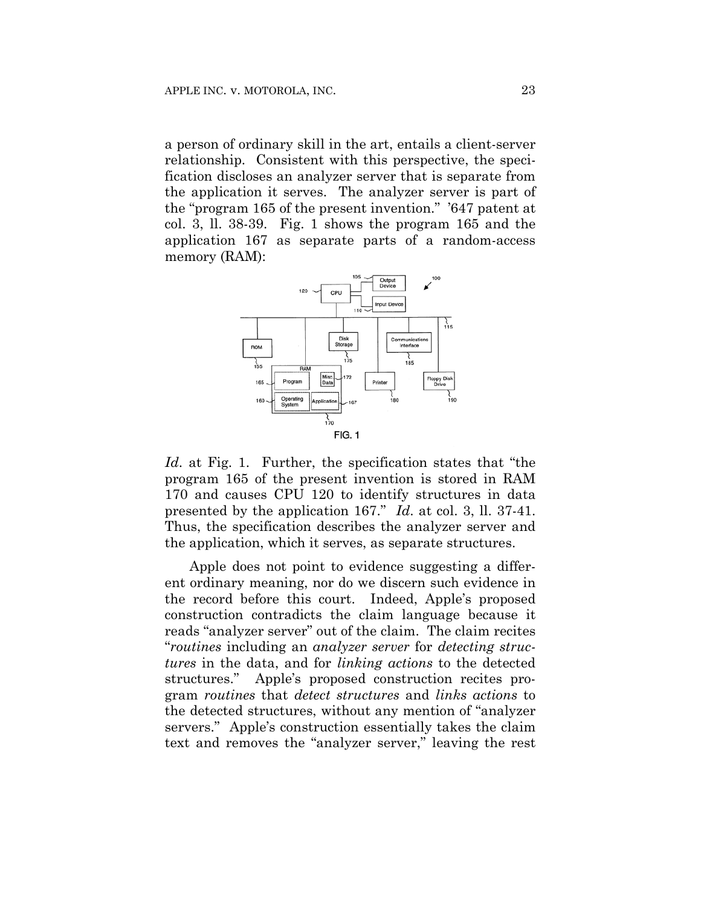a person of ordinary skill in the art, entails a client-server relationship. Consistent with this perspective, the specification discloses an analyzer server that is separate from the application it serves. The analyzer server is part of the "program 165 of the present invention." '647 patent at col. 3, ll. 38-39. Fig. 1 shows the program 165 and the application 167 as separate parts of a random-access memory (RAM):

FIG. 1

*Id.* at Fig. 1. Further, the specification states that "the program 165 of the present invention is stored in RAM 170 and causes CPU 120 to identify structures in data presented by the application 167." *Id.* at col. 3, ll. 37-41. Thus, the specification describes the analyzer server and the application, which it serves, as separate structures.

Apple does not point to evidence suggesting a different ordinary meaning, nor do we discern such evidence in the record before this court. Indeed, Apple's proposed construction contradicts the claim language because it reads "analyzer server" out of the claim. The claim recites "*routines* including an *analyzer server* for *detecting structures* in the data, and for *linking actions* to the detected structures." Apple's proposed construction recites program *routines* that *detect structures* and *links actions* to the detected structures, without any mention of "analyzer servers." Apple's construction essentially takes the claim text and removes the "analyzer server," leaving the rest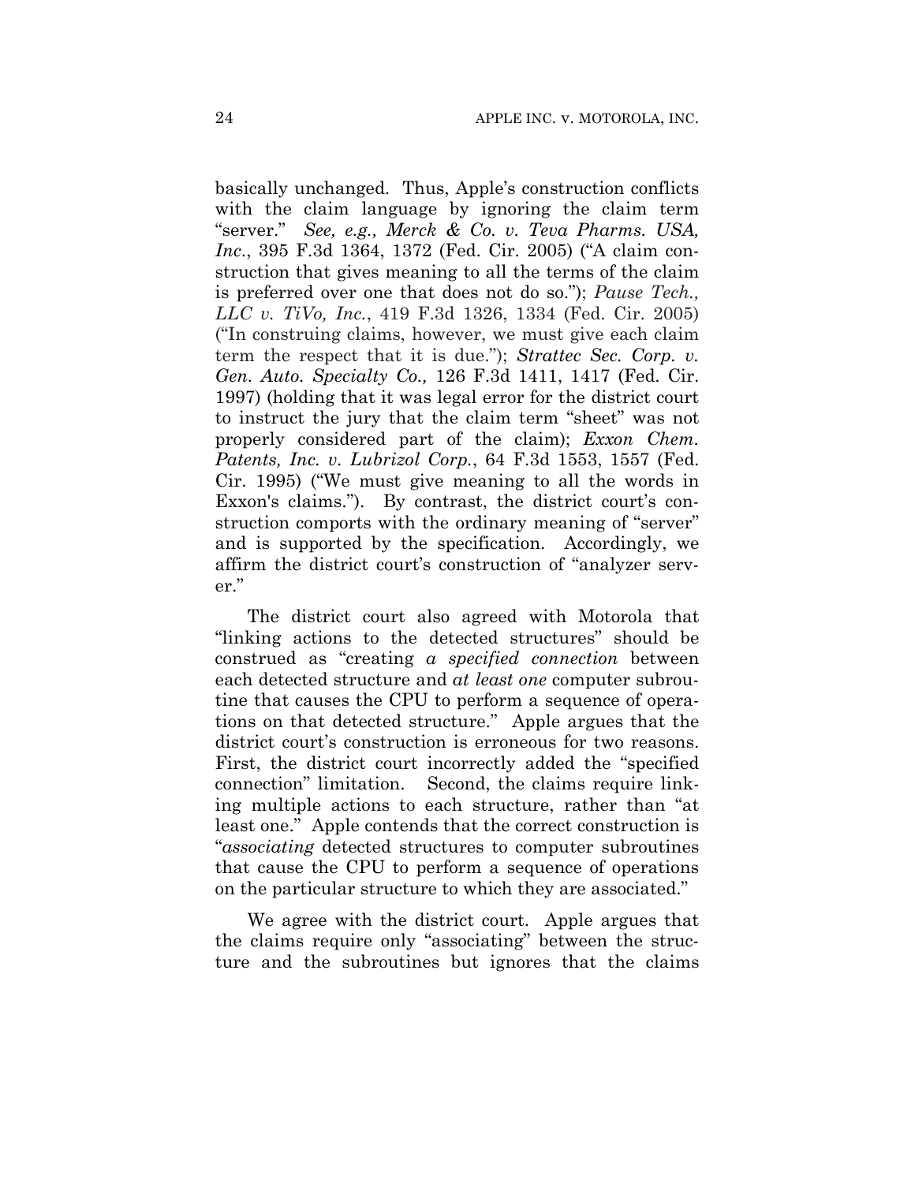basically unchanged. Thus, Apple's construction conflicts with the claim language by ignoring the claim term "server." *See, e.g., Merck & Co. v. Teva Pharms. USA, Inc.*, 395 F.3d 1364, 1372 (Fed. Cir. 2005) ("A claim construction that gives meaning to all the terms of the claim is preferred over one that does not do so."); *Pause Tech., LLC v. TiVo, Inc.*, 419 F.3d 1326, 1334 (Fed. Cir. 2005) ("In construing claims, however, we must give each claim term the respect that it is due."); *Strattec Sec. Corp. v. Gen. Auto. Specialty Co.,* 126 F.3d 1411, 1417 (Fed. Cir. 1997) (holding that it was legal error for the district court to instruct the jury that the claim term "sheet" was not properly considered part of the claim); *Exxon Chem. Patents, Inc. v. Lubrizol Corp.*, 64 F.3d 1553, 1557 (Fed. Cir. 1995) ("We must give meaning to all the words in Exxon's claims."). By contrast, the district court's construction comports with the ordinary meaning of "server" and is supported by the specification. Accordingly, we affirm the district court's construction of "analyzer server."

The district court also agreed with Motorola that "linking actions to the detected structures" should be construed as "creating *a specified connection* between each detected structure and *at least one* computer subroutine that causes the CPU to perform a sequence of operations on that detected structure." Apple argues that the district court's construction is erroneous for two reasons. First, the district court incorrectly added the "specified connection" limitation. Second, the claims require linking multiple actions to each structure, rather than "at least one." Apple contends that the correct construction is "*associating* detected structures to computer subroutines that cause the CPU to perform a sequence of operations on the particular structure to which they are associated."

We agree with the district court. Apple argues that the claims require only "associating" between the structure and the subroutines but ignores that the claims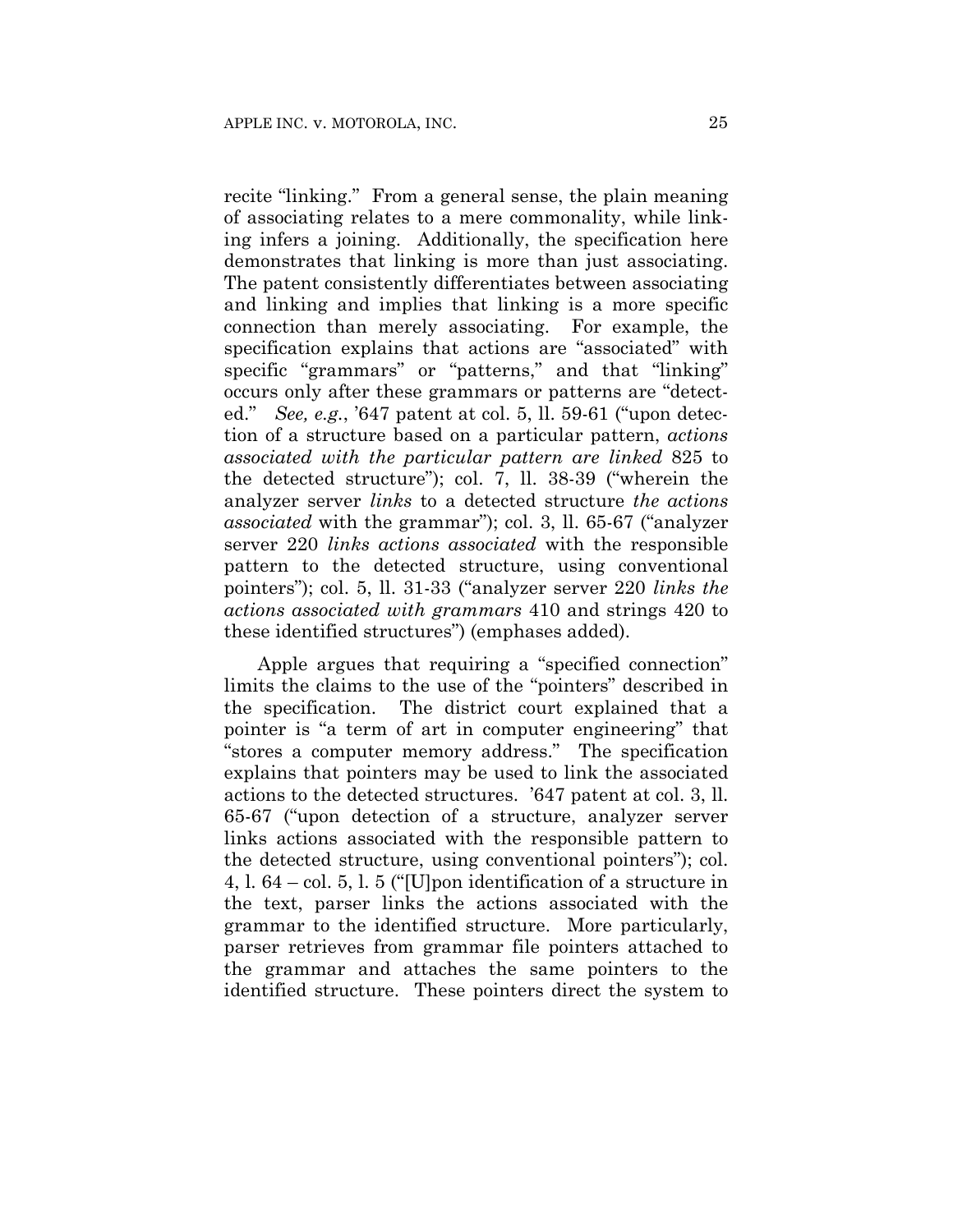recite "linking." From a general sense, the plain meaning of associating relates to a mere commonality, while linking infers a joining. Additionally, the specification here demonstrates that linking is more than just associating. The patent consistently differentiates between associating and linking and implies that linking is a more specific connection than merely associating. For example, the specification explains that actions are "associated" with specific "grammars" or "patterns," and that "linking" occurs only after these grammars or patterns are "detected." *See, e.g.*, '647 patent at col. 5, ll. 59-61 ("upon detection of a structure based on a particular pattern, *actions associated with the particular pattern are linked* 825 to the detected structure"); col. 7, ll. 38-39 ("wherein the analyzer server *links* to a detected structure *the actions associated* with the grammar"); col. 3, ll. 65-67 ("analyzer server 220 *links actions associated* with the responsible pattern to the detected structure, using conventional pointers"); col. 5, ll. 31-33 ("analyzer server 220 *links the actions associated with grammars* 410 and strings 420 to these identified structures") (emphases added).

Apple argues that requiring a "specified connection" limits the claims to the use of the "pointers" described in the specification. The district court explained that a pointer is "a term of art in computer engineering" that "stores a computer memory address." The specification explains that pointers may be used to link the associated actions to the detected structures. '647 patent at col. 3, ll. 65-67 ("upon detection of a structure, analyzer server links actions associated with the responsible pattern to the detected structure, using conventional pointers"); col. 4, l. 64 – col. 5, l. 5 ("[U]pon identification of a structure in the text, parser links the actions associated with the grammar to the identified structure. More particularly, parser retrieves from grammar file pointers attached to the grammar and attaches the same pointers to the identified structure. These pointers direct the system to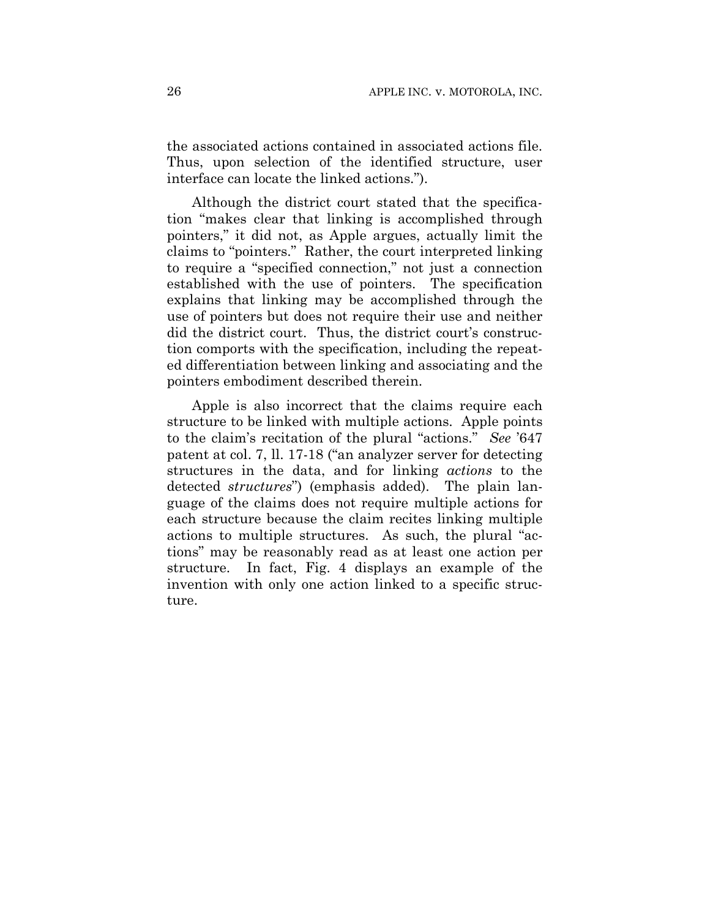the associated actions contained in associated actions file. Thus, upon selection of the identified structure, user interface can locate the linked actions.").

Although the district court stated that the specification "makes clear that linking is accomplished through pointers," it did not, as Apple argues, actually limit the claims to "pointers." Rather, the court interpreted linking to require a "specified connection," not just a connection established with the use of pointers. The specification explains that linking may be accomplished through the use of pointers but does not require their use and neither did the district court. Thus, the district court's construction comports with the specification, including the repeated differentiation between linking and associating and the pointers embodiment described therein.

Apple is also incorrect that the claims require each structure to be linked with multiple actions. Apple points to the claim's recitation of the plural "actions." *See* '647 patent at col. 7, ll. 17-18 ("an analyzer server for detecting structures in the data, and for linking *actions* to the detected *structures*") (emphasis added). The plain language of the claims does not require multiple actions for each structure because the claim recites linking multiple actions to multiple structures. As such, the plural "actions" may be reasonably read as at least one action per structure. In fact, Fig. 4 displays an example of the invention with only one action linked to a specific structure.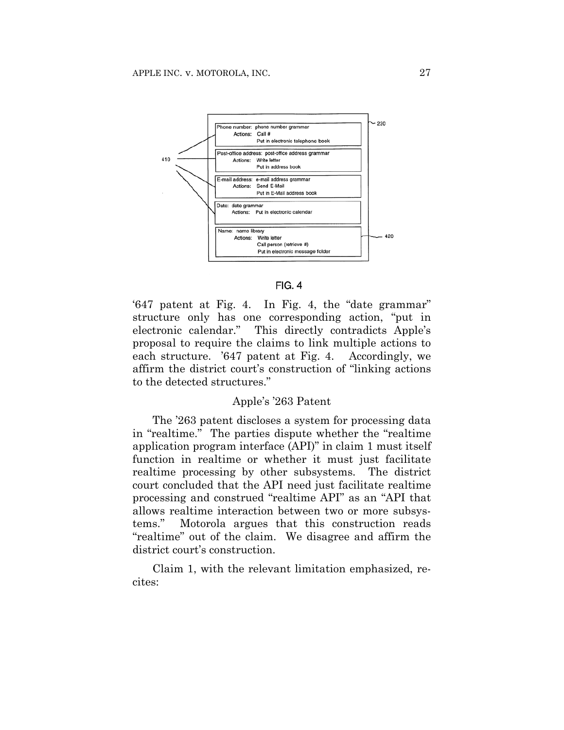FIG. 4

'647 patent at Fig. 4. In Fig. 4, the "date grammar" structure only has one corresponding action, "put in electronic calendar." This directly contradicts Apple's proposal to require the claims to link multiple actions to each structure. '647 patent at Fig. 4. Accordingly, we affirm the district court's construction of "linking actions to the detected structures."

## Apple's '263 Patent

The '263 patent discloses a system for processing data in "realtime." The parties dispute whether the "realtime application program interface (API)" in claim 1 must itself function in realtime or whether it must just facilitate realtime processing by other subsystems. The district court concluded that the API need just facilitate realtime processing and construed "realtime API" as an "API that allows realtime interaction between two or more subsystems." Motorola argues that this construction reads "realtime" out of the claim. We disagree and affirm the district court's construction.

Claim 1, with the relevant limitation emphasized, recites: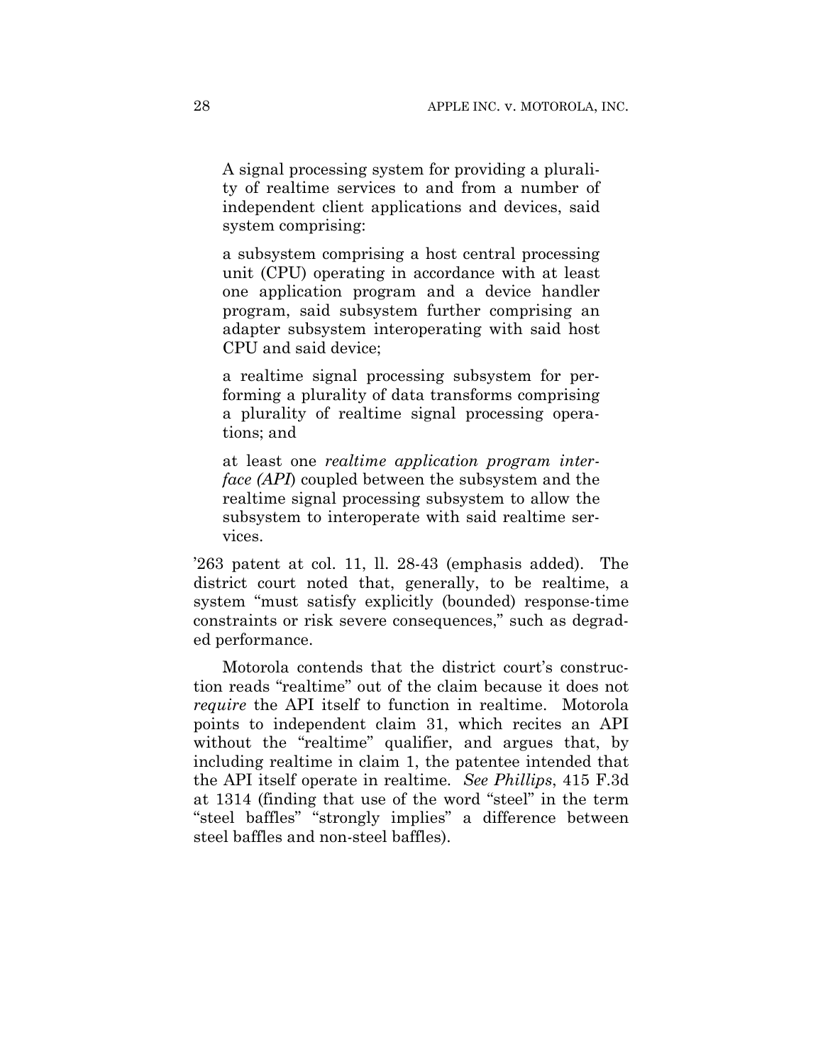> A signal processing system for providing a plurality of realtime services to and from a number of independent client applications and devices, said system comprising:
>
> a subsystem comprising a host central processing unit (CPU) operating in accordance with at least one application program and a device handler program, said subsystem further comprising an adapter subsystem interoperating with said host CPU and said device;
>
> a realtime signal processing subsystem for performing a plurality of data transforms comprising a plurality of realtime signal processing operations; and
>
> at least one *realtime application program interface (API*) coupled between the subsystem and the realtime signal processing subsystem to allow the subsystem to interoperate with said realtime services.

'263 patent at col. 11, ll. 28-43 (emphasis added). The district court noted that, generally, to be realtime, a system "must satisfy explicitly (bounded) response-time constraints or risk severe consequences," such as degraded performance.

Motorola contends that the district court's construction reads "realtime" out of the claim because it does not *require* the API itself to function in realtime. Motorola points to independent claim 31, which recites an API without the "realtime" qualifier, and argues that, by including realtime in claim 1, the patentee intended that the API itself operate in realtime. *See Phillips*, 415 F.3d at 1314 (finding that use of the word "steel" in the term "steel baffles" "strongly implies" a difference between steel baffles and non-steel baffles).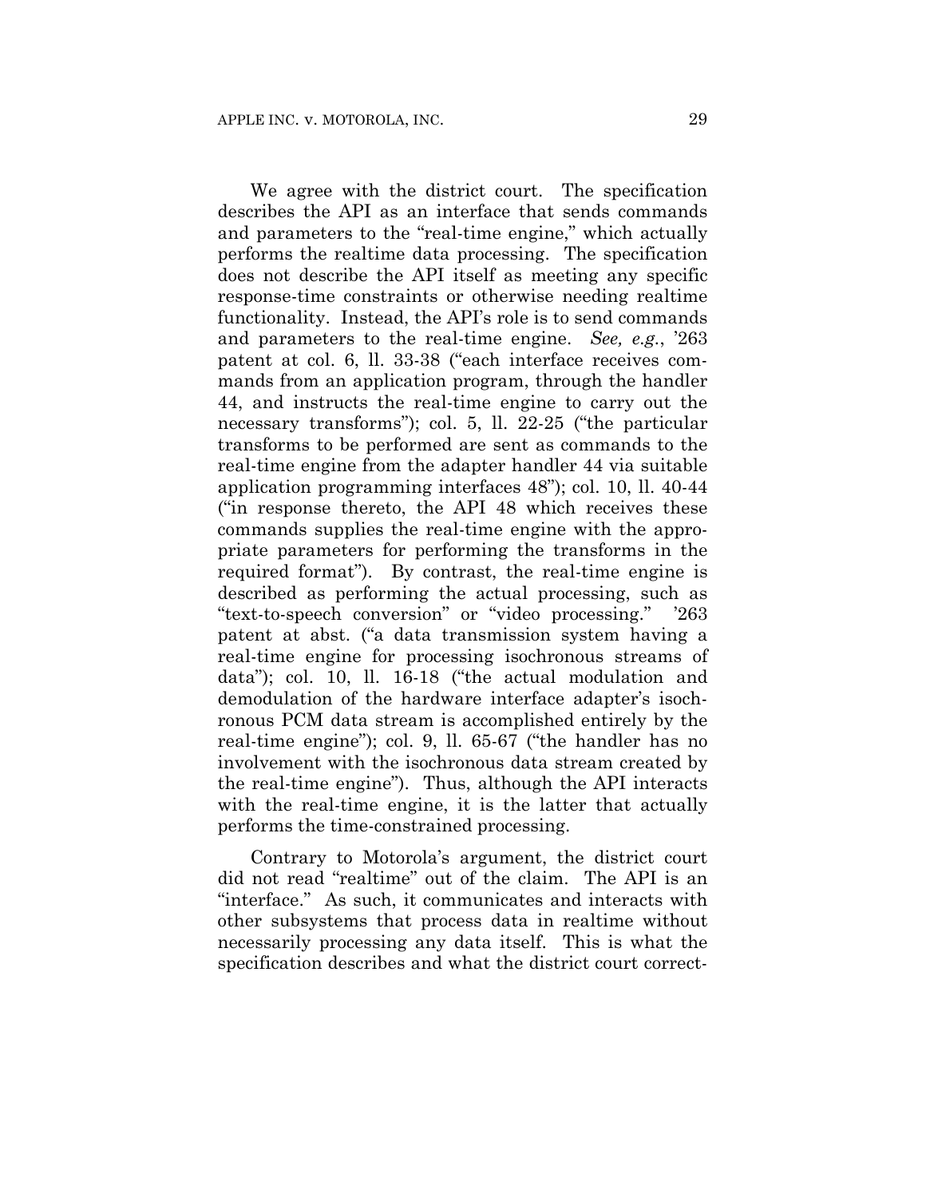We agree with the district court. The specification describes the API as an interface that sends commands and parameters to the "real-time engine," which actually performs the realtime data processing. The specification does not describe the API itself as meeting any specific response-time constraints or otherwise needing realtime functionality. Instead, the API's role is to send commands and parameters to the real-time engine. *See, e.g.*, '263 patent at col. 6, ll. 33-38 ("each interface receives commands from an application program, through the handler 44, and instructs the real-time engine to carry out the necessary transforms"); col. 5, ll. 22-25 ("the particular transforms to be performed are sent as commands to the real-time engine from the adapter handler 44 via suitable application programming interfaces 48"); col. 10, ll. 40-44 ("in response thereto, the API 48 which receives these commands supplies the real-time engine with the appropriate parameters for performing the transforms in the required format"). By contrast, the real-time engine is described as performing the actual processing, such as "text-to-speech conversion" or "video processing." '263 patent at abst. ("a data transmission system having a real-time engine for processing isochronous streams of data"); col. 10, ll. 16-18 ("the actual modulation and demodulation of the hardware interface adapter's isochronous PCM data stream is accomplished entirely by the real-time engine"); col. 9, ll. 65-67 ("the handler has no involvement with the isochronous data stream created by the real-time engine"). Thus, although the API interacts with the real-time engine, it is the latter that actually performs the time-constrained processing.

Contrary to Motorola's argument, the district court did not read "realtime" out of the claim. The API is an "interface." As such, it communicates and interacts with other subsystems that process data in realtime without necessarily processing any data itself. This is what the specification describes and what the district court correct-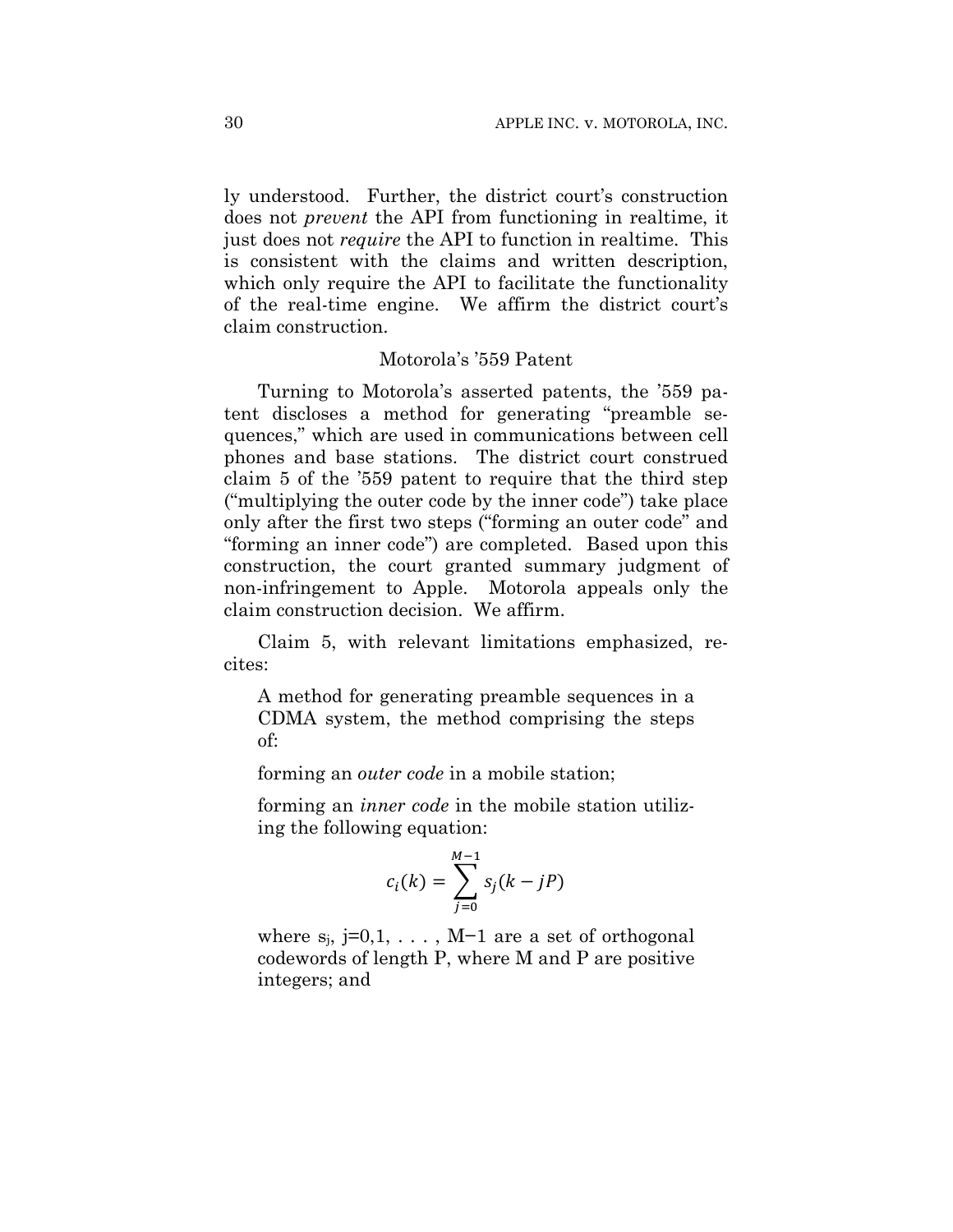ly understood. Further, the district court's construction does not *prevent* the API from functioning in realtime, it just does not *require* the API to function in realtime. This is consistent with the claims and written description, which only require the API to facilitate the functionality of the real-time engine. We affirm the district court's claim construction.

### Motorola's '559 Patent

Turning to Motorola's asserted patents, the '559 patent discloses a method for generating "preamble sequences," which are used in communications between cell phones and base stations. The district court construed claim 5 of the '559 patent to require that the third step ("multiplying the outer code by the inner code") take place only after the first two steps ("forming an outer code" and "forming an inner code") are completed. Based upon this construction, the court granted summary judgment of non-infringement to Apple. Motorola appeals only the claim construction decision. We affirm.

Claim 5, with relevant limitations emphasized, recites:

> A method for generating preamble sequences in a CDMA system, the method comprising the steps of:
>
> forming an *outer code* in a mobile station;
>
> forming an *inner code* in the mobile station utilizing the following equation:
>
> $$c_i(k) = \sum_{j=0}^{M-1} s_j(k - jP)$$
>
> where $s_j$, j=0,1, . . . , M−1 are a set of orthogonal codewords of length P, where M and P are positive integers; and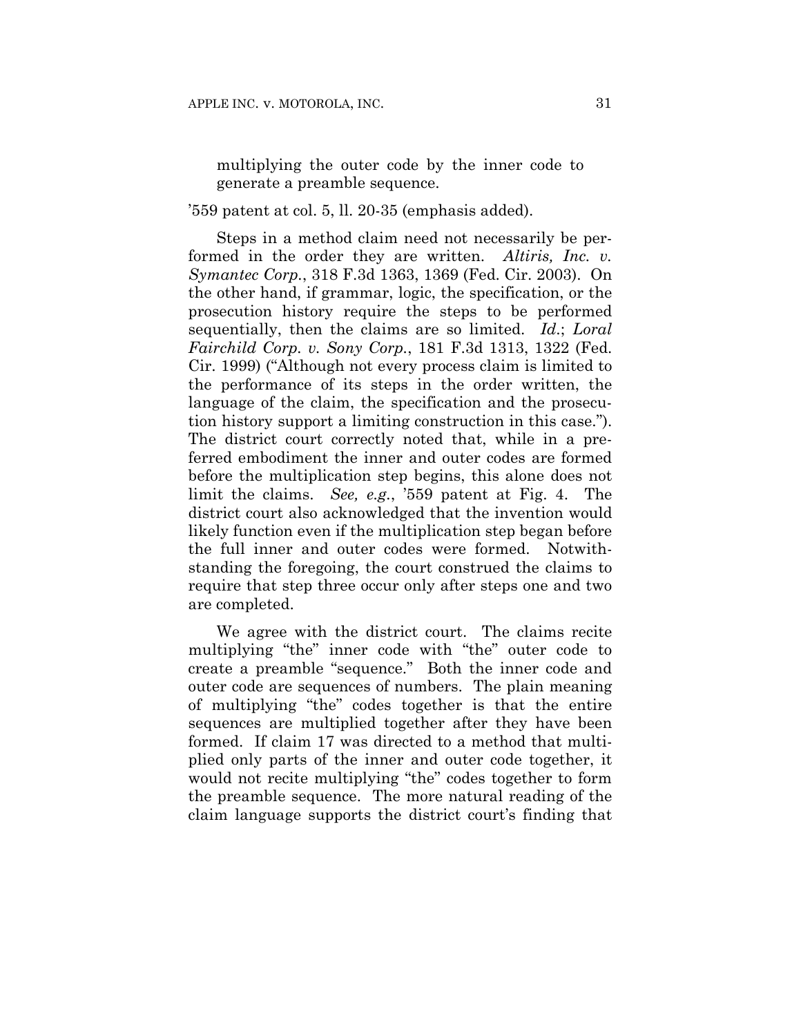multiplying the outer code by the inner code to generate a preamble sequence.

'559 patent at col. 5, ll. 20-35 (emphasis added).

Steps in a method claim need not necessarily be performed in the order they are written. *Altiris, Inc. v. Symantec Corp.*, 318 F.3d 1363, 1369 (Fed. Cir. 2003). On the other hand, if grammar, logic, the specification, or the prosecution history require the steps to be performed sequentially, then the claims are so limited. *Id.*; *Loral Fairchild Corp. v. Sony Corp.*, 181 F.3d 1313, 1322 (Fed. Cir. 1999) ("Although not every process claim is limited to the performance of its steps in the order written, the language of the claim, the specification and the prosecution history support a limiting construction in this case."). The district court correctly noted that, while in a preferred embodiment the inner and outer codes are formed before the multiplication step begins, this alone does not limit the claims. *See, e.g.*, '559 patent at Fig. 4. The district court also acknowledged that the invention would likely function even if the multiplication step began before the full inner and outer codes were formed. Notwithstanding the foregoing, the court construed the claims to require that step three occur only after steps one and two are completed.

We agree with the district court. The claims recite multiplying "the" inner code with "the" outer code to create a preamble "sequence." Both the inner code and outer code are sequences of numbers. The plain meaning of multiplying "the" codes together is that the entire sequences are multiplied together after they have been formed. If claim 17 was directed to a method that multiplied only parts of the inner and outer code together, it would not recite multiplying "the" codes together to form the preamble sequence. The more natural reading of the claim language supports the district court's finding that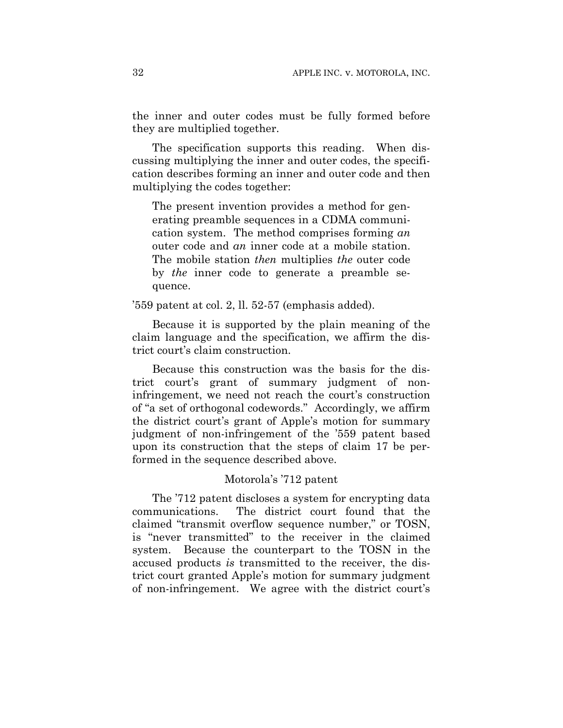the inner and outer codes must be fully formed before they are multiplied together.

The specification supports this reading. When discussing multiplying the inner and outer codes, the specification describes forming an inner and outer code and then multiplying the codes together:

> The present invention provides a method for generating preamble sequences in a CDMA communication system. The method comprises forming *an* outer code and *an* inner code at a mobile station. The mobile station *then* multiplies *the* outer code by *the* inner code to generate a preamble sequence.

'559 patent at col. 2, ll. 52-57 (emphasis added).

Because it is supported by the plain meaning of the claim language and the specification, we affirm the district court's claim construction.

Because this construction was the basis for the district court's grant of summary judgment of non-infringement, we need not reach the court's construction of "a set of orthogonal codewords." Accordingly, we affirm the district court's grant of Apple's motion for summary judgment of non-infringement of the '559 patent based upon its construction that the steps of claim 17 be performed in the sequence described above.

### Motorola's '712 patent

The '712 patent discloses a system for encrypting data communications. The district court found that the claimed "transmit overflow sequence number," or TOSN, is "never transmitted" to the receiver in the claimed system. Because the counterpart to the TOSN in the accused products *is* transmitted to the receiver, the district court granted Apple's motion for summary judgment of non-infringement. We agree with the district court's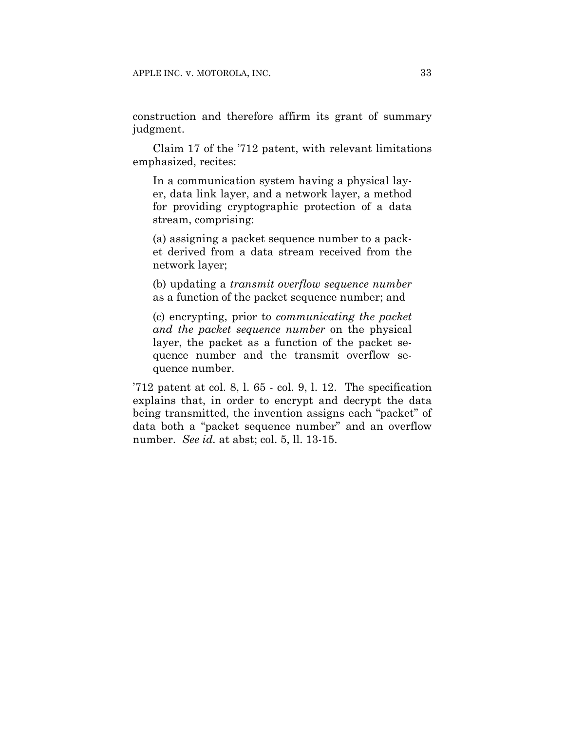construction and therefore affirm its grant of summary judgment.

Claim 17 of the '712 patent, with relevant limitations emphasized, recites:

> In a communication system having a physical layer, data link layer, and a network layer, a method for providing cryptographic protection of a data stream, comprising:
>
> (a) assigning a packet sequence number to a packet derived from a data stream received from the network layer;
>
> (b) updating a *transmit overflow sequence number* as a function of the packet sequence number; and
>
> (c) encrypting, prior to *communicating the packet and the packet sequence number* on the physical layer, the packet as a function of the packet sequence number and the transmit overflow sequence number.

'712 patent at col. 8, l. 65 - col. 9, l. 12. The specification explains that, in order to encrypt and decrypt the data being transmitted, the invention assigns each "packet" of data both a "packet sequence number" and an overflow number. *See id.* at abst; col. 5, ll. 13-15.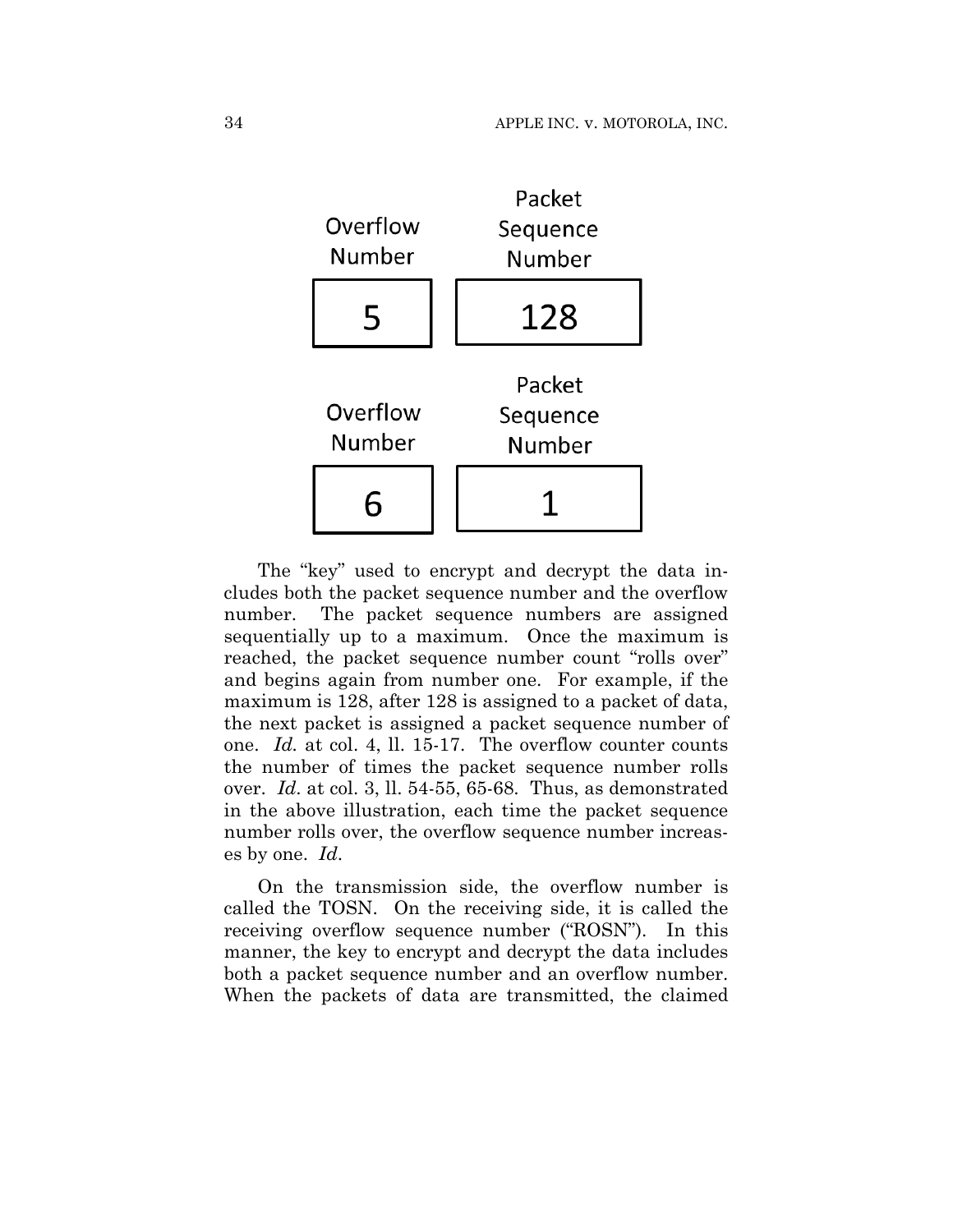| Overflow Number | Packet Sequence Number |
| --- | --- |
| 5 | 128 |

| Overflow Number | Packet Sequence Number |
| --- | --- |
| 6 | 1 |

The "key" used to encrypt and decrypt the data includes both the packet sequence number and the overflow number. The packet sequence numbers are assigned sequentially up to a maximum. Once the maximum is reached, the packet sequence number count "rolls over" and begins again from number one. For example, if the maximum is 128, after 128 is assigned to a packet of data, the next packet is assigned a packet sequence number of one. *Id.* at col. 4, ll. 15-17. The overflow counter counts the number of times the packet sequence number rolls over. *Id*. at col. 3, ll. 54-55, 65-68. Thus, as demonstrated in the above illustration, each time the packet sequence number rolls over, the overflow sequence number increases by one. *Id*.

On the transmission side, the overflow number is called the TOSN. On the receiving side, it is called the receiving overflow sequence number ("ROSN"). In this manner, the key to encrypt and decrypt the data includes both a packet sequence number and an overflow number. When the packets of data are transmitted, the claimed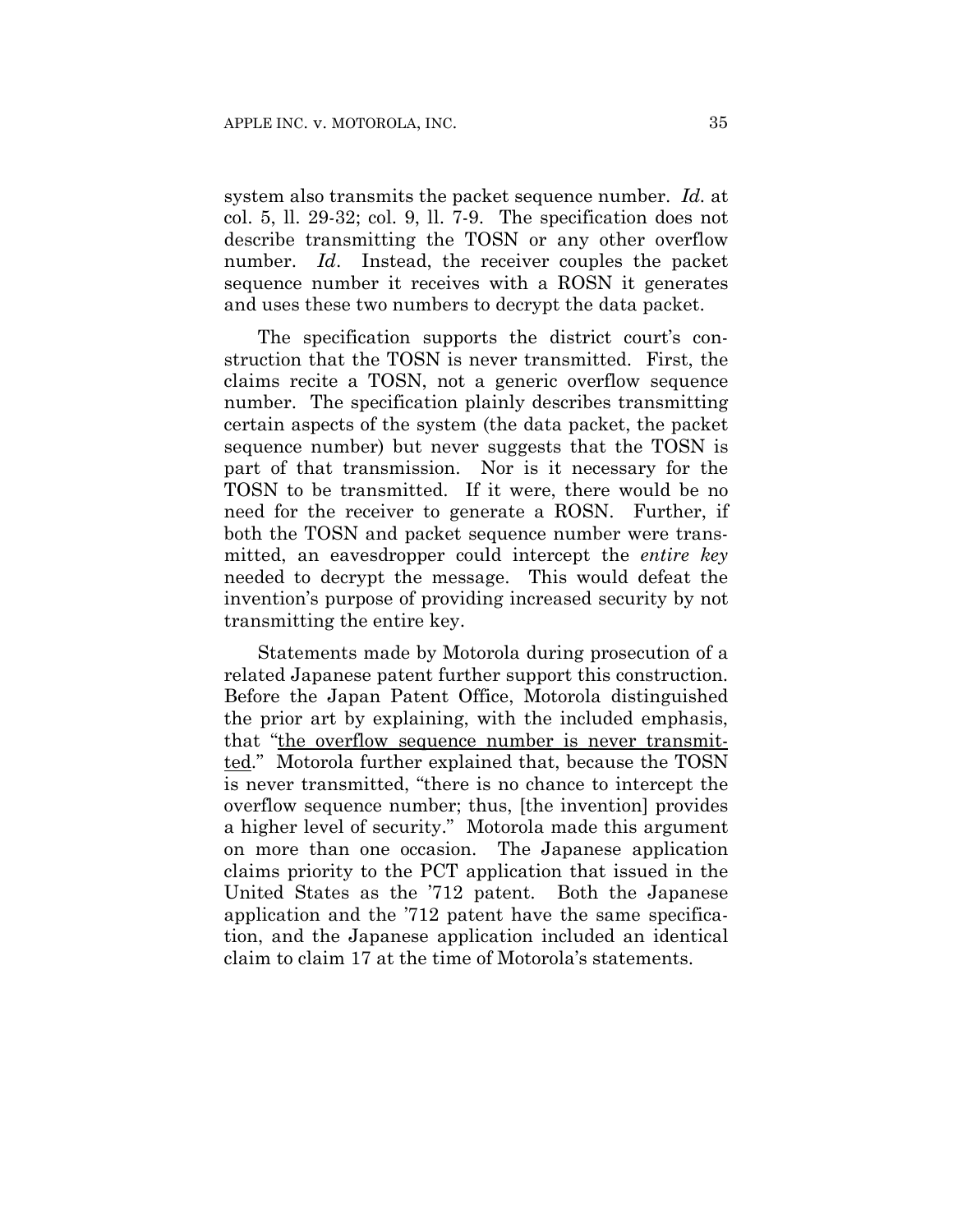system also transmits the packet sequence number. *Id.* at col. 5, ll. 29-32; col. 9, ll. 7-9. The specification does not describe transmitting the TOSN or any other overflow number. *Id*. Instead, the receiver couples the packet sequence number it receives with a ROSN it generates and uses these two numbers to decrypt the data packet.

The specification supports the district court's construction that the TOSN is never transmitted. First, the claims recite a TOSN, not a generic overflow sequence number. The specification plainly describes transmitting certain aspects of the system (the data packet, the packet sequence number) but never suggests that the TOSN is part of that transmission. Nor is it necessary for the TOSN to be transmitted. If it were, there would be no need for the receiver to generate a ROSN. Further, if both the TOSN and packet sequence number were transmitted, an eavesdropper could intercept the *entire key* needed to decrypt the message. This would defeat the invention's purpose of providing increased security by not transmitting the entire key.

Statements made by Motorola during prosecution of a related Japanese patent further support this construction. Before the Japan Patent Office, Motorola distinguished the prior art by explaining, with the included emphasis, that "<u>the overflow sequence number is never transmitted</u>." Motorola further explained that, because the TOSN is never transmitted, "there is no chance to intercept the overflow sequence number; thus, [the invention] provides a higher level of security." Motorola made this argument on more than one occasion. The Japanese application claims priority to the PCT application that issued in the United States as the '712 patent. Both the Japanese application and the '712 patent have the same specification, and the Japanese application included an identical claim to claim 17 at the time of Motorola's statements.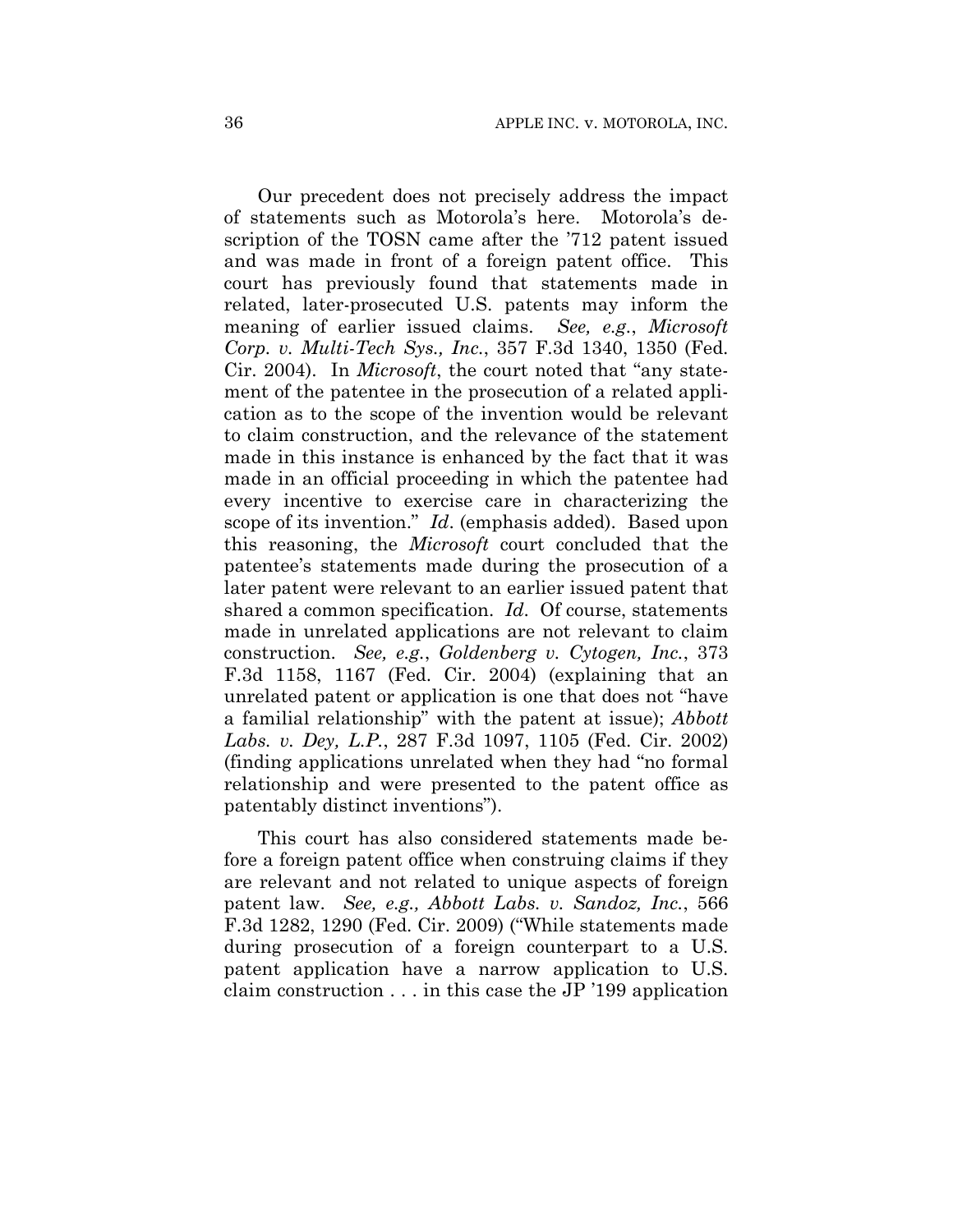Our precedent does not precisely address the impact of statements such as Motorola's here. Motorola's description of the TOSN came after the '712 patent issued and was made in front of a foreign patent office. This court has previously found that statements made in related, later-prosecuted U.S. patents may inform the meaning of earlier issued claims. *See, e.g.*, *Microsoft Corp. v. Multi-Tech Sys., Inc.*, 357 F.3d 1340, 1350 (Fed. Cir. 2004). In *Microsoft*, the court noted that "any statement of the patentee in the prosecution of a related application as to the scope of the invention would be relevant to claim construction, and the relevance of the statement made in this instance is enhanced by the fact that it was made in an official proceeding in which the patentee had every incentive to exercise care in characterizing the scope of its invention." *Id.* (emphasis added). Based upon this reasoning, the *Microsoft* court concluded that the patentee's statements made during the prosecution of a later patent were relevant to an earlier issued patent that shared a common specification. *Id.* Of course, statements made in unrelated applications are not relevant to claim construction. *See, e.g.*, *Goldenberg v. Cytogen, Inc.*, 373 F.3d 1158, 1167 (Fed. Cir. 2004) (explaining that an unrelated patent or application is one that does not "have a familial relationship" with the patent at issue); *Abbott Labs. v. Dey, L.P.*, 287 F.3d 1097, 1105 (Fed. Cir. 2002) (finding applications unrelated when they had "no formal relationship and were presented to the patent office as patentably distinct inventions").

This court has also considered statements made before a foreign patent office when construing claims if they are relevant and not related to unique aspects of foreign patent law. *See, e.g., Abbott Labs. v. Sandoz, Inc.*, 566 F.3d 1282, 1290 (Fed. Cir. 2009) ("While statements made during prosecution of a foreign counterpart to a U.S. patent application have a narrow application to U.S. claim construction . . . in this case the JP '199 application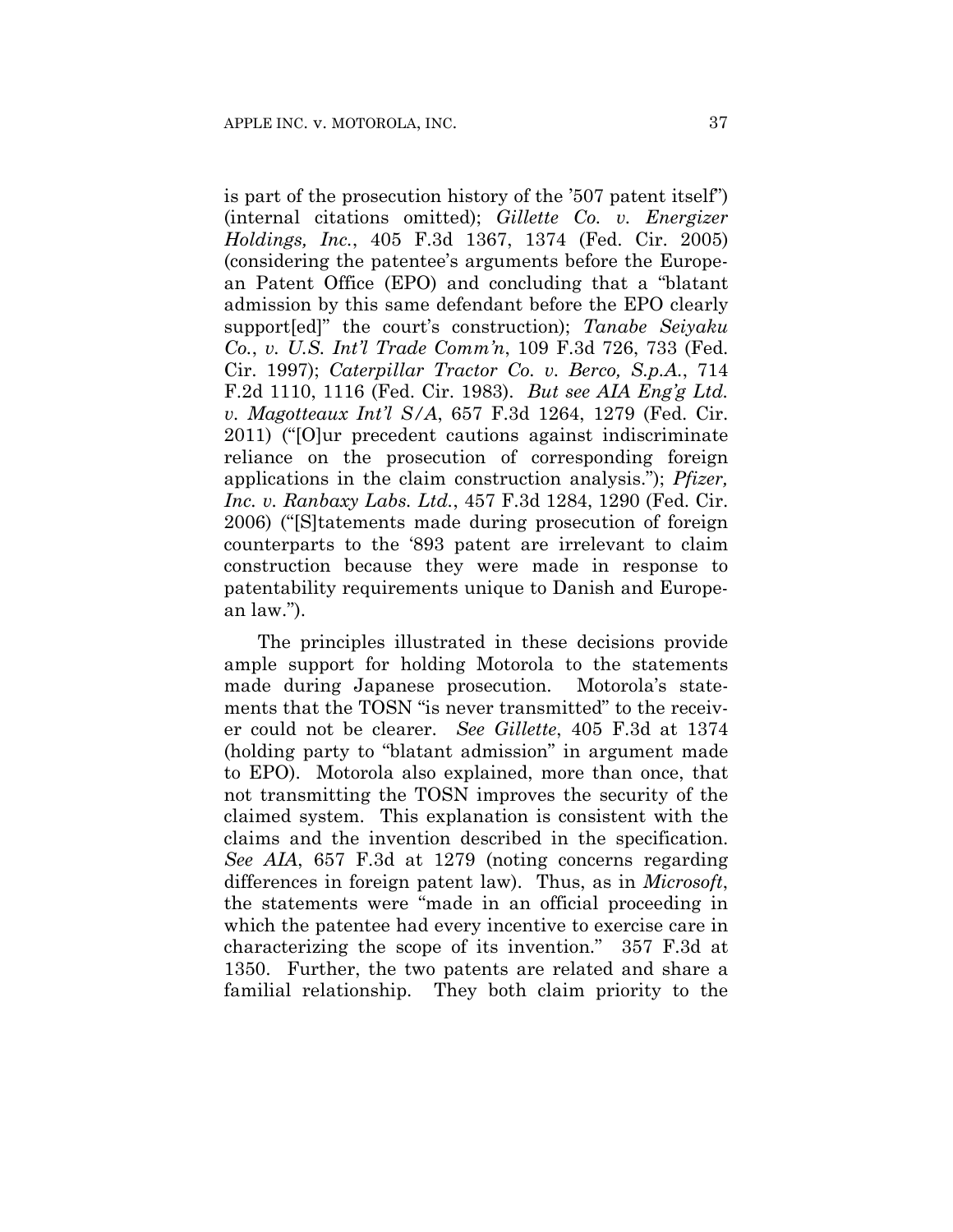is part of the prosecution history of the '507 patent itself") (internal citations omitted); *Gillette Co. v. Energizer Holdings, Inc.*, 405 F.3d 1367, 1374 (Fed. Cir. 2005) (considering the patentee's arguments before the European Patent Office (EPO) and concluding that a "blatant admission by this same defendant before the EPO clearly support[ed]" the court's construction); *Tanabe Seiyaku Co., v. U.S. Int'l Trade Comm'n*, 109 F.3d 726, 733 (Fed. Cir. 1997); *Caterpillar Tractor Co. v. Berco, S.p.A.*, 714 F.2d 1110, 1116 (Fed. Cir. 1983). *But see AIA Eng'g Ltd. v. Magotteaux Int'l S/A*, 657 F.3d 1264, 1279 (Fed. Cir. 2011) ("[O]ur precedent cautions against indiscriminate reliance on the prosecution of corresponding foreign applications in the claim construction analysis."); *Pfizer, Inc. v. Ranbaxy Labs. Ltd.*, 457 F.3d 1284, 1290 (Fed. Cir. 2006) ("[S]tatements made during prosecution of foreign counterparts to the '893 patent are irrelevant to claim construction because they were made in response to patentability requirements unique to Danish and European law.").

The principles illustrated in these decisions provide ample support for holding Motorola to the statements made during Japanese prosecution. Motorola's statements that the TOSN "is never transmitted" to the receiver could not be clearer. *See Gillette*, 405 F.3d at 1374 (holding party to "blatant admission" in argument made to EPO). Motorola also explained, more than once, that not transmitting the TOSN improves the security of the claimed system. This explanation is consistent with the claims and the invention described in the specification. *See AIA*, 657 F.3d at 1279 (noting concerns regarding differences in foreign patent law). Thus, as in *Microsoft*, the statements were "made in an official proceeding in which the patentee had every incentive to exercise care in characterizing the scope of its invention." 357 F.3d at 1350. Further, the two patents are related and share a familial relationship. They both claim priority to the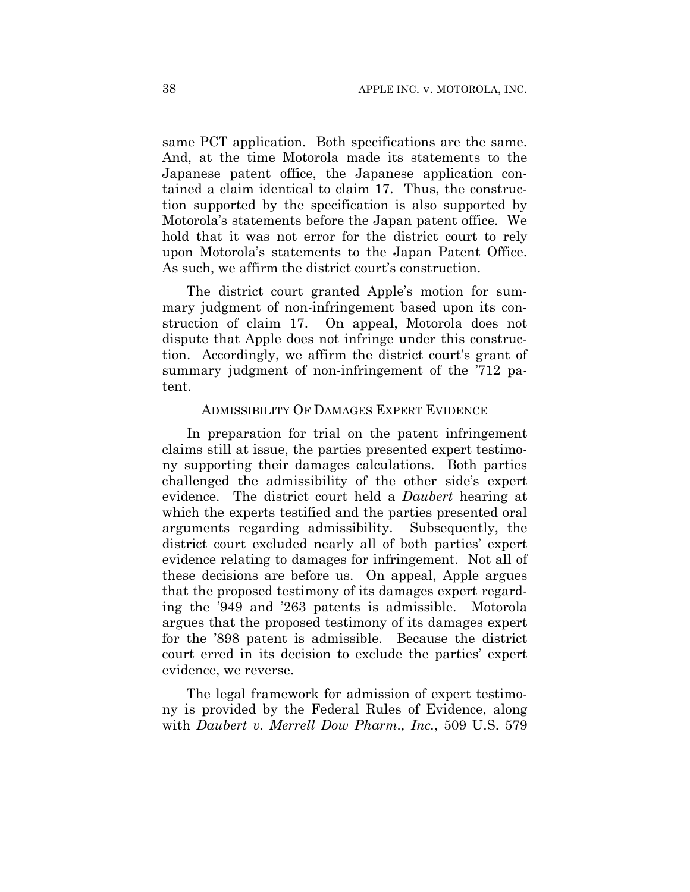same PCT application. Both specifications are the same. And, at the time Motorola made its statements to the Japanese patent office, the Japanese application contained a claim identical to claim 17. Thus, the construction supported by the specification is also supported by Motorola's statements before the Japan patent office. We hold that it was not error for the district court to rely upon Motorola's statements to the Japan Patent Office. As such, we affirm the district court's construction.

The district court granted Apple's motion for summary judgment of non-infringement based upon its construction of claim 17. On appeal, Motorola does not dispute that Apple does not infringe under this construction. Accordingly, we affirm the district court's grant of summary judgment of non-infringement of the '712 patent.

## ADMISSIBILITY OF DAMAGES EXPERT EVIDENCE

In preparation for trial on the patent infringement claims still at issue, the parties presented expert testimony supporting their damages calculations. Both parties challenged the admissibility of the other side's expert evidence. The district court held a *Daubert* hearing at which the experts testified and the parties presented oral arguments regarding admissibility. Subsequently, the district court excluded nearly all of both parties' expert evidence relating to damages for infringement. Not all of these decisions are before us. On appeal, Apple argues that the proposed testimony of its damages expert regarding the '949 and '263 patents is admissible. Motorola argues that the proposed testimony of its damages expert for the '898 patent is admissible. Because the district court erred in its decision to exclude the parties' expert evidence, we reverse.

The legal framework for admission of expert testimony is provided by the Federal Rules of Evidence, along with *Daubert v. Merrell Dow Pharm., Inc.*, 509 U.S. 579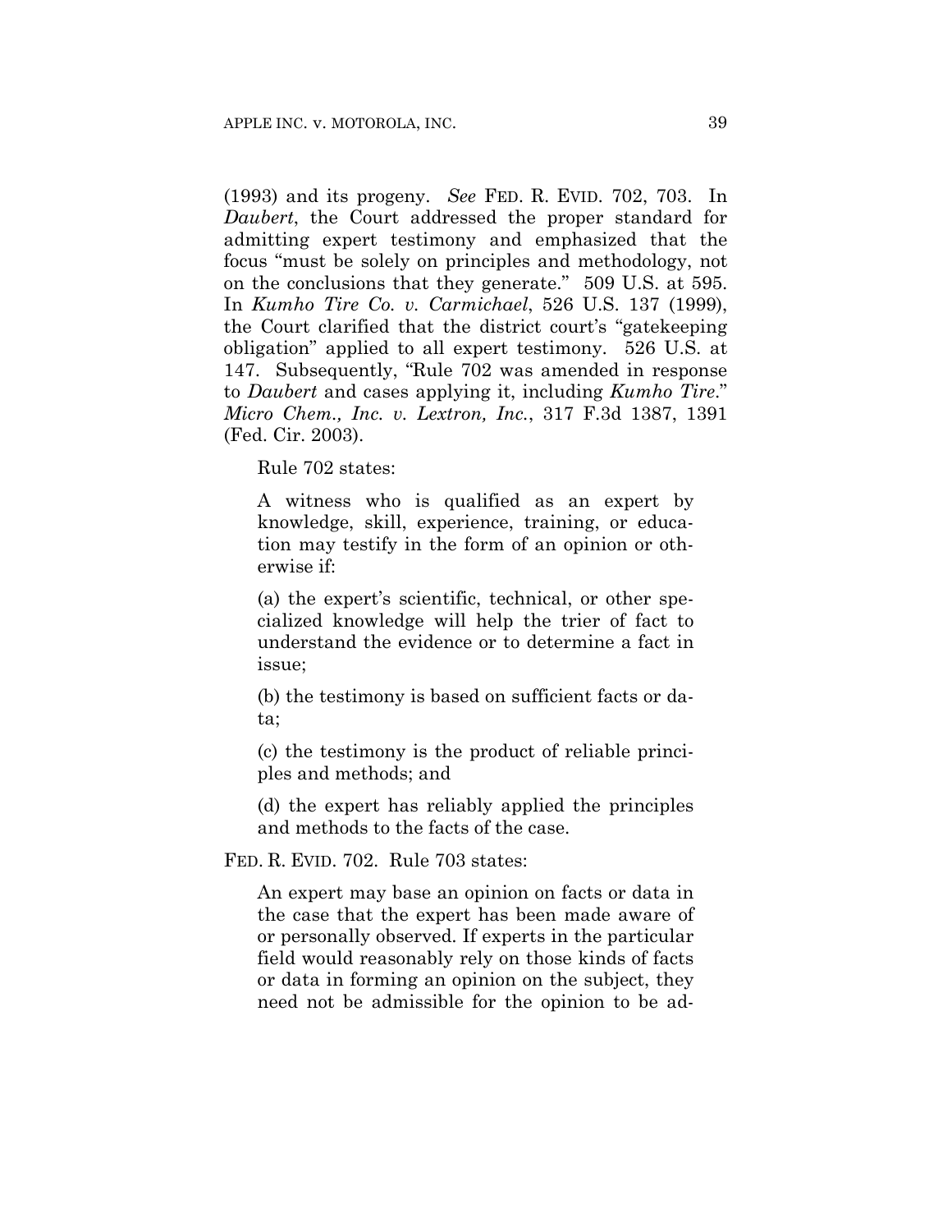(1993) and its progeny. *See* FED. R. EVID. 702, 703. In *Daubert*, the Court addressed the proper standard for admitting expert testimony and emphasized that the focus "must be solely on principles and methodology, not on the conclusions that they generate." 509 U.S. at 595. In *Kumho Tire Co. v. Carmichael*, 526 U.S. 137 (1999), the Court clarified that the district court's "gatekeeping obligation" applied to all expert testimony. 526 U.S. at 147. Subsequently, "Rule 702 was amended in response to *Daubert* and cases applying it, including *Kumho Tire*." *Micro Chem., Inc. v. Lextron, Inc.*, 317 F.3d 1387, 1391 (Fed. Cir. 2003).

Rule 702 states:

> A witness who is qualified as an expert by knowledge, skill, experience, training, or education may testify in the form of an opinion or otherwise if:
>
> (a) the expert's scientific, technical, or other specialized knowledge will help the trier of fact to understand the evidence or to determine a fact in issue;
>
> (b) the testimony is based on sufficient facts or data;
>
> (c) the testimony is the product of reliable principles and methods; and
>
> (d) the expert has reliably applied the principles and methods to the facts of the case.

FED. R. EVID. 702. Rule 703 states:

> An expert may base an opinion on facts or data in the case that the expert has been made aware of or personally observed. If experts in the particular field would reasonably rely on those kinds of facts or data in forming an opinion on the subject, they need not be admissible for the opinion to be ad-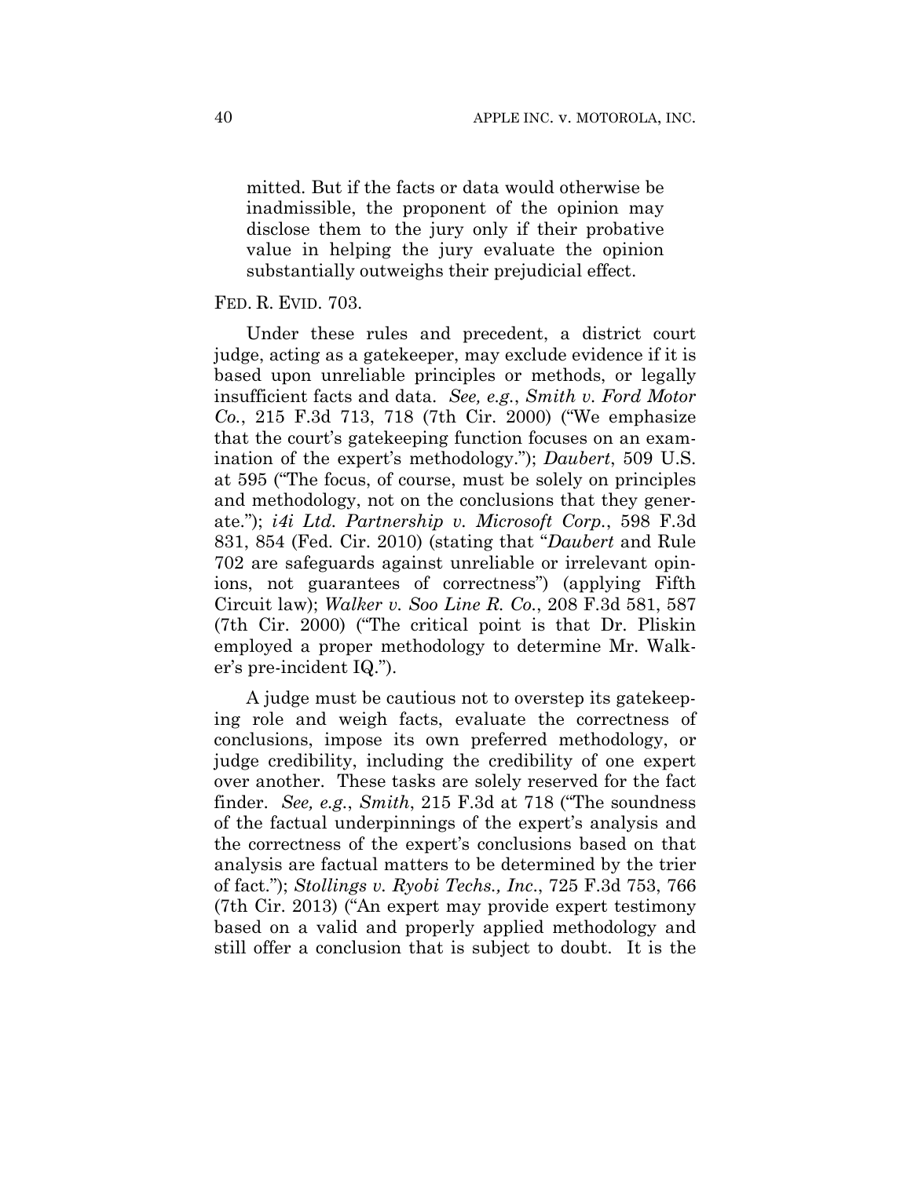> mitted. But if the facts or data would otherwise be inadmissible, the proponent of the opinion may disclose them to the jury only if their probative value in helping the jury evaluate the opinion substantially outweighs their prejudicial effect.

FED. R. EVID. 703.

Under these rules and precedent, a district court judge, acting as a gatekeeper, may exclude evidence if it is based upon unreliable principles or methods, or legally insufficient facts and data. *See, e.g.*, *Smith v. Ford Motor Co.*, 215 F.3d 713, 718 (7th Cir. 2000) ("We emphasize that the court's gatekeeping function focuses on an examination of the expert's methodology."); *Daubert*, 509 U.S. at 595 ("The focus, of course, must be solely on principles and methodology, not on the conclusions that they generate."); *i4i Ltd. Partnership v. Microsoft Corp.*, 598 F.3d 831, 854 (Fed. Cir. 2010) (stating that "*Daubert* and Rule 702 are safeguards against unreliable or irrelevant opinions, not guarantees of correctness") (applying Fifth Circuit law); *Walker v. Soo Line R. Co.*, 208 F.3d 581, 587 (7th Cir. 2000) ("The critical point is that Dr. Pliskin employed a proper methodology to determine Mr. Walker's pre-incident IQ.").

A judge must be cautious not to overstep its gatekeeping role and weigh facts, evaluate the correctness of conclusions, impose its own preferred methodology, or judge credibility, including the credibility of one expert over another. These tasks are solely reserved for the fact finder. *See, e.g.*, *Smith*, 215 F.3d at 718 ("The soundness of the factual underpinnings of the expert's analysis and the correctness of the expert's conclusions based on that analysis are factual matters to be determined by the trier of fact."); *Stollings v. Ryobi Techs., Inc.*, 725 F.3d 753, 766 (7th Cir. 2013) ("An expert may provide expert testimony based on a valid and properly applied methodology and still offer a conclusion that is subject to doubt. It is the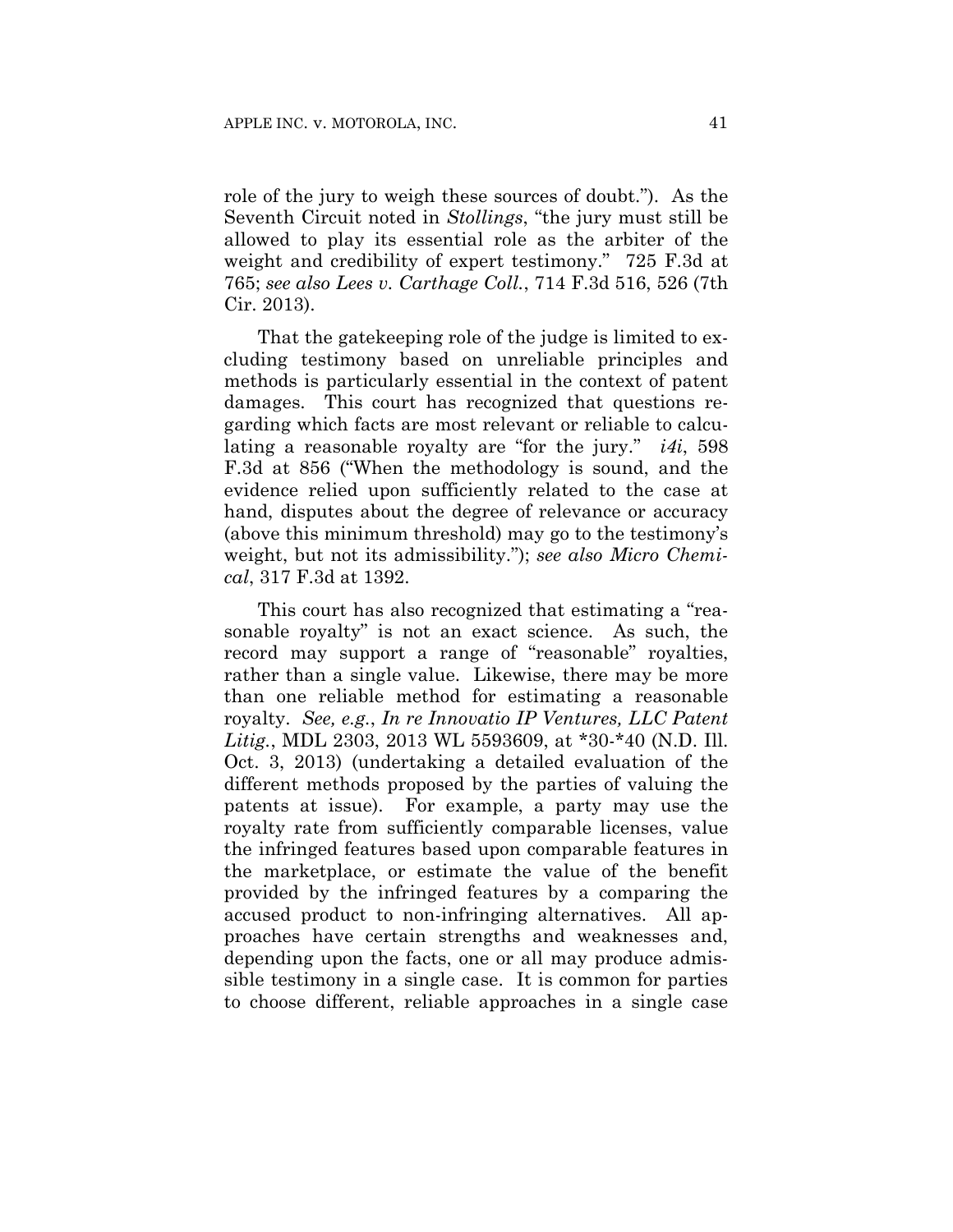role of the jury to weigh these sources of doubt."). As the Seventh Circuit noted in *Stollings*, "the jury must still be allowed to play its essential role as the arbiter of the weight and credibility of expert testimony." 725 F.3d at 765; *see also Lees v. Carthage Coll.*, 714 F.3d 516, 526 (7th Cir. 2013).

That the gatekeeping role of the judge is limited to excluding testimony based on unreliable principles and methods is particularly essential in the context of patent damages. This court has recognized that questions regarding which facts are most relevant or reliable to calculating a reasonable royalty are "for the jury." *i4i*, 598 F.3d at 856 ("When the methodology is sound, and the evidence relied upon sufficiently related to the case at hand, disputes about the degree of relevance or accuracy (above this minimum threshold) may go to the testimony's weight, but not its admissibility."); *see also Micro Chemical*, 317 F.3d at 1392.

This court has also recognized that estimating a "reasonable royalty" is not an exact science. As such, the record may support a range of "reasonable" royalties, rather than a single value. Likewise, there may be more than one reliable method for estimating a reasonable royalty. *See, e.g.*, *In re Innovatio IP Ventures, LLC Patent Litig.*, MDL 2303, 2013 WL 5593609, at *30-*40 (N.D. Ill. Oct. 3, 2013) (undertaking a detailed evaluation of the different methods proposed by the parties of valuing the patents at issue). For example, a party may use the royalty rate from sufficiently comparable licenses, value the infringed features based upon comparable features in the marketplace, or estimate the value of the benefit provided by the infringed features by a comparing the accused product to non-infringing alternatives. All approaches have certain strengths and weaknesses and, depending upon the facts, one or all may produce admissible testimony in a single case. It is common for parties to choose different, reliable approaches in a single case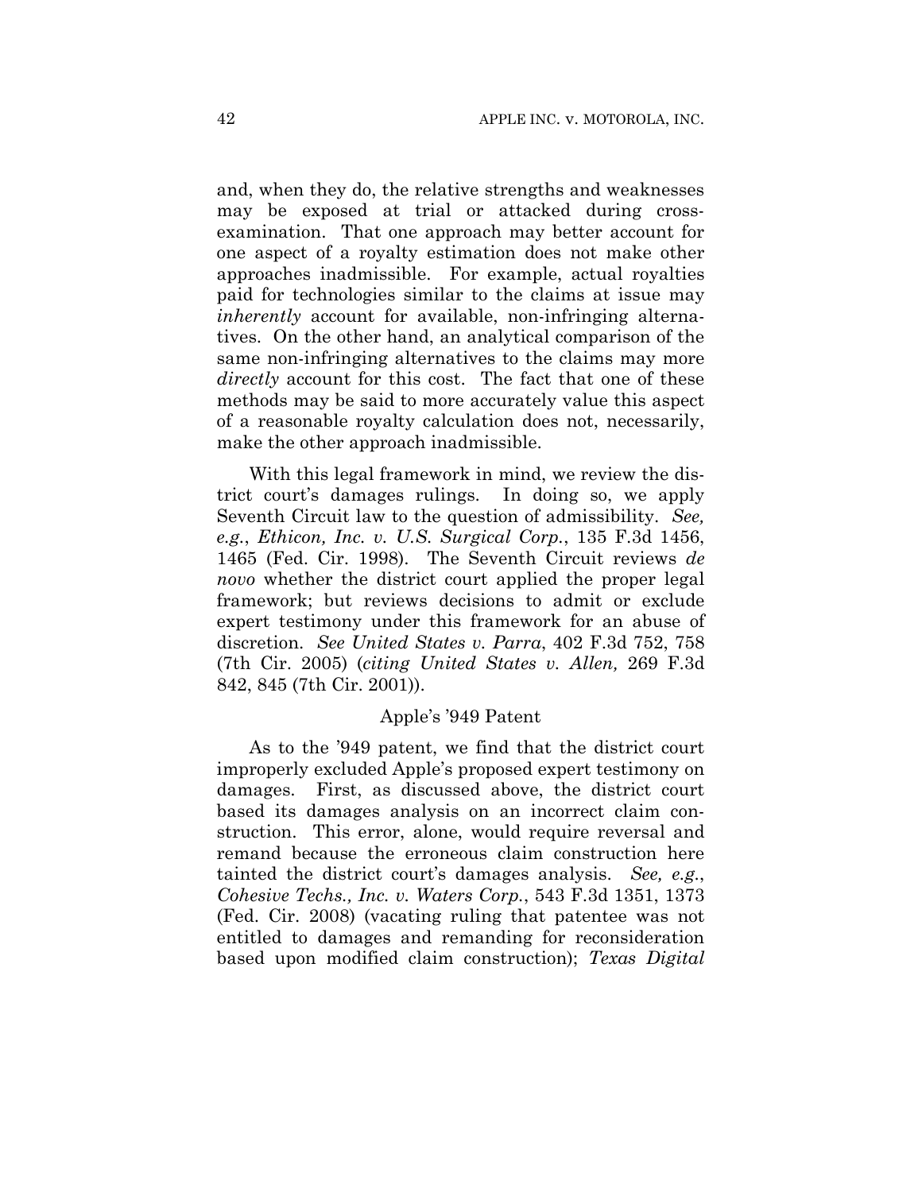and, when they do, the relative strengths and weaknesses may be exposed at trial or attacked during cross-examination. That one approach may better account for one aspect of a royalty estimation does not make other approaches inadmissible. For example, actual royalties paid for technologies similar to the claims at issue may *inherently* account for available, non-infringing alternatives. On the other hand, an analytical comparison of the same non-infringing alternatives to the claims may more *directly* account for this cost. The fact that one of these methods may be said to more accurately value this aspect of a reasonable royalty calculation does not, necessarily, make the other approach inadmissible.

With this legal framework in mind, we review the district court's damages rulings. In doing so, we apply Seventh Circuit law to the question of admissibility. *See, e.g.*, *Ethicon, Inc. v. U.S. Surgical Corp.*, 135 F.3d 1456, 1465 (Fed. Cir. 1998). The Seventh Circuit reviews *de novo* whether the district court applied the proper legal framework; but reviews decisions to admit or exclude expert testimony under this framework for an abuse of discretion. *See United States v. Parra*, 402 F.3d 752, 758 (7th Cir. 2005) (*citing United States v. Allen,* 269 F.3d 842, 845 (7th Cir. 2001)).

### Apple's '949 Patent

As to the '949 patent, we find that the district court improperly excluded Apple's proposed expert testimony on damages. First, as discussed above, the district court based its damages analysis on an incorrect claim construction. This error, alone, would require reversal and remand because the erroneous claim construction here tainted the district court's damages analysis. *See, e.g.*, *Cohesive Techs., Inc. v. Waters Corp.*, 543 F.3d 1351, 1373 (Fed. Cir. 2008) (vacating ruling that patentee was not entitled to damages and remanding for reconsideration based upon modified claim construction); *Texas Digital*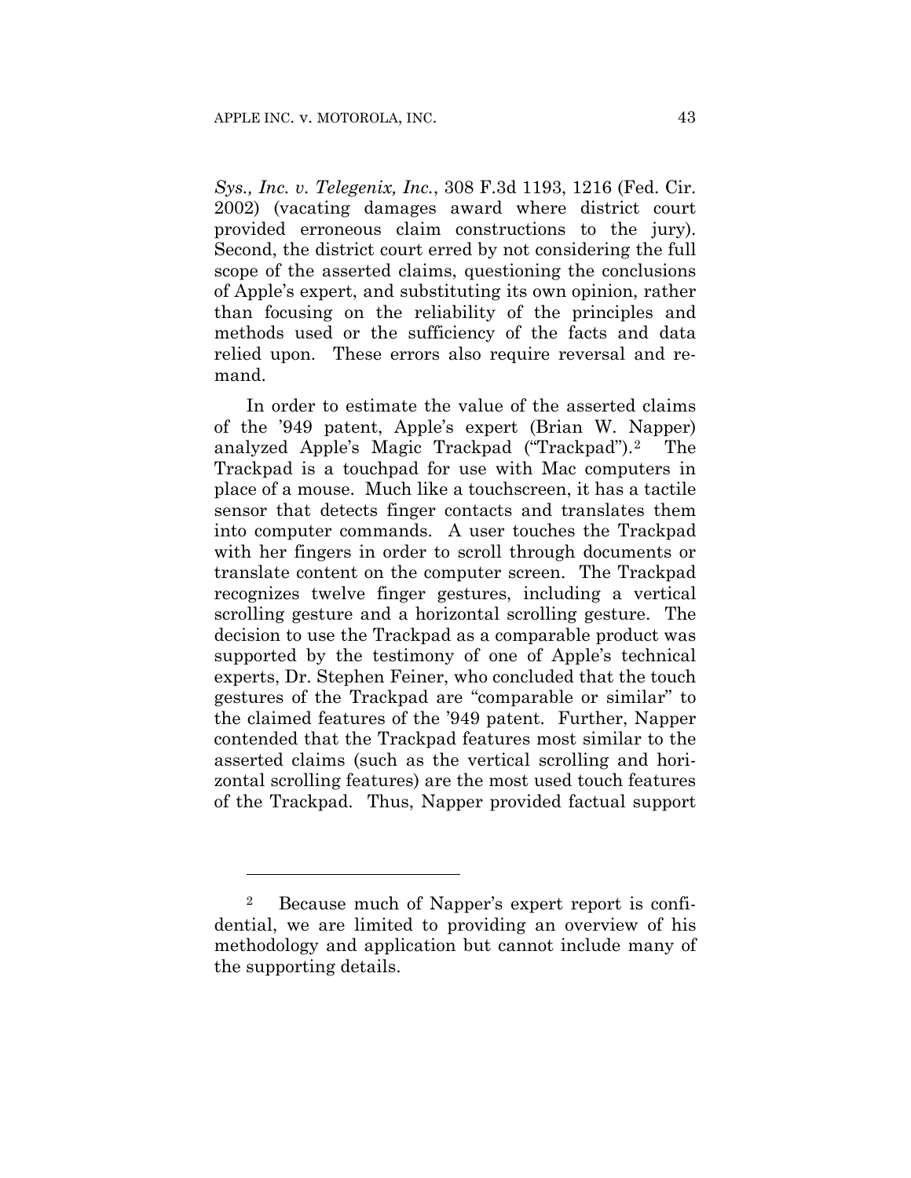*Sys., Inc. v. Telegenix, Inc.*, 308 F.3d 1193, 1216 (Fed. Cir. 2002) (vacating damages award where district court provided erroneous claim constructions to the jury). Second, the district court erred by not considering the full scope of the asserted claims, questioning the conclusions of Apple's expert, and substituting its own opinion, rather than focusing on the reliability of the principles and methods used or the sufficiency of the facts and data relied upon. These errors also require reversal and remand.

In order to estimate the value of the asserted claims of the '949 patent, Apple's expert (Brian W. Napper) analyzed Apple's Magic Trackpad ("Trackpad").[2] The Trackpad is a touchpad for use with Mac computers in place of a mouse. Much like a touchscreen, it has a tactile sensor that detects finger contacts and translates them into computer commands. A user touches the Trackpad with her fingers in order to scroll through documents or translate content on the computer screen. The Trackpad recognizes twelve finger gestures, including a vertical scrolling gesture and a horizontal scrolling gesture. The decision to use the Trackpad as a comparable product was supported by the testimony of one of Apple's technical experts, Dr. Stephen Feiner, who concluded that the touch gestures of the Trackpad are "comparable or similar" to the claimed features of the '949 patent. Further, Napper contended that the Trackpad features most similar to the asserted claims (such as the vertical scrolling and horizontal scrolling features) are the most used touch features of the Trackpad. Thus, Napper provided factual support

[2] Because much of Napper's expert report is confidential, we are limited to providing an overview of his methodology and application but cannot include many of the supporting details.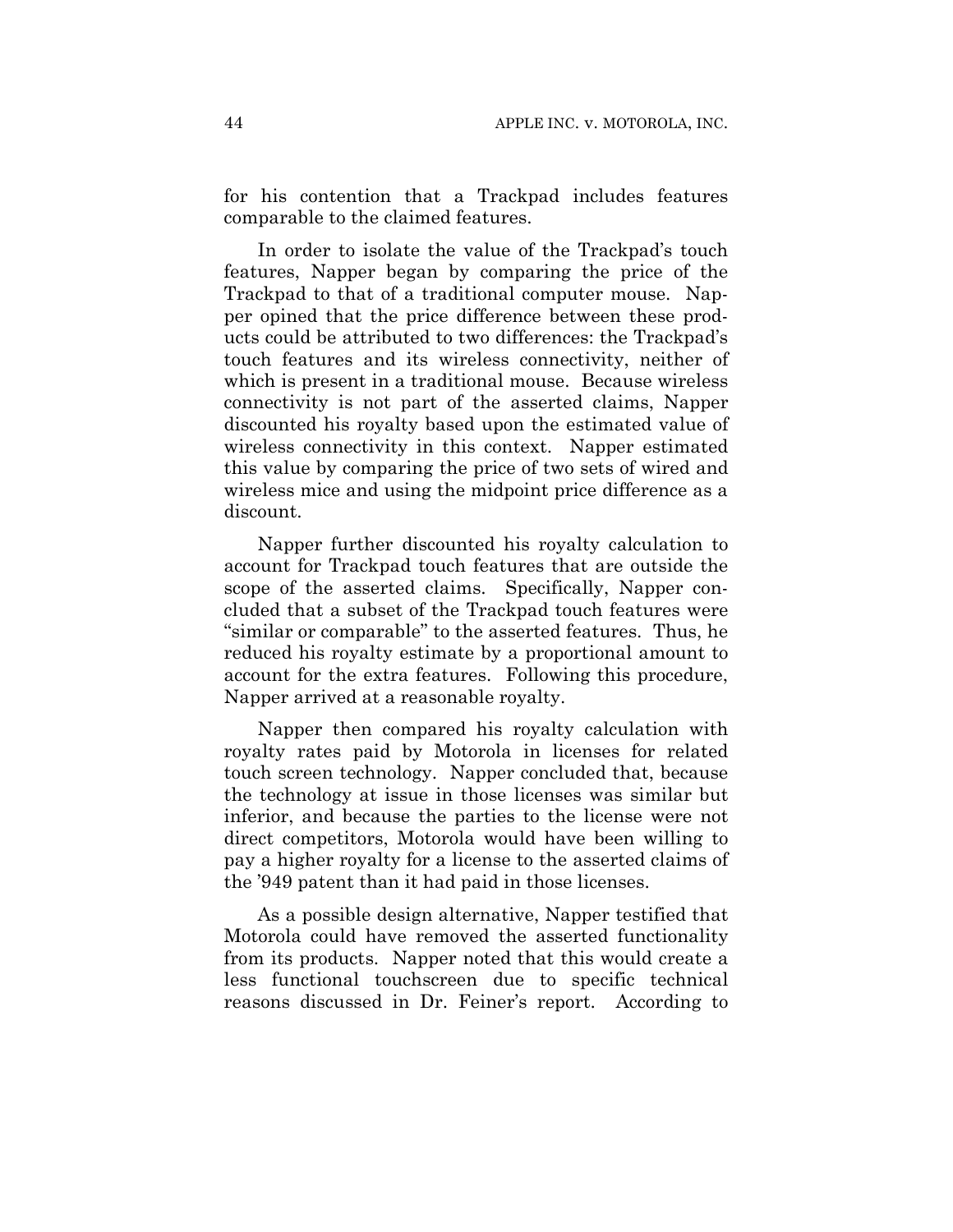for his contention that a Trackpad includes features comparable to the claimed features.

In order to isolate the value of the Trackpad's touch features, Napper began by comparing the price of the Trackpad to that of a traditional computer mouse. Napper opined that the price difference between these products could be attributed to two differences: the Trackpad's touch features and its wireless connectivity, neither of which is present in a traditional mouse. Because wireless connectivity is not part of the asserted claims, Napper discounted his royalty based upon the estimated value of wireless connectivity in this context. Napper estimated this value by comparing the price of two sets of wired and wireless mice and using the midpoint price difference as a discount.

Napper further discounted his royalty calculation to account for Trackpad touch features that are outside the scope of the asserted claims. Specifically, Napper concluded that a subset of the Trackpad touch features were "similar or comparable" to the asserted features. Thus, he reduced his royalty estimate by a proportional amount to account for the extra features. Following this procedure, Napper arrived at a reasonable royalty.

Napper then compared his royalty calculation with royalty rates paid by Motorola in licenses for related touch screen technology. Napper concluded that, because the technology at issue in those licenses was similar but inferior, and because the parties to the license were not direct competitors, Motorola would have been willing to pay a higher royalty for a license to the asserted claims of the '949 patent than it had paid in those licenses.

As a possible design alternative, Napper testified that Motorola could have removed the asserted functionality from its products. Napper noted that this would create a less functional touchscreen due to specific technical reasons discussed in Dr. Feiner's report. According to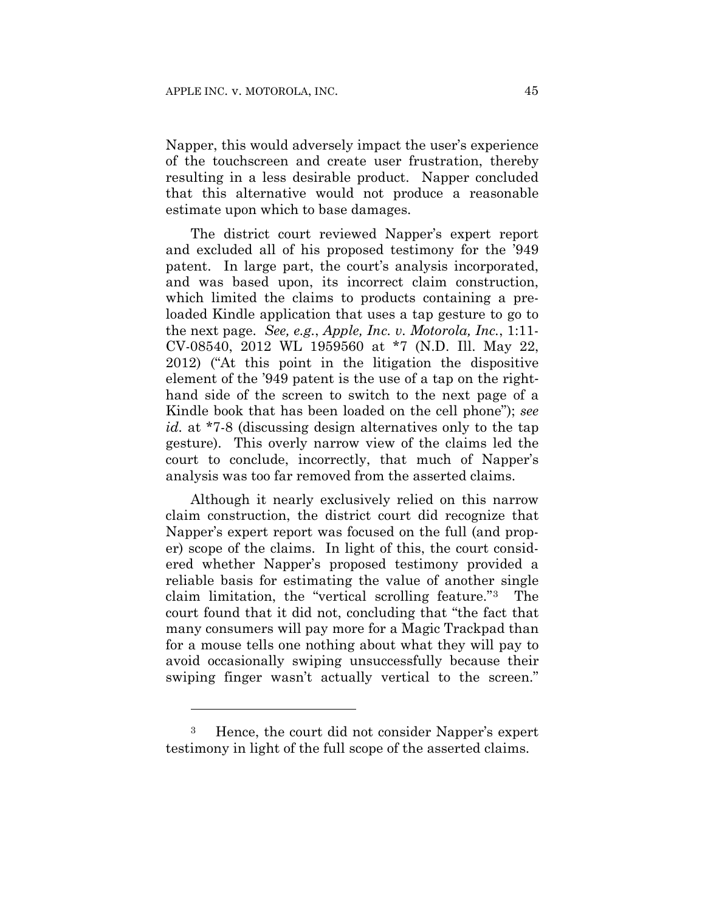Napper, this would adversely impact the user's experience of the touchscreen and create user frustration, thereby resulting in a less desirable product. Napper concluded that this alternative would not produce a reasonable estimate upon which to base damages.

The district court reviewed Napper's expert report and excluded all of his proposed testimony for the '949 patent. In large part, the court's analysis incorporated, and was based upon, its incorrect claim construction, which limited the claims to products containing a preloaded Kindle application that uses a tap gesture to go to the next page. *See, e.g.*, *Apple, Inc. v. Motorola, Inc.*, 1:11-CV-08540, 2012 WL 1959560 at *7 (N.D. Ill. May 22, 2012) ("At this point in the litigation the dispositive element of the '949 patent is the use of a tap on the right-hand side of the screen to switch to the next page of a Kindle book that has been loaded on the cell phone"); *see id.* at *7-8 (discussing design alternatives only to the tap gesture). This overly narrow view of the claims led the court to conclude, incorrectly, that much of Napper's analysis was too far removed from the asserted claims.

Although it nearly exclusively relied on this narrow claim construction, the district court did recognize that Napper's expert report was focused on the full (and proper) scope of the claims. In light of this, the court considered whether Napper's proposed testimony provided a reliable basis for estimating the value of another single claim limitation, the "vertical scrolling feature."[3] The court found that it did not, concluding that "the fact that many consumers will pay more for a Magic Trackpad than for a mouse tells one nothing about what they will pay to avoid occasionally swiping unsuccessfully because their swiping finger wasn't actually vertical to the screen."

---

[3] Hence, the court did not consider Napper's expert testimony in light of the full scope of the asserted claims.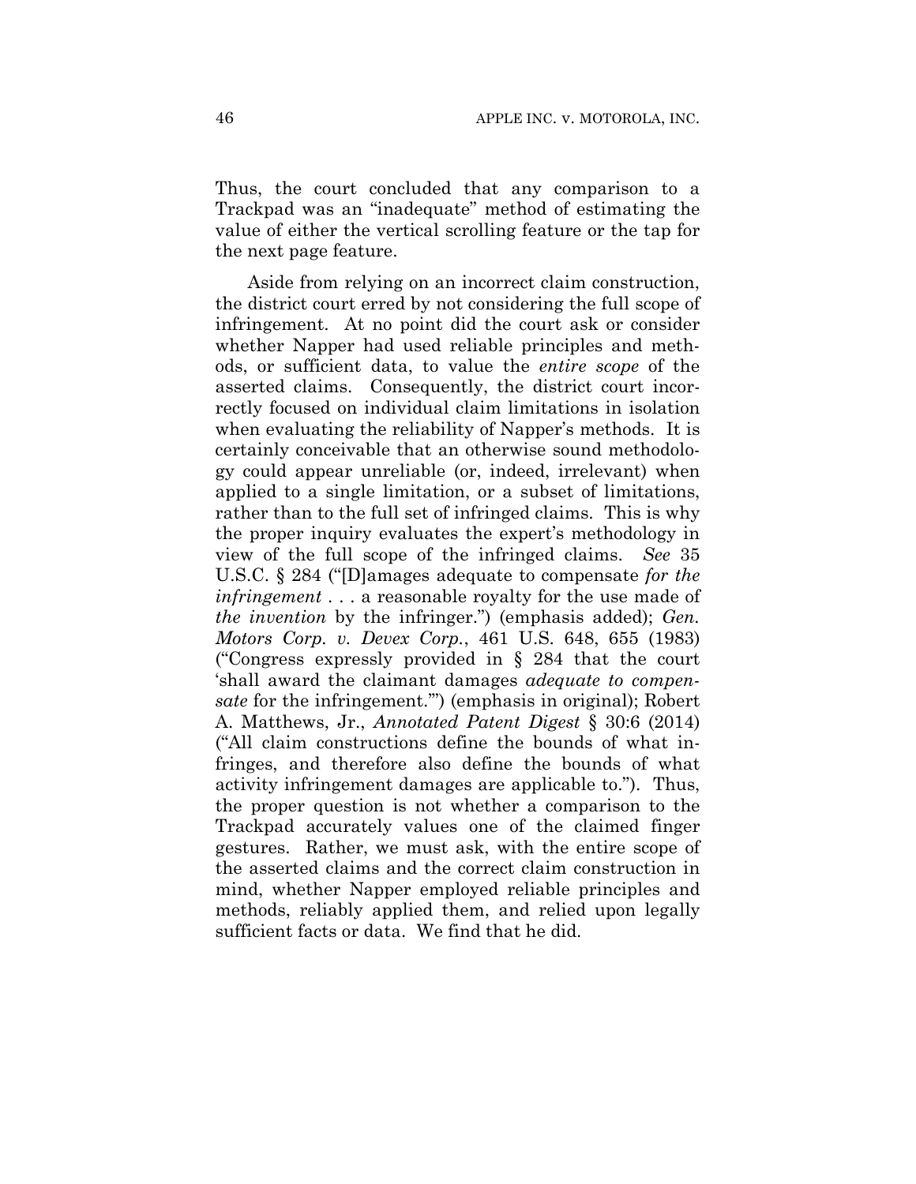Thus, the court concluded that any comparison to a Trackpad was an "inadequate" method of estimating the value of either the vertical scrolling feature or the tap for the next page feature.

Aside from relying on an incorrect claim construction, the district court erred by not considering the full scope of infringement. At no point did the court ask or consider whether Napper had used reliable principles and methods, or sufficient data, to value the *entire scope* of the asserted claims. Consequently, the district court incorrectly focused on individual claim limitations in isolation when evaluating the reliability of Napper's methods. It is certainly conceivable that an otherwise sound methodology could appear unreliable (or, indeed, irrelevant) when applied to a single limitation, or a subset of limitations, rather than to the full set of infringed claims. This is why the proper inquiry evaluates the expert's methodology in view of the full scope of the infringed claims. *See* 35 U.S.C. § 284 ("[D]amages adequate to compensate *for the infringement* . . . a reasonable royalty for the use made of *the invention* by the infringer.") (emphasis added); *Gen. Motors Corp. v. Devex Corp.*, 461 U.S. 648, 655 (1983) ("Congress expressly provided in § 284 that the court 'shall award the claimant damages *adequate to compensate* for the infringement.'") (emphasis in original); Robert A. Matthews, Jr., *Annotated Patent Digest* § 30:6 (2014) ("All claim constructions define the bounds of what infringes, and therefore also define the bounds of what activity infringement damages are applicable to."). Thus, the proper question is not whether a comparison to the Trackpad accurately values one of the claimed finger gestures. Rather, we must ask, with the entire scope of the asserted claims and the correct claim construction in mind, whether Napper employed reliable principles and methods, reliably applied them, and relied upon legally sufficient facts or data. We find that he did.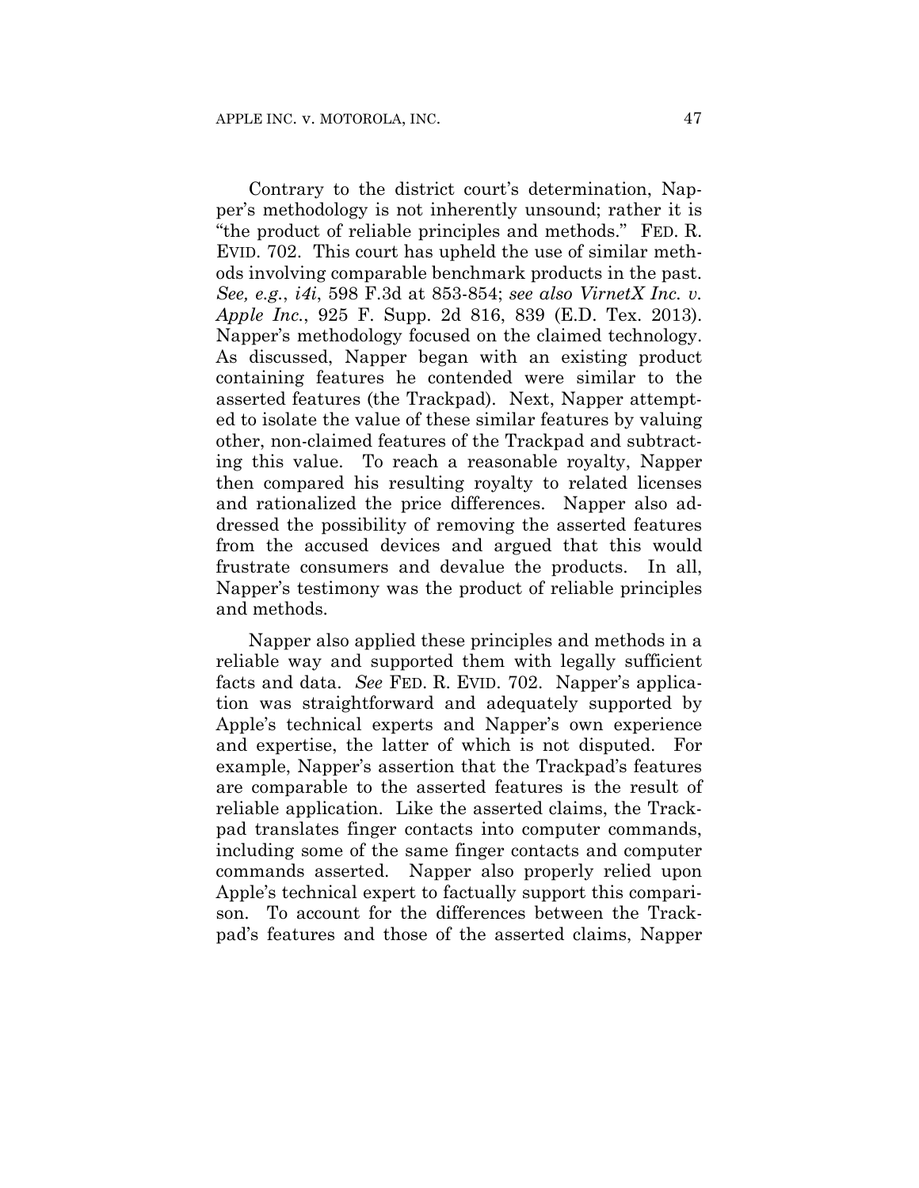Contrary to the district court's determination, Napper's methodology is not inherently unsound; rather it is "the product of reliable principles and methods." FED. R. EVID. 702. This court has upheld the use of similar methods involving comparable benchmark products in the past. *See, e.g.*, *i4i*, 598 F.3d at 853-854; *see also VirnetX Inc. v. Apple Inc.*, 925 F. Supp. 2d 816, 839 (E.D. Tex. 2013). Napper's methodology focused on the claimed technology. As discussed, Napper began with an existing product containing features he contended were similar to the asserted features (the Trackpad). Next, Napper attempted to isolate the value of these similar features by valuing other, non-claimed features of the Trackpad and subtracting this value. To reach a reasonable royalty, Napper then compared his resulting royalty to related licenses and rationalized the price differences. Napper also addressed the possibility of removing the asserted features from the accused devices and argued that this would frustrate consumers and devalue the products. In all, Napper's testimony was the product of reliable principles and methods.

Napper also applied these principles and methods in a reliable way and supported them with legally sufficient facts and data. *See* FED. R. EVID. 702. Napper's application was straightforward and adequately supported by Apple's technical experts and Napper's own experience and expertise, the latter of which is not disputed. For example, Napper's assertion that the Trackpad's features are comparable to the asserted features is the result of reliable application. Like the asserted claims, the Trackpad translates finger contacts into computer commands, including some of the same finger contacts and computer commands asserted. Napper also properly relied upon Apple's technical expert to factually support this comparison. To account for the differences between the Trackpad's features and those of the asserted claims, Napper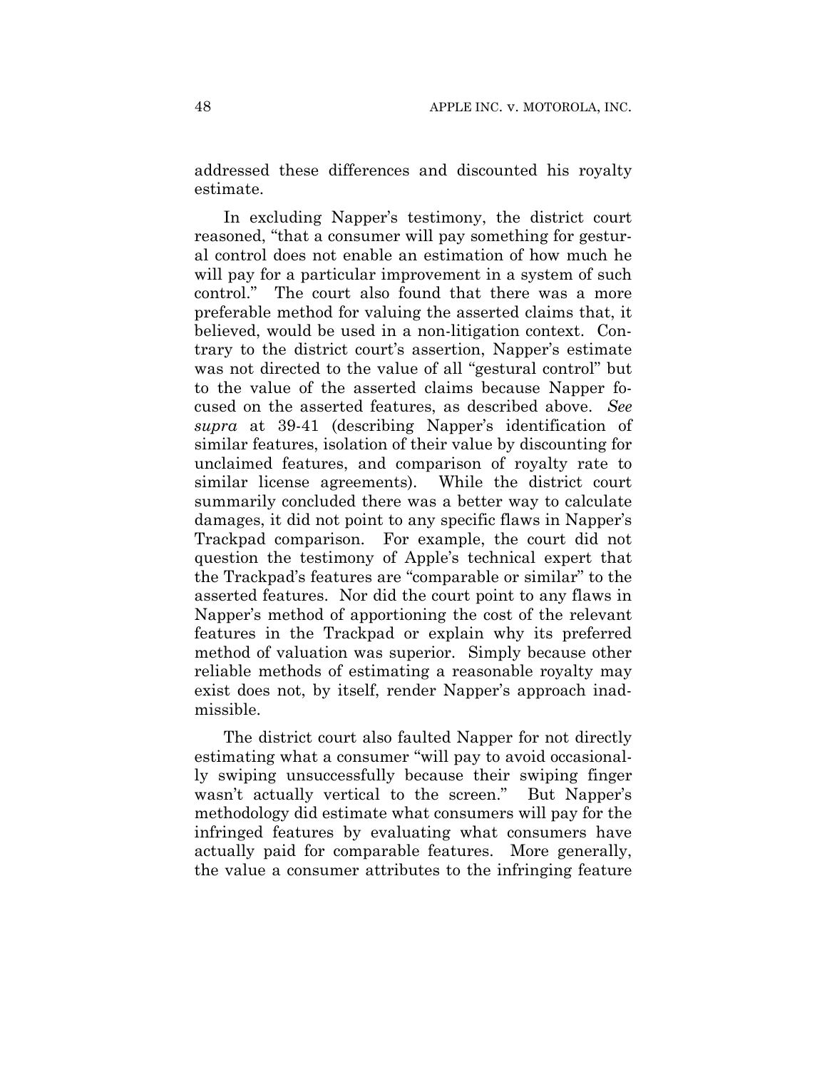addressed these differences and discounted his royalty estimate.

In excluding Napper's testimony, the district court reasoned, "that a consumer will pay something for gestural control does not enable an estimation of how much he will pay for a particular improvement in a system of such control." The court also found that there was a more preferable method for valuing the asserted claims that, it believed, would be used in a non-litigation context. Contrary to the district court's assertion, Napper's estimate was not directed to the value of all "gestural control" but to the value of the asserted claims because Napper focused on the asserted features, as described above. *See supra* at 39-41 (describing Napper's identification of similar features, isolation of their value by discounting for unclaimed features, and comparison of royalty rate to similar license agreements). While the district court summarily concluded there was a better way to calculate damages, it did not point to any specific flaws in Napper's Trackpad comparison. For example, the court did not question the testimony of Apple's technical expert that the Trackpad's features are "comparable or similar" to the asserted features. Nor did the court point to any flaws in Napper's method of apportioning the cost of the relevant features in the Trackpad or explain why its preferred method of valuation was superior. Simply because other reliable methods of estimating a reasonable royalty may exist does not, by itself, render Napper's approach inadmissible.

The district court also faulted Napper for not directly estimating what a consumer "will pay to avoid occasionally swiping unsuccessfully because their swiping finger wasn't actually vertical to the screen." But Napper's methodology did estimate what consumers will pay for the infringed features by evaluating what consumers have actually paid for comparable features. More generally, the value a consumer attributes to the infringing feature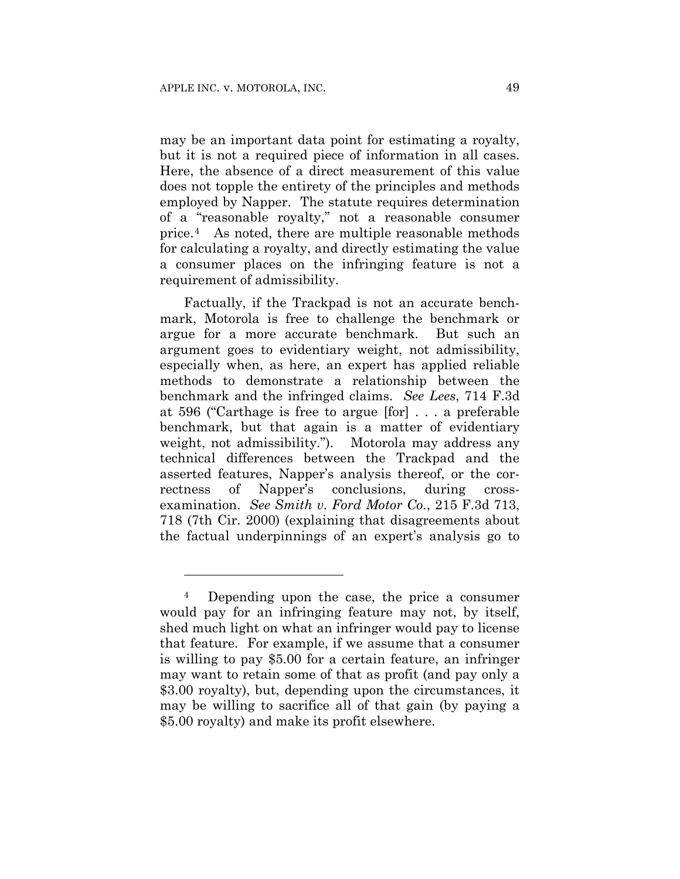may be an important data point for estimating a royalty, but it is not a required piece of information in all cases. Here, the absence of a direct measurement of this value does not topple the entirety of the principles and methods employed by Napper. The statute requires determination of a "reasonable royalty," not a reasonable consumer price.[4] As noted, there are multiple reasonable methods for calculating a royalty, and directly estimating the value a consumer places on the infringing feature is not a requirement of admissibility.

Factually, if the Trackpad is not an accurate benchmark, Motorola is free to challenge the benchmark or argue for a more accurate benchmark. But such an argument goes to evidentiary weight, not admissibility, especially when, as here, an expert has applied reliable methods to demonstrate a relationship between the benchmark and the infringed claims. *See Lees*, 714 F.3d at 596 ("Carthage is free to argue [for] . . . a preferable benchmark, but that again is a matter of evidentiary weight, not admissibility."). Motorola may address any technical differences between the Trackpad and the asserted features, Napper's analysis thereof, or the correctness of Napper's conclusions, during cross-examination. *See Smith v. Ford Motor Co.*, 215 F.3d 713, 718 (7th Cir. 2000) (explaining that disagreements about the factual underpinnings of an expert's analysis go to

---

[4] Depending upon the case, the price a consumer would pay for an infringing feature may not, by itself, shed much light on what an infringer would pay to license that feature. For example, if we assume that a consumer is willing to pay $5.00 for a certain feature, an infringer may want to retain some of that as profit (and pay only a $3.00 royalty), but, depending upon the circumstances, it may be willing to sacrifice all of that gain (by paying a $5.00 royalty) and make its profit elsewhere.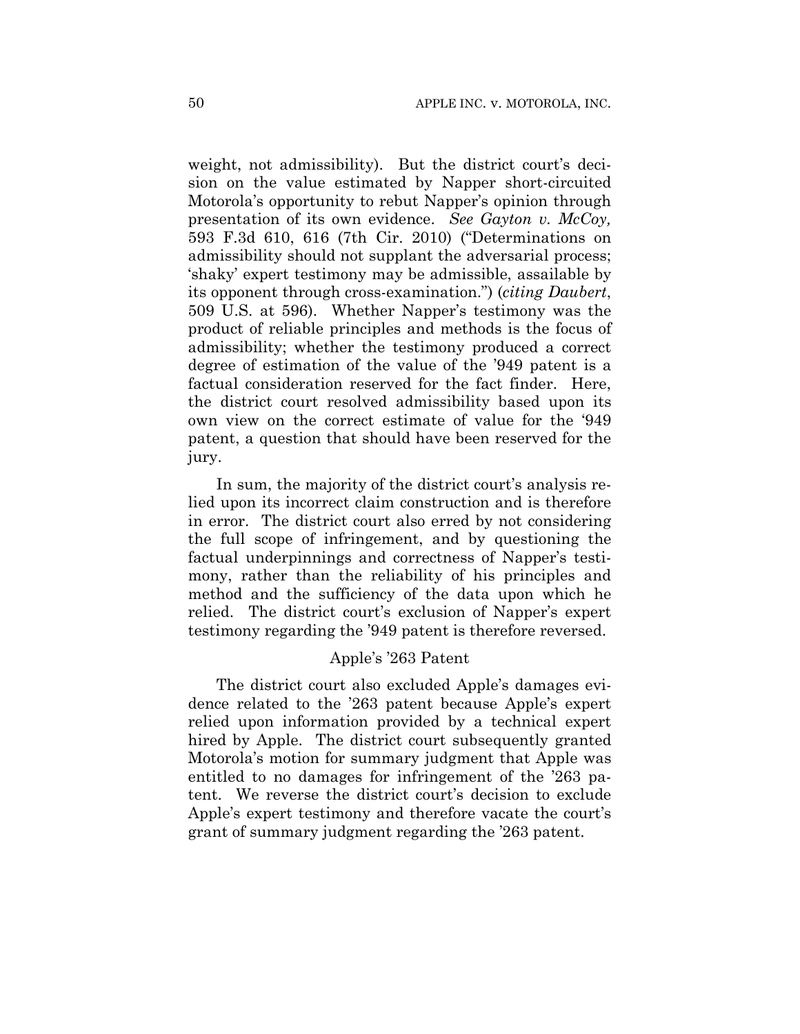weight, not admissibility). But the district court's decision on the value estimated by Napper short-circuited Motorola's opportunity to rebut Napper's opinion through presentation of its own evidence. *See Gayton v. McCoy,* 593 F.3d 610, 616 (7th Cir. 2010) ("Determinations on admissibility should not supplant the adversarial process; 'shaky' expert testimony may be admissible, assailable by its opponent through cross-examination.") (*citing Daubert*, 509 U.S. at 596). Whether Napper's testimony was the product of reliable principles and methods is the focus of admissibility; whether the testimony produced a correct degree of estimation of the value of the '949 patent is a factual consideration reserved for the fact finder. Here, the district court resolved admissibility based upon its own view on the correct estimate of value for the '949 patent, a question that should have been reserved for the jury.

In sum, the majority of the district court's analysis relied upon its incorrect claim construction and is therefore in error. The district court also erred by not considering the full scope of infringement, and by questioning the factual underpinnings and correctness of Napper's testimony, rather than the reliability of his principles and method and the sufficiency of the data upon which he relied. The district court's exclusion of Napper's expert testimony regarding the '949 patent is therefore reversed.

### Apple's '263 Patent

The district court also excluded Apple's damages evidence related to the '263 patent because Apple's expert relied upon information provided by a technical expert hired by Apple. The district court subsequently granted Motorola's motion for summary judgment that Apple was entitled to no damages for infringement of the '263 patent. We reverse the district court's decision to exclude Apple's expert testimony and therefore vacate the court's grant of summary judgment regarding the '263 patent.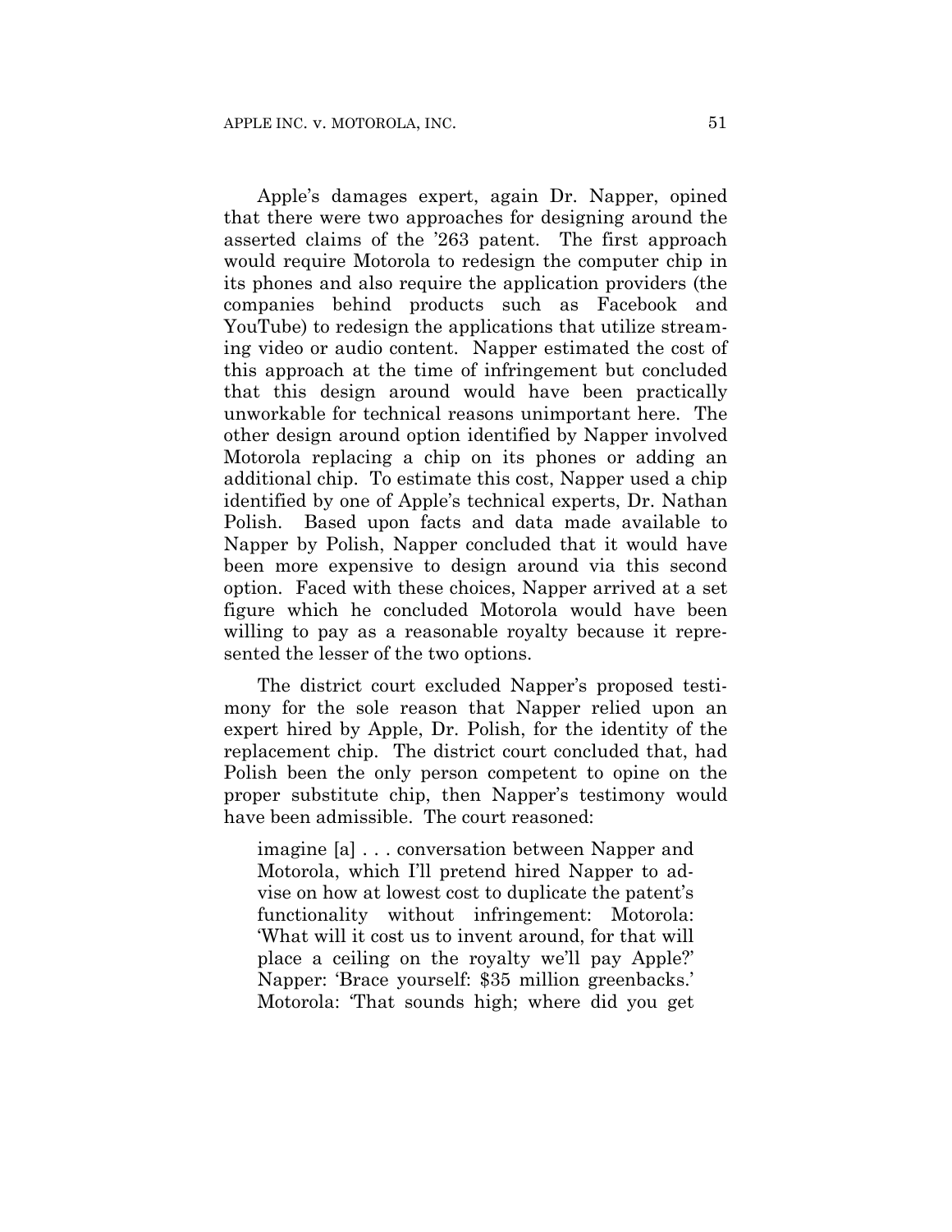Apple's damages expert, again Dr. Napper, opined that there were two approaches for designing around the asserted claims of the '263 patent. The first approach would require Motorola to redesign the computer chip in its phones and also require the application providers (the companies behind products such as Facebook and YouTube) to redesign the applications that utilize streaming video or audio content. Napper estimated the cost of this approach at the time of infringement but concluded that this design around would have been practically unworkable for technical reasons unimportant here. The other design around option identified by Napper involved Motorola replacing a chip on its phones or adding an additional chip. To estimate this cost, Napper used a chip identified by one of Apple's technical experts, Dr. Nathan Polish. Based upon facts and data made available to Napper by Polish, Napper concluded that it would have been more expensive to design around via this second option. Faced with these choices, Napper arrived at a set figure which he concluded Motorola would have been willing to pay as a reasonable royalty because it represented the lesser of the two options.

The district court excluded Napper's proposed testimony for the sole reason that Napper relied upon an expert hired by Apple, Dr. Polish, for the identity of the replacement chip. The district court concluded that, had Polish been the only person competent to opine on the proper substitute chip, then Napper's testimony would have been admissible. The court reasoned:

> imagine [a] . . . conversation between Napper and Motorola, which I'll pretend hired Napper to advise on how at lowest cost to duplicate the patent's functionality without infringement: Motorola: 'What will it cost us to invent around, for that will place a ceiling on the royalty we'll pay Apple?' Napper: 'Brace yourself: $35 million greenbacks.' Motorola: 'That sounds high; where did you get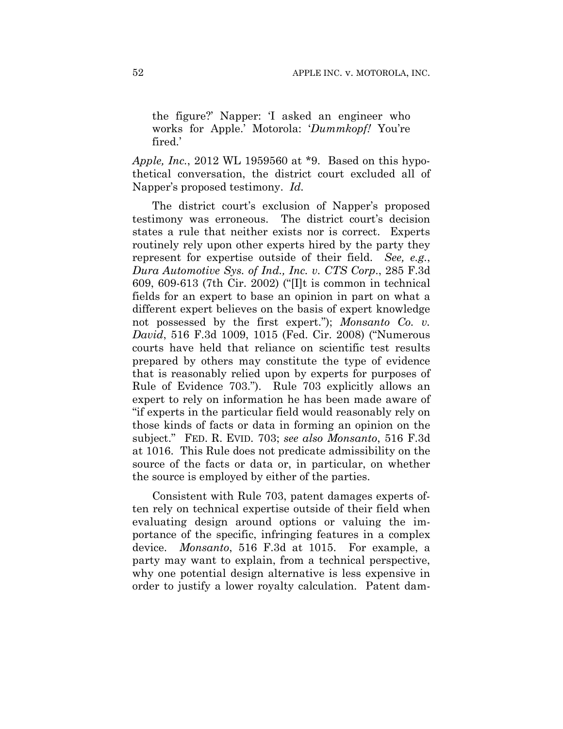> the figure?' Napper: 'I asked an engineer who works for Apple.' Motorola: '*Dummkopf!* You're fired.'

*Apple, Inc.*, 2012 WL 1959560 at *9. Based on this hypothetical conversation, the district court excluded all of Napper's proposed testimony. *Id.*

The district court's exclusion of Napper's proposed testimony was erroneous. The district court's decision states a rule that neither exists nor is correct. Experts routinely rely upon other experts hired by the party they represent for expertise outside of their field. *See, e.g.*, *Dura Automotive Sys. of Ind., Inc. v. CTS Corp.*, 285 F.3d 609, 609-613 (7th Cir. 2002) ("[I]t is common in technical fields for an expert to base an opinion in part on what a different expert believes on the basis of expert knowledge not possessed by the first expert."); *Monsanto Co. v. David*, 516 F.3d 1009, 1015 (Fed. Cir. 2008) ("Numerous courts have held that reliance on scientific test results prepared by others may constitute the type of evidence that is reasonably relied upon by experts for purposes of Rule of Evidence 703."). Rule 703 explicitly allows an expert to rely on information he has been made aware of "if experts in the particular field would reasonably rely on those kinds of facts or data in forming an opinion on the subject." FED. R. EVID. 703; *see also Monsanto*, 516 F.3d at 1016. This Rule does not predicate admissibility on the source of the facts or data or, in particular, on whether the source is employed by either of the parties.

Consistent with Rule 703, patent damages experts often rely on technical expertise outside of their field when evaluating design around options or valuing the importance of the specific, infringing features in a complex device. *Monsanto*, 516 F.3d at 1015. For example, a party may want to explain, from a technical perspective, why one potential design alternative is less expensive in order to justify a lower royalty calculation. Patent dam-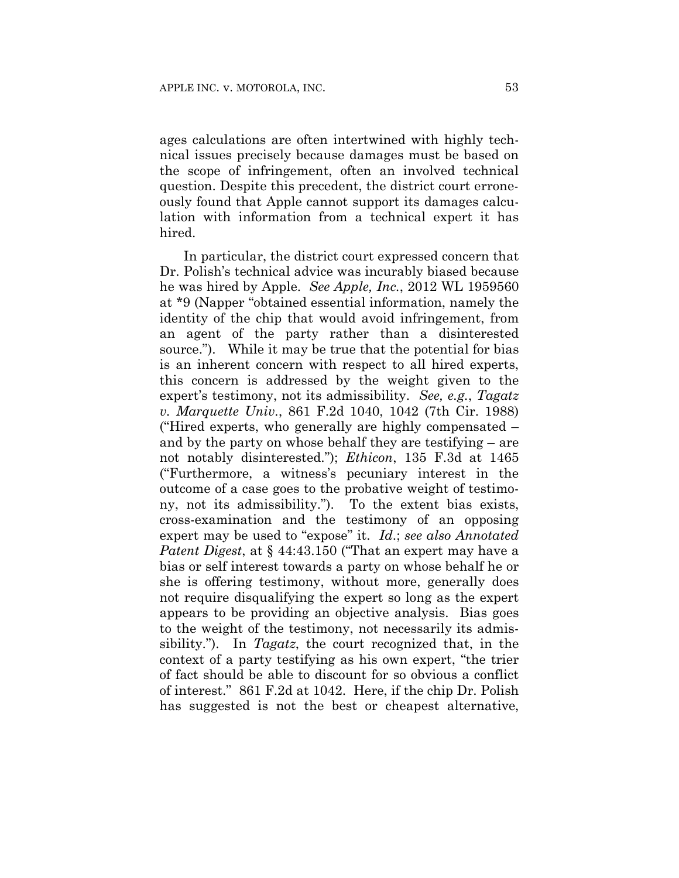ages calculations are often intertwined with highly technical issues precisely because damages must be based on the scope of infringement, often an involved technical question. Despite this precedent, the district court erroneously found that Apple cannot support its damages calculation with information from a technical expert it has hired.

In particular, the district court expressed concern that Dr. Polish's technical advice was incurably biased because he was hired by Apple. *See Apple, Inc.*, 2012 WL 1959560 at *9 (Napper "obtained essential information, namely the identity of the chip that would avoid infringement, from an agent of the party rather than a disinterested source."). While it may be true that the potential for bias is an inherent concern with respect to all hired experts, this concern is addressed by the weight given to the expert's testimony, not its admissibility. *See, e.g.*, *Tagatz v. Marquette Univ.*, 861 F.2d 1040, 1042 (7th Cir. 1988) ("Hired experts, who generally are highly compensated – and by the party on whose behalf they are testifying – are not notably disinterested."); *Ethicon*, 135 F.3d at 1465 ("Furthermore, a witness's pecuniary interest in the outcome of a case goes to the probative weight of testimony, not its admissibility."). To the extent bias exists, cross-examination and the testimony of an opposing expert may be used to "expose" it. *Id.*; *see also Annotated Patent Digest*, at § 44:43.150 ("That an expert may have a bias or self interest towards a party on whose behalf he or she is offering testimony, without more, generally does not require disqualifying the expert so long as the expert appears to be providing an objective analysis. Bias goes to the weight of the testimony, not necessarily its admissibility."). In *Tagatz*, the court recognized that, in the context of a party testifying as his own expert, "the trier of fact should be able to discount for so obvious a conflict of interest." 861 F.2d at 1042. Here, if the chip Dr. Polish has suggested is not the best or cheapest alternative,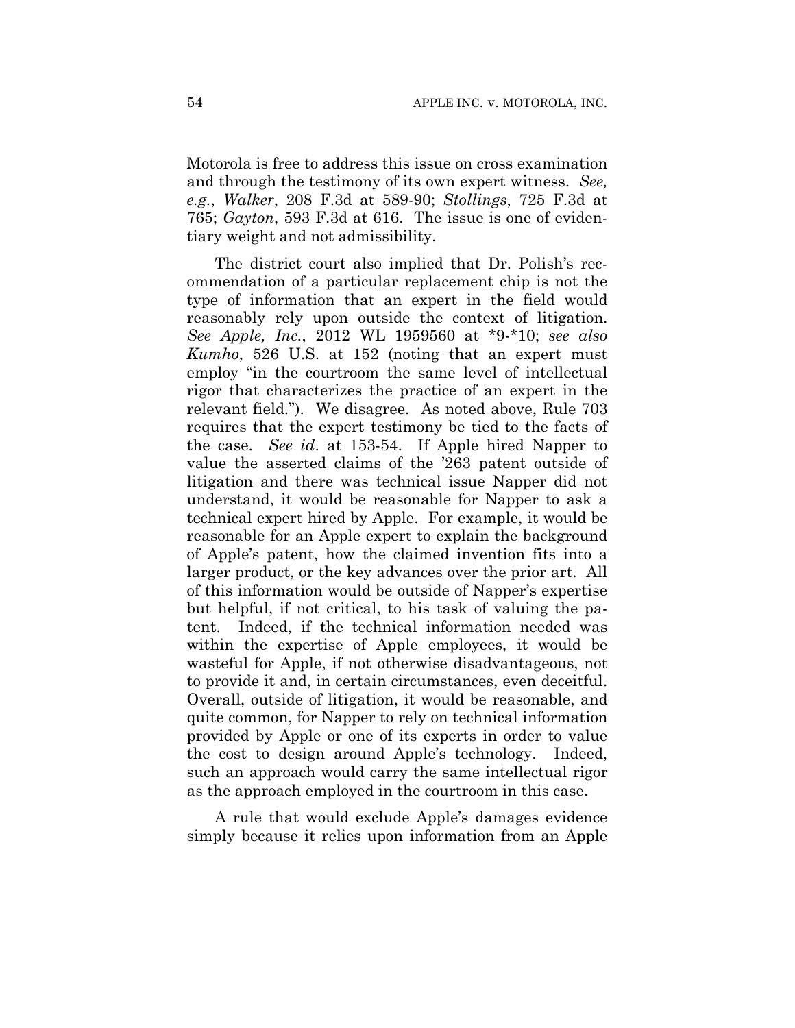Motorola is free to address this issue on cross examination and through the testimony of its own expert witness. *See, e.g.*, *Walker*, 208 F.3d at 589-90; *Stollings*, 725 F.3d at 765; *Gayton*, 593 F.3d at 616. The issue is one of evidentiary weight and not admissibility.

The district court also implied that Dr. Polish's recommendation of a particular replacement chip is not the type of information that an expert in the field would reasonably rely upon outside the context of litigation. *See Apple, Inc.*, 2012 WL 1959560 at *9-*10; *see also Kumho*, 526 U.S. at 152 (noting that an expert must employ "in the courtroom the same level of intellectual rigor that characterizes the practice of an expert in the relevant field."). We disagree. As noted above, Rule 703 requires that the expert testimony be tied to the facts of the case. *See id*. at 153-54. If Apple hired Napper to value the asserted claims of the '263 patent outside of litigation and there was technical issue Napper did not understand, it would be reasonable for Napper to ask a technical expert hired by Apple. For example, it would be reasonable for an Apple expert to explain the background of Apple's patent, how the claimed invention fits into a larger product, or the key advances over the prior art. All of this information would be outside of Napper's expertise but helpful, if not critical, to his task of valuing the patent. Indeed, if the technical information needed was within the expertise of Apple employees, it would be wasteful for Apple, if not otherwise disadvantageous, not to provide it and, in certain circumstances, even deceitful. Overall, outside of litigation, it would be reasonable, and quite common, for Napper to rely on technical information provided by Apple or one of its experts in order to value the cost to design around Apple's technology. Indeed, such an approach would carry the same intellectual rigor as the approach employed in the courtroom in this case.

A rule that would exclude Apple's damages evidence simply because it relies upon information from an Apple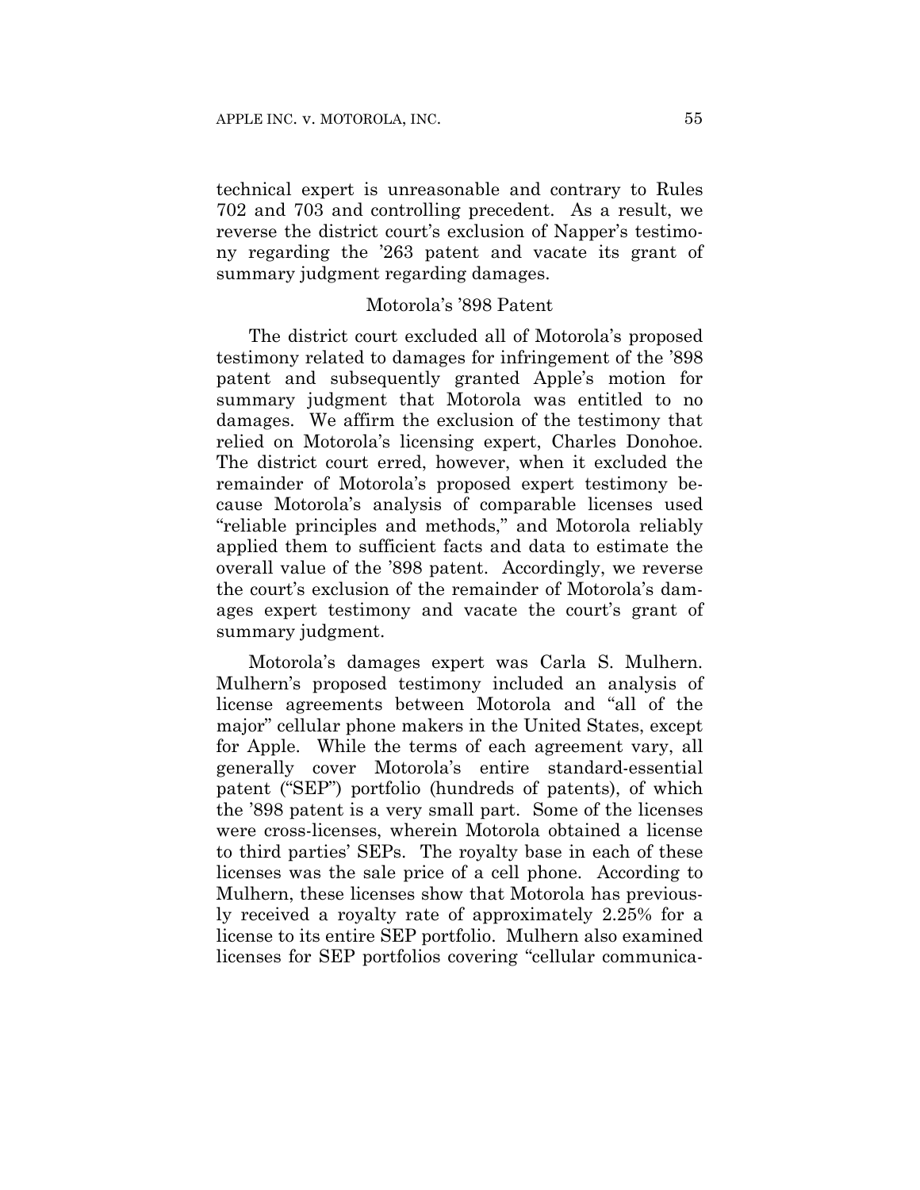technical expert is unreasonable and contrary to Rules 702 and 703 and controlling precedent. As a result, we reverse the district court's exclusion of Napper's testimony regarding the '263 patent and vacate its grant of summary judgment regarding damages.

### Motorola's '898 Patent

The district court excluded all of Motorola's proposed testimony related to damages for infringement of the '898 patent and subsequently granted Apple's motion for summary judgment that Motorola was entitled to no damages. We affirm the exclusion of the testimony that relied on Motorola's licensing expert, Charles Donohoe. The district court erred, however, when it excluded the remainder of Motorola's proposed expert testimony because Motorola's analysis of comparable licenses used "reliable principles and methods," and Motorola reliably applied them to sufficient facts and data to estimate the overall value of the '898 patent. Accordingly, we reverse the court's exclusion of the remainder of Motorola's damages expert testimony and vacate the court's grant of summary judgment.

Motorola's damages expert was Carla S. Mulhern. Mulhern's proposed testimony included an analysis of license agreements between Motorola and "all of the major" cellular phone makers in the United States, except for Apple. While the terms of each agreement vary, all generally cover Motorola's entire standard-essential patent ("SEP") portfolio (hundreds of patents), of which the '898 patent is a very small part. Some of the licenses were cross-licenses, wherein Motorola obtained a license to third parties' SEPs. The royalty base in each of these licenses was the sale price of a cell phone. According to Mulhern, these licenses show that Motorola has previously received a royalty rate of approximately 2.25% for a license to its entire SEP portfolio. Mulhern also examined licenses for SEP portfolios covering "cellular communica-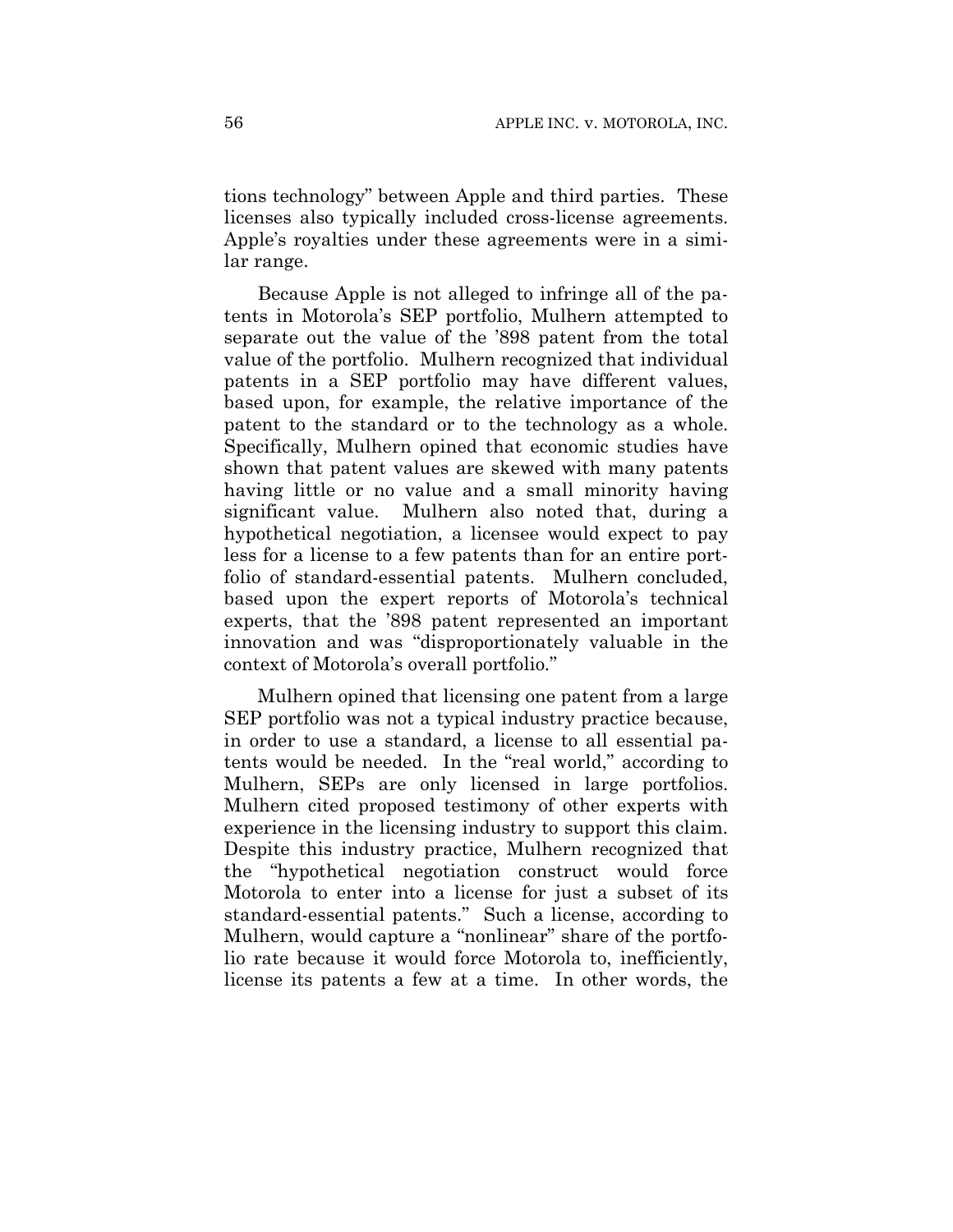tions technology" between Apple and third parties. These licenses also typically included cross-license agreements. Apple's royalties under these agreements were in a similar range.

Because Apple is not alleged to infringe all of the patents in Motorola's SEP portfolio, Mulhern attempted to separate out the value of the '898 patent from the total value of the portfolio. Mulhern recognized that individual patents in a SEP portfolio may have different values, based upon, for example, the relative importance of the patent to the standard or to the technology as a whole. Specifically, Mulhern opined that economic studies have shown that patent values are skewed with many patents having little or no value and a small minority having significant value. Mulhern also noted that, during a hypothetical negotiation, a licensee would expect to pay less for a license to a few patents than for an entire portfolio of standard-essential patents. Mulhern concluded, based upon the expert reports of Motorola's technical experts, that the '898 patent represented an important innovation and was "disproportionately valuable in the context of Motorola's overall portfolio."

Mulhern opined that licensing one patent from a large SEP portfolio was not a typical industry practice because, in order to use a standard, a license to all essential patents would be needed. In the "real world," according to Mulhern, SEPs are only licensed in large portfolios. Mulhern cited proposed testimony of other experts with experience in the licensing industry to support this claim. Despite this industry practice, Mulhern recognized that the "hypothetical negotiation construct would force Motorola to enter into a license for just a subset of its standard-essential patents." Such a license, according to Mulhern, would capture a "nonlinear" share of the portfolio rate because it would force Motorola to, inefficiently, license its patents a few at a time. In other words, the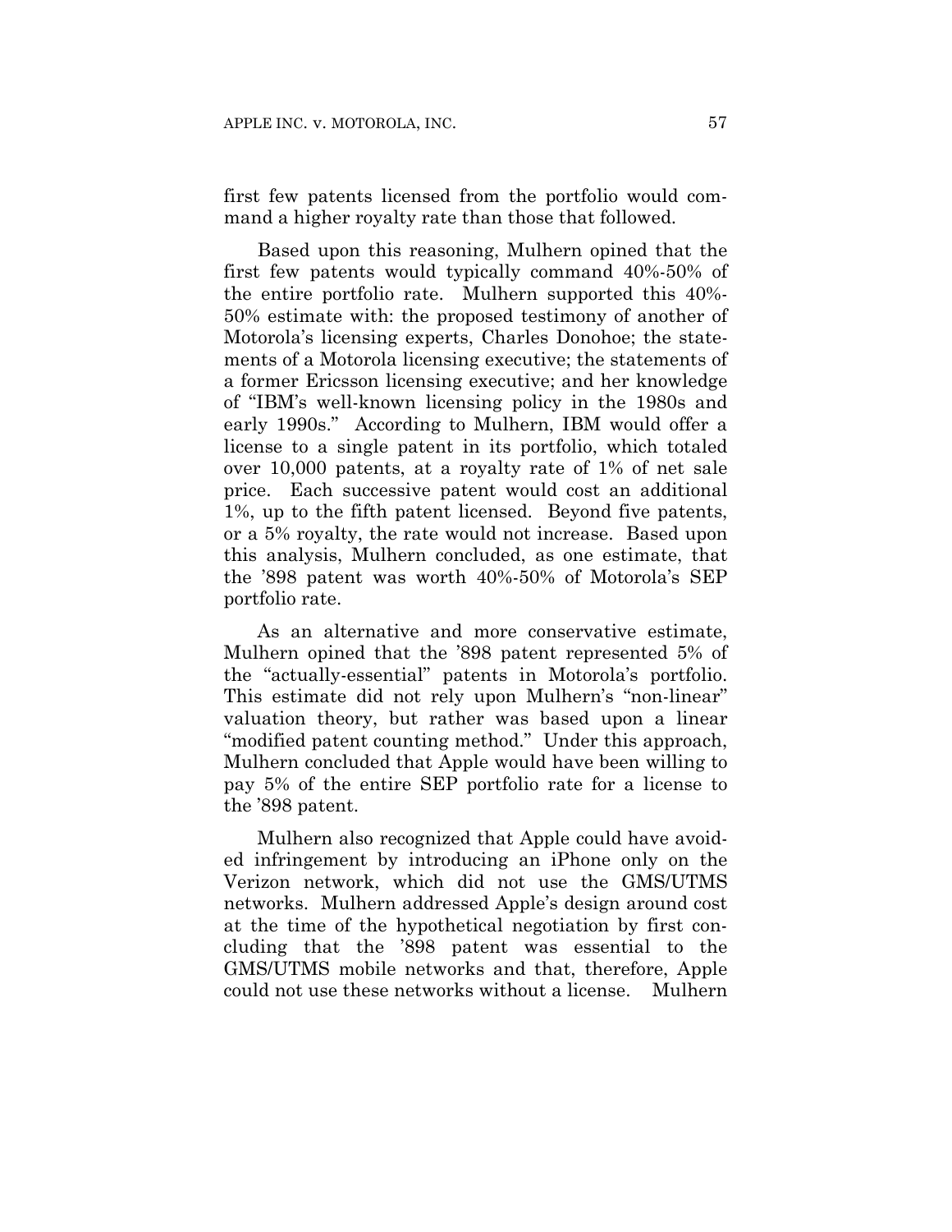first few patents licensed from the portfolio would command a higher royalty rate than those that followed.

Based upon this reasoning, Mulhern opined that the first few patents would typically command 40%-50% of the entire portfolio rate. Mulhern supported this 40%-50% estimate with: the proposed testimony of another of Motorola's licensing experts, Charles Donohoe; the statements of a Motorola licensing executive; the statements of a former Ericsson licensing executive; and her knowledge of "IBM's well-known licensing policy in the 1980s and early 1990s." According to Mulhern, IBM would offer a license to a single patent in its portfolio, which totaled over 10,000 patents, at a royalty rate of 1% of net sale price. Each successive patent would cost an additional 1%, up to the fifth patent licensed. Beyond five patents, or a 5% royalty, the rate would not increase. Based upon this analysis, Mulhern concluded, as one estimate, that the '898 patent was worth 40%-50% of Motorola's SEP portfolio rate.

As an alternative and more conservative estimate, Mulhern opined that the '898 patent represented 5% of the "actually-essential" patents in Motorola's portfolio. This estimate did not rely upon Mulhern's "non-linear" valuation theory, but rather was based upon a linear "modified patent counting method." Under this approach, Mulhern concluded that Apple would have been willing to pay 5% of the entire SEP portfolio rate for a license to the '898 patent.

Mulhern also recognized that Apple could have avoided infringement by introducing an iPhone only on the Verizon network, which did not use the GMS/UTMS networks. Mulhern addressed Apple's design around cost at the time of the hypothetical negotiation by first concluding that the '898 patent was essential to the GMS/UTMS mobile networks and that, therefore, Apple could not use these networks without a license. Mulhern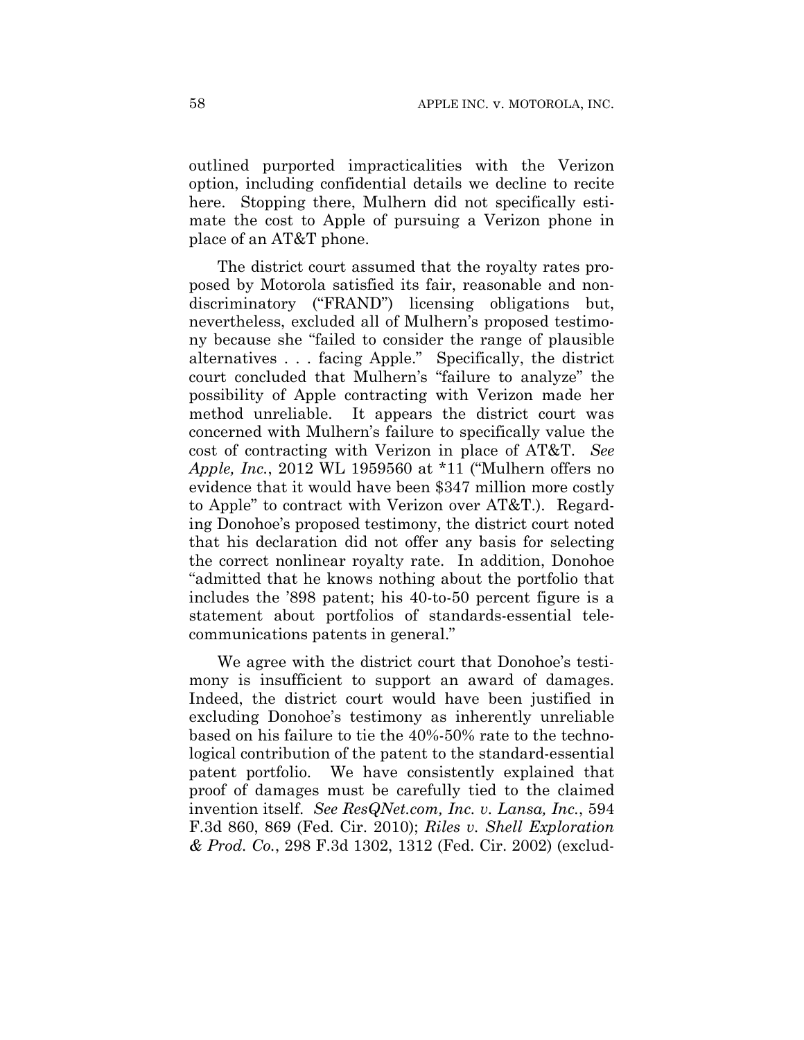outlined purported impracticalities with the Verizon option, including confidential details we decline to recite here. Stopping there, Mulhern did not specifically estimate the cost to Apple of pursuing a Verizon phone in place of an AT&T phone.

The district court assumed that the royalty rates proposed by Motorola satisfied its fair, reasonable and non-discriminatory ("FRAND") licensing obligations but, nevertheless, excluded all of Mulhern's proposed testimony because she "failed to consider the range of plausible alternatives . . . facing Apple." Specifically, the district court concluded that Mulhern's "failure to analyze" the possibility of Apple contracting with Verizon made her method unreliable. It appears the district court was concerned with Mulhern's failure to specifically value the cost of contracting with Verizon in place of AT&T. *See Apple, Inc.*, 2012 WL 1959560 at *11 ("Mulhern offers no evidence that it would have been $347 million more costly to Apple" to contract with Verizon over AT&T.). Regarding Donohoe's proposed testimony, the district court noted that his declaration did not offer any basis for selecting the correct nonlinear royalty rate. In addition, Donohoe "admitted that he knows nothing about the portfolio that includes the '898 patent; his 40-to-50 percent figure is a statement about portfolios of standards-essential telecommunications patents in general."

We agree with the district court that Donohoe's testimony is insufficient to support an award of damages. Indeed, the district court would have been justified in excluding Donohoe's testimony as inherently unreliable based on his failure to tie the 40%-50% rate to the technological contribution of the patent to the standard-essential patent portfolio. We have consistently explained that proof of damages must be carefully tied to the claimed invention itself. *See ResQNet.com, Inc. v. Lansa, Inc.*, 594 F.3d 860, 869 (Fed. Cir. 2010); *Riles v. Shell Exploration & Prod. Co.*, 298 F.3d 1302, 1312 (Fed. Cir. 2002) (exclud-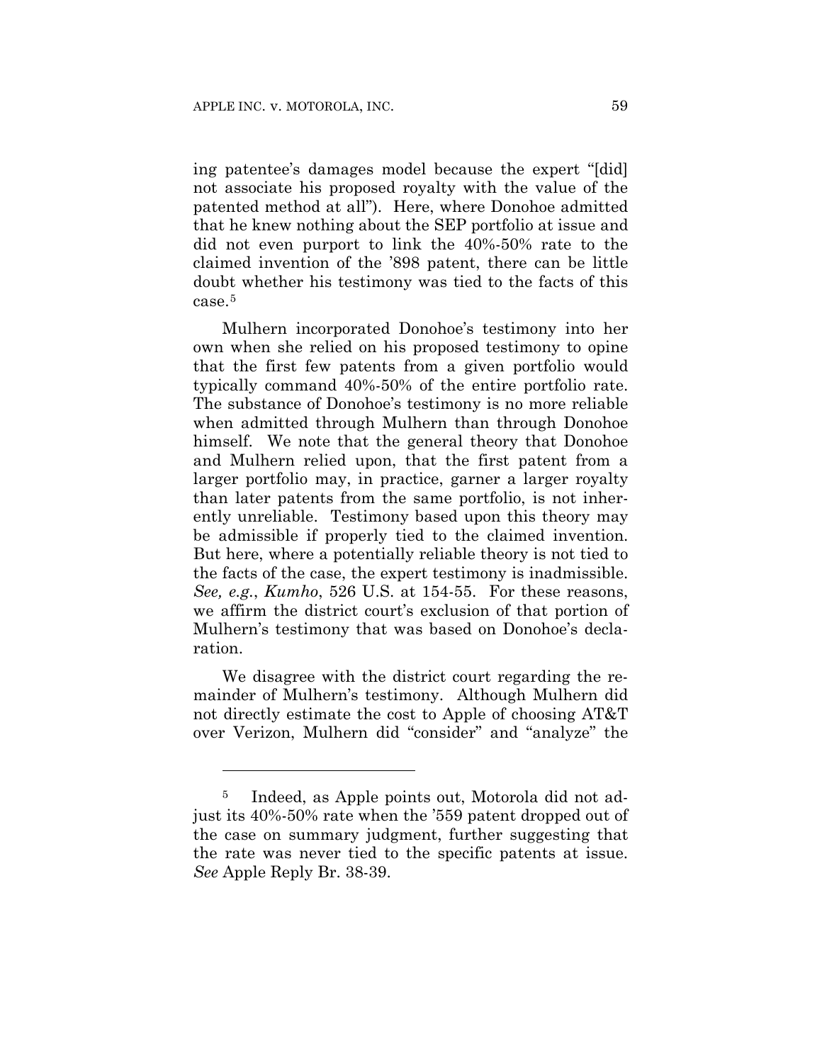ing patentee's damages model because the expert "[did] not associate his proposed royalty with the value of the patented method at all"). Here, where Donohoe admitted that he knew nothing about the SEP portfolio at issue and did not even purport to link the 40%-50% rate to the claimed invention of the '898 patent, there can be little doubt whether his testimony was tied to the facts of this case.[5]

Mulhern incorporated Donohoe's testimony into her own when she relied on his proposed testimony to opine that the first few patents from a given portfolio would typically command 40%-50% of the entire portfolio rate. The substance of Donohoe's testimony is no more reliable when admitted through Mulhern than through Donohoe himself. We note that the general theory that Donohoe and Mulhern relied upon, that the first patent from a larger portfolio may, in practice, garner a larger royalty than later patents from the same portfolio, is not inherently unreliable. Testimony based upon this theory may be admissible if properly tied to the claimed invention. But here, where a potentially reliable theory is not tied to the facts of the case, the expert testimony is inadmissible. *See, e.g.*, *Kumho*, 526 U.S. at 154-55. For these reasons, we affirm the district court's exclusion of that portion of Mulhern's testimony that was based on Donohoe's declaration.

We disagree with the district court regarding the remainder of Mulhern's testimony. Although Mulhern did not directly estimate the cost to Apple of choosing AT&T over Verizon, Mulhern did "consider" and "analyze" the

---

[5] Indeed, as Apple points out, Motorola did not adjust its 40%-50% rate when the '559 patent dropped out of the case on summary judgment, further suggesting that the rate was never tied to the specific patents at issue. *See* Apple Reply Br. 38-39.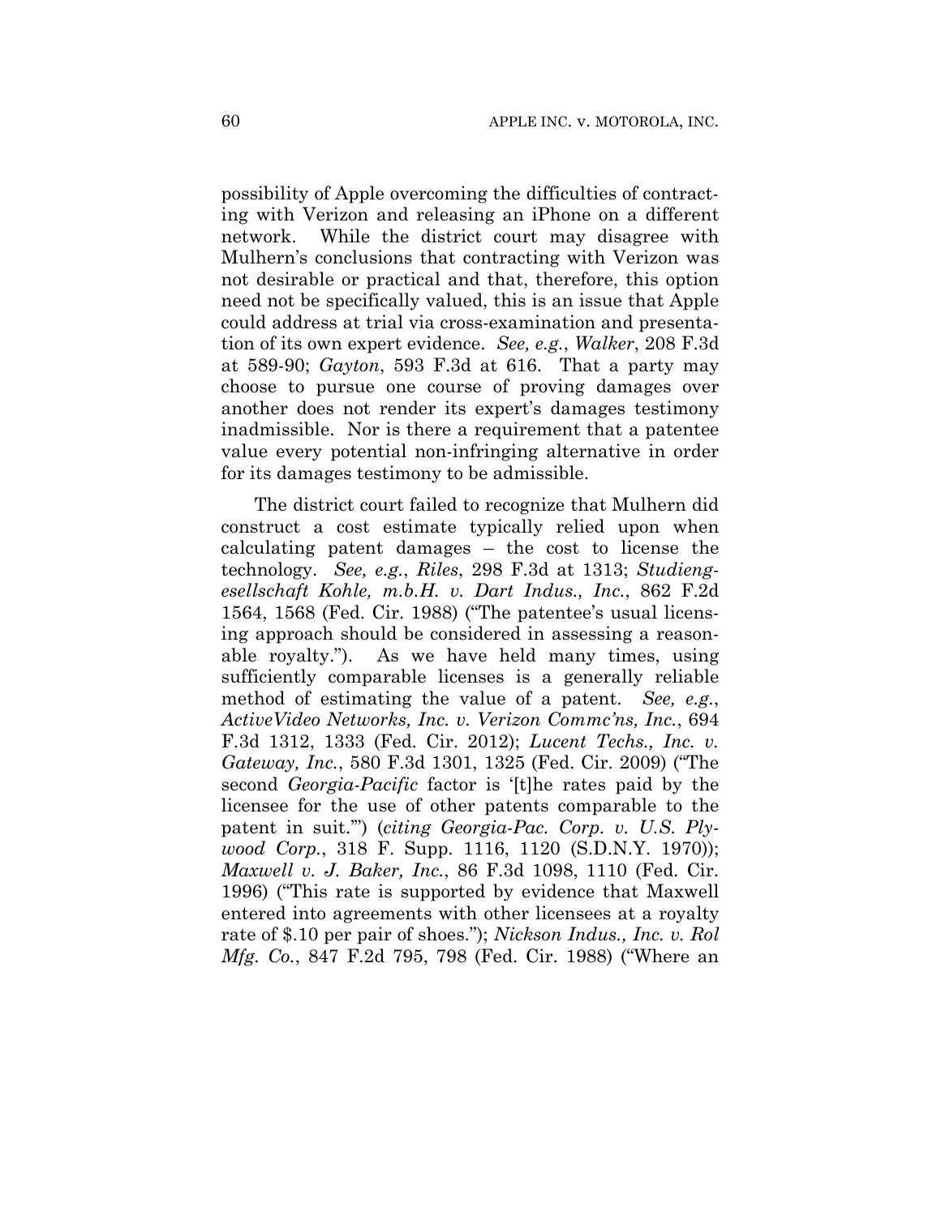possibility of Apple overcoming the difficulties of contracting with Verizon and releasing an iPhone on a different network. While the district court may disagree with Mulhern's conclusions that contracting with Verizon was not desirable or practical and that, therefore, this option need not be specifically valued, this is an issue that Apple could address at trial via cross-examination and presentation of its own expert evidence. *See, e.g.*, *Walker*, 208 F.3d at 589-90; *Gayton*, 593 F.3d at 616. That a party may choose to pursue one course of proving damages over another does not render its expert's damages testimony inadmissible. Nor is there a requirement that a patentee value every potential non-infringing alternative in order for its damages testimony to be admissible.

The district court failed to recognize that Mulhern did construct a cost estimate typically relied upon when calculating patent damages – the cost to license the technology. *See, e.g.*, *Riles*, 298 F.3d at 1313; *Studiengesellschaft Kohle, m.b.H. v. Dart Indus., Inc.*, 862 F.2d 1564, 1568 (Fed. Cir. 1988) ("The patentee's usual licensing approach should be considered in assessing a reasonable royalty."). As we have held many times, using sufficiently comparable licenses is a generally reliable method of estimating the value of a patent. *See, e.g.*, *ActiveVideo Networks, Inc. v. Verizon Commc'ns, Inc.*, 694 F.3d 1312, 1333 (Fed. Cir. 2012); *Lucent Techs., Inc. v. Gateway, Inc.*, 580 F.3d 1301, 1325 (Fed. Cir. 2009) ("The second *Georgia-Pacific* factor is '[t]he rates paid by the licensee for the use of other patents comparable to the patent in suit.'") (*citing Georgia-Pac. Corp. v. U.S. Plywood Corp.*, 318 F. Supp. 1116, 1120 (S.D.N.Y. 1970)); *Maxwell v. J. Baker, Inc.*, 86 F.3d 1098, 1110 (Fed. Cir. 1996) ("This rate is supported by evidence that Maxwell entered into agreements with other licensees at a royalty rate of $.10 per pair of shoes."); *Nickson Indus., Inc. v. Rol Mfg. Co.*, 847 F.2d 795, 798 (Fed. Cir. 1988) ("Where an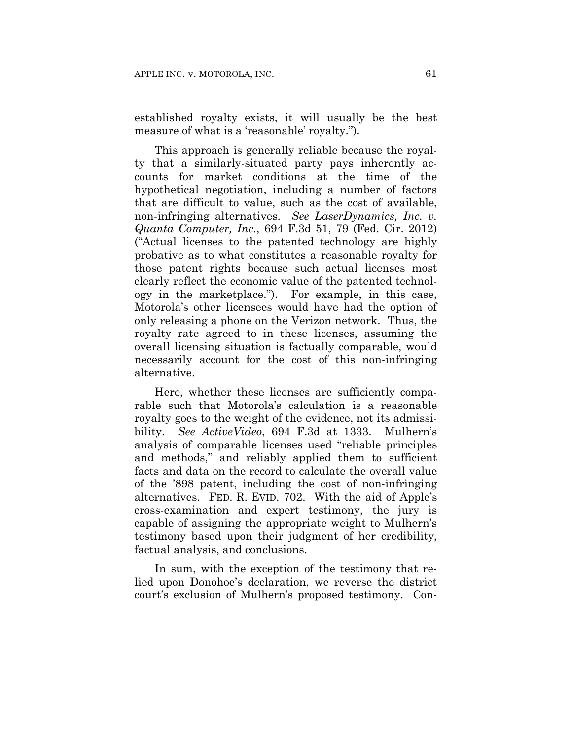established royalty exists, it will usually be the best measure of what is a 'reasonable' royalty.").

This approach is generally reliable because the royalty that a similarly-situated party pays inherently accounts for market conditions at the time of the hypothetical negotiation, including a number of factors that are difficult to value, such as the cost of available, non-infringing alternatives. *See LaserDynamics, Inc. v. Quanta Computer, Inc.*, 694 F.3d 51, 79 (Fed. Cir. 2012) ("Actual licenses to the patented technology are highly probative as to what constitutes a reasonable royalty for those patent rights because such actual licenses most clearly reflect the economic value of the patented technology in the marketplace."). For example, in this case, Motorola's other licensees would have had the option of only releasing a phone on the Verizon network. Thus, the royalty rate agreed to in these licenses, assuming the overall licensing situation is factually comparable, would necessarily account for the cost of this non-infringing alternative.

Here, whether these licenses are sufficiently comparable such that Motorola's calculation is a reasonable royalty goes to the weight of the evidence, not its admissibility. *See ActiveVideo*, 694 F.3d at 1333. Mulhern's analysis of comparable licenses used "reliable principles and methods," and reliably applied them to sufficient facts and data on the record to calculate the overall value of the '898 patent, including the cost of non-infringing alternatives. FED. R. EVID. 702. With the aid of Apple's cross-examination and expert testimony, the jury is capable of assigning the appropriate weight to Mulhern's testimony based upon their judgment of her credibility, factual analysis, and conclusions.

In sum, with the exception of the testimony that relied upon Donohoe's declaration, we reverse the district court's exclusion of Mulhern's proposed testimony. Con-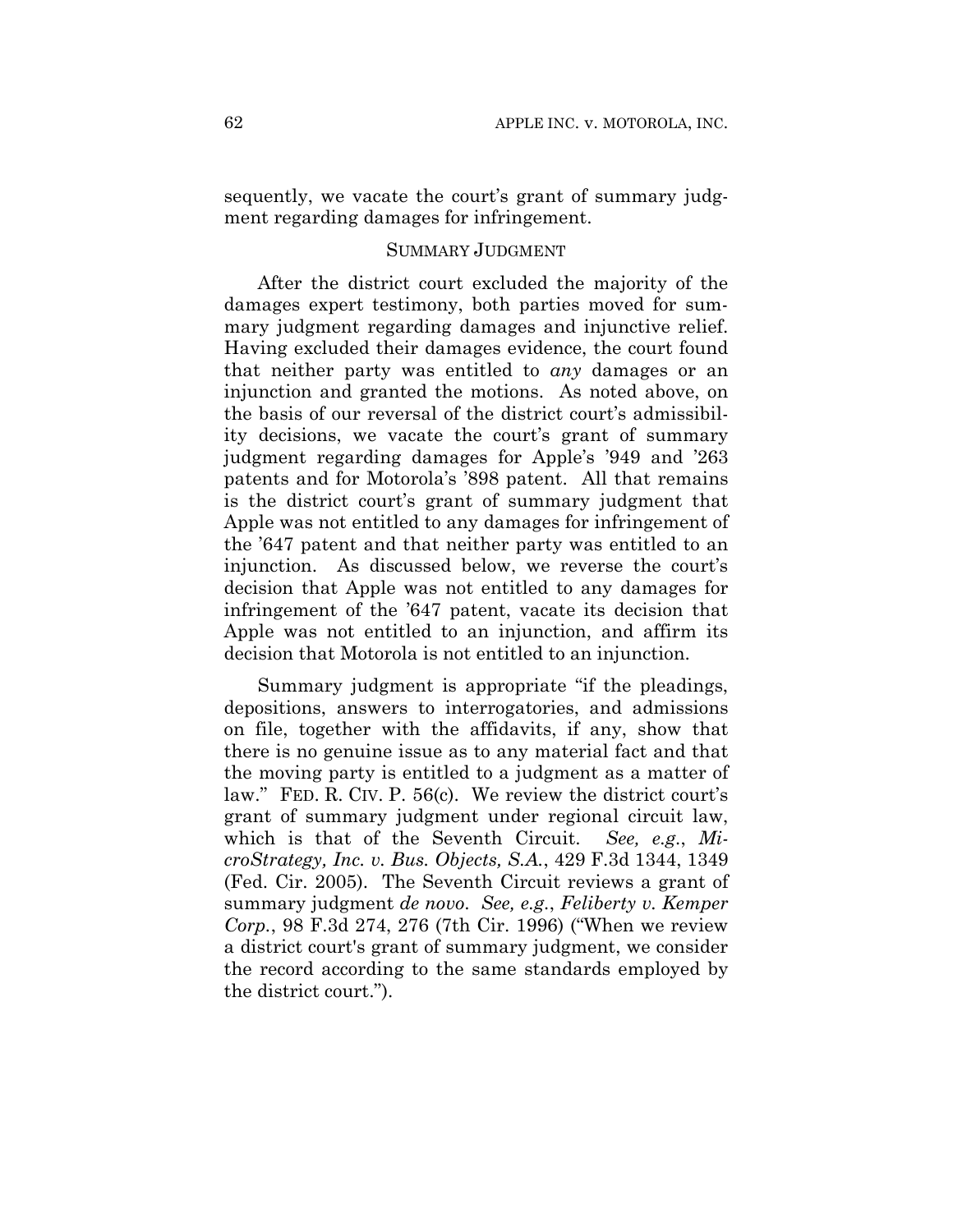sequently, we vacate the court's grant of summary judgment regarding damages for infringement.

## SUMMARY JUDGMENT

After the district court excluded the majority of the damages expert testimony, both parties moved for summary judgment regarding damages and injunctive relief. Having excluded their damages evidence, the court found that neither party was entitled to *any* damages or an injunction and granted the motions. As noted above, on the basis of our reversal of the district court's admissibility decisions, we vacate the court's grant of summary judgment regarding damages for Apple's '949 and '263 patents and for Motorola's '898 patent. All that remains is the district court's grant of summary judgment that Apple was not entitled to any damages for infringement of the '647 patent and that neither party was entitled to an injunction. As discussed below, we reverse the court's decision that Apple was not entitled to any damages for infringement of the '647 patent, vacate its decision that Apple was not entitled to an injunction, and affirm its decision that Motorola is not entitled to an injunction.

Summary judgment is appropriate "if the pleadings, depositions, answers to interrogatories, and admissions on file, together with the affidavits, if any, show that there is no genuine issue as to any material fact and that the moving party is entitled to a judgment as a matter of law." FED. R. CIV. P. 56(c). We review the district court's grant of summary judgment under regional circuit law, which is that of the Seventh Circuit. *See, e.g.*, *MicroStrategy, Inc. v. Bus. Objects, S.A.*, 429 F.3d 1344, 1349 (Fed. Cir. 2005). The Seventh Circuit reviews a grant of summary judgment *de novo*. *See, e.g.*, *Feliberty v. Kemper Corp.*, 98 F.3d 274, 276 (7th Cir. 1996) ("When we review a district court's grant of summary judgment, we consider the record according to the same standards employed by the district court.").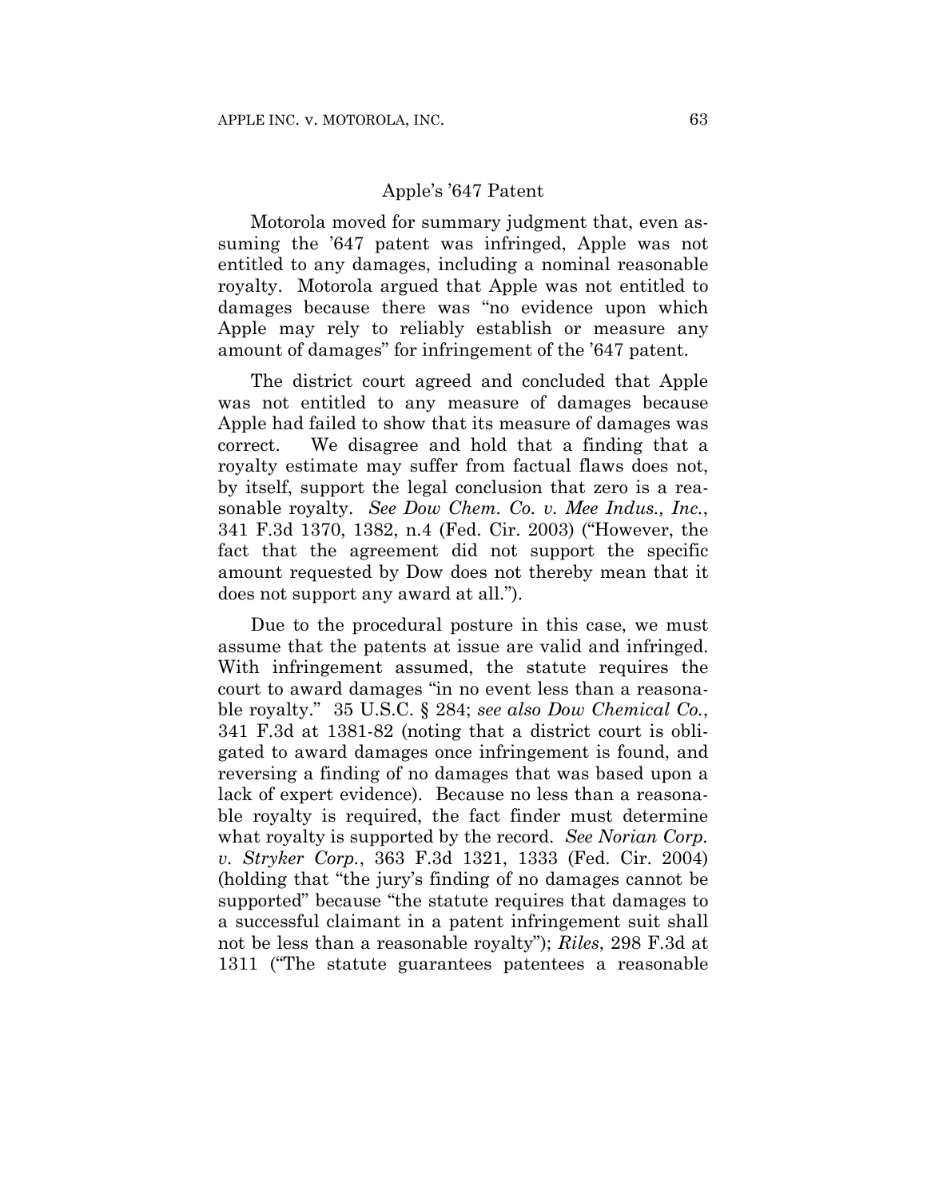### Apple's '647 Patent

Motorola moved for summary judgment that, even assuming the '647 patent was infringed, Apple was not entitled to any damages, including a nominal reasonable royalty. Motorola argued that Apple was not entitled to damages because there was "no evidence upon which Apple may rely to reliably establish or measure any amount of damages" for infringement of the '647 patent.

The district court agreed and concluded that Apple was not entitled to any measure of damages because Apple had failed to show that its measure of damages was correct. We disagree and hold that a finding that a royalty estimate may suffer from factual flaws does not, by itself, support the legal conclusion that zero is a reasonable royalty. *See Dow Chem. Co. v. Mee Indus., Inc.*, 341 F.3d 1370, 1382, n.4 (Fed. Cir. 2003) ("However, the fact that the agreement did not support the specific amount requested by Dow does not thereby mean that it does not support any award at all.").

Due to the procedural posture in this case, we must assume that the patents at issue are valid and infringed. With infringement assumed, the statute requires the court to award damages "in no event less than a reasonable royalty." 35 U.S.C. § 284; *see also Dow Chemical Co.*, 341 F.3d at 1381-82 (noting that a district court is obligated to award damages once infringement is found, and reversing a finding of no damages that was based upon a lack of expert evidence). Because no less than a reasonable royalty is required, the fact finder must determine what royalty is supported by the record. *See Norian Corp. v. Stryker Corp.*, 363 F.3d 1321, 1333 (Fed. Cir. 2004) (holding that "the jury's finding of no damages cannot be supported" because "the statute requires that damages to a successful claimant in a patent infringement suit shall not be less than a reasonable royalty"); *Riles*, 298 F.3d at 1311 ("The statute guarantees patentees a reasonable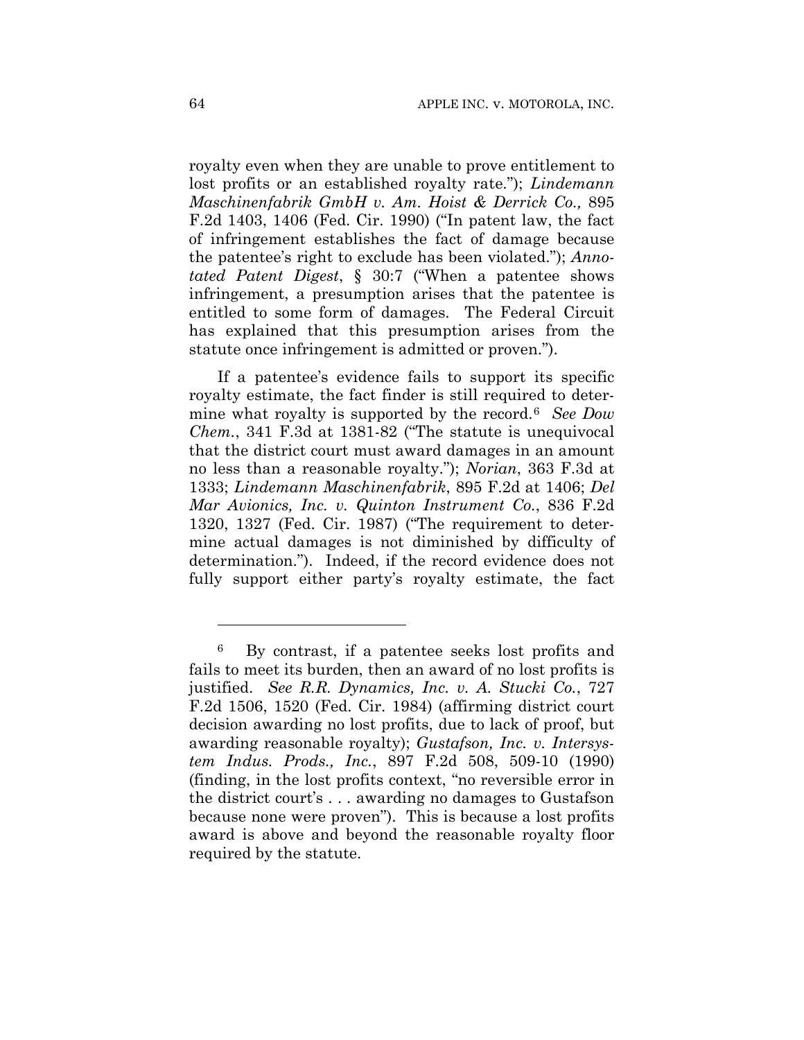royalty even when they are unable to prove entitlement to lost profits or an established royalty rate."); *Lindemann Maschinenfabrik GmbH v. Am. Hoist & Derrick Co.,* 895 F.2d 1403, 1406 (Fed. Cir. 1990) ("In patent law, the fact of infringement establishes the fact of damage because the patentee's right to exclude has been violated."); *Annotated Patent Digest*, § 30:7 ("When a patentee shows infringement, a presumption arises that the patentee is entitled to some form of damages. The Federal Circuit has explained that this presumption arises from the statute once infringement is admitted or proven.").

If a patentee's evidence fails to support its specific royalty estimate, the fact finder is still required to determine what royalty is supported by the record.[6] *See Dow Chem.*, 341 F.3d at 1381-82 ("The statute is unequivocal that the district court must award damages in an amount no less than a reasonable royalty."); *Norian*, 363 F.3d at 1333; *Lindemann Maschinenfabrik*, 895 F.2d at 1406; *Del Mar Avionics, Inc. v. Quinton Instrument Co.*, 836 F.2d 1320, 1327 (Fed. Cir. 1987) ("The requirement to determine actual damages is not diminished by difficulty of determination."). Indeed, if the record evidence does not fully support either party's royalty estimate, the fact

---

[6] By contrast, if a patentee seeks lost profits and fails to meet its burden, then an award of no lost profits is justified. *See R.R. Dynamics, Inc. v. A. Stucki Co.*, 727 F.2d 1506, 1520 (Fed. Cir. 1984) (affirming district court decision awarding no lost profits, due to lack of proof, but awarding reasonable royalty); *Gustafson, Inc. v. Intersystem Indus. Prods., Inc.*, 897 F.2d 508, 509-10 (1990) (finding, in the lost profits context, "no reversible error in the district court's . . . awarding no damages to Gustafson because none were proven"). This is because a lost profits award is above and beyond the reasonable royalty floor required by the statute.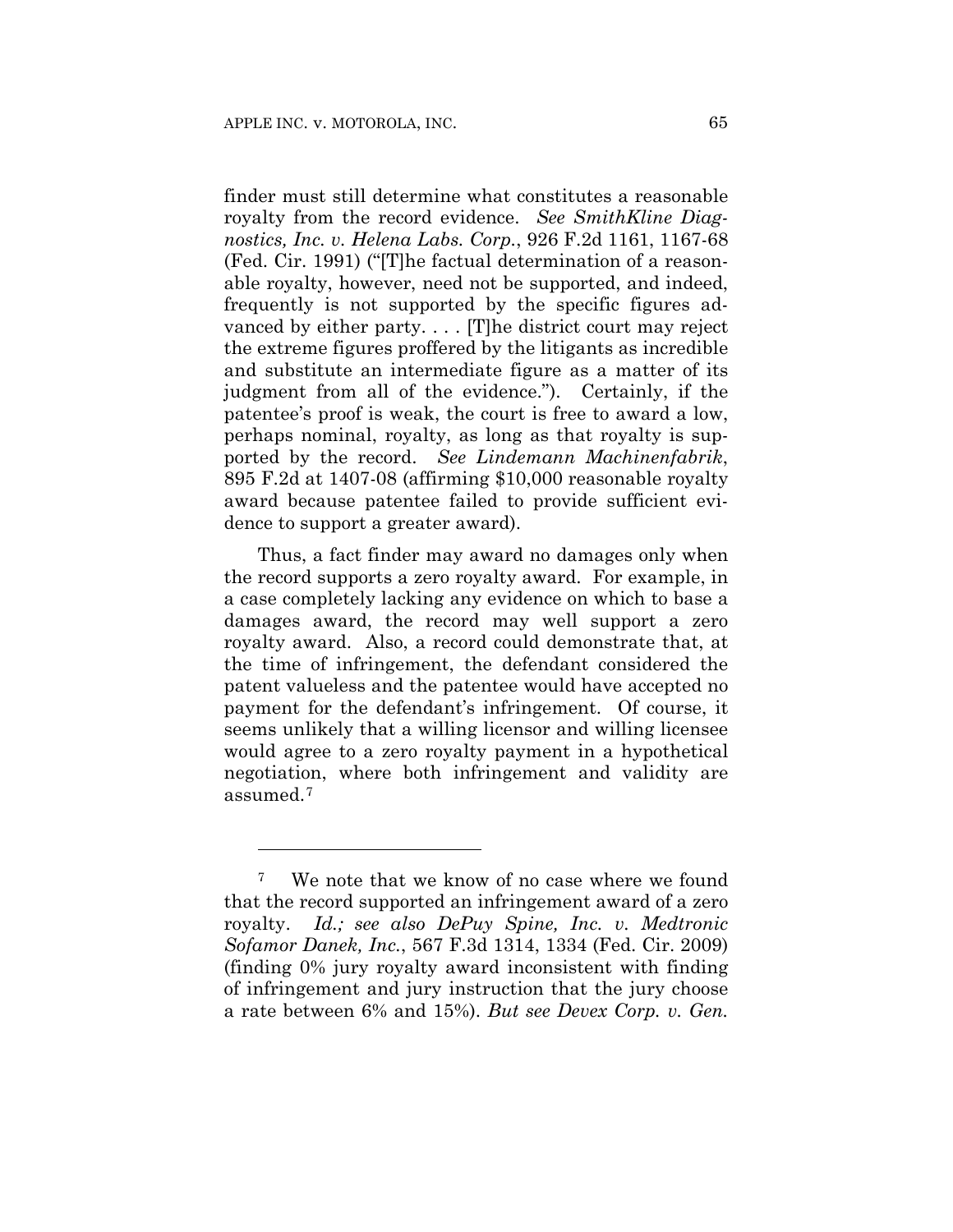finder must still determine what constitutes a reasonable royalty from the record evidence. *See SmithKline Diagnostics, Inc. v. Helena Labs. Corp.*, 926 F.2d 1161, 1167-68 (Fed. Cir. 1991) ("[T]he factual determination of a reasonable royalty, however, need not be supported, and indeed, frequently is not supported by the specific figures advanced by either party. . . . [T]he district court may reject the extreme figures proffered by the litigants as incredible and substitute an intermediate figure as a matter of its judgment from all of the evidence."). Certainly, if the patentee's proof is weak, the court is free to award a low, perhaps nominal, royalty, as long as that royalty is supported by the record. *See Lindemann Machinenfabrik*, 895 F.2d at 1407-08 (affirming $10,000 reasonable royalty award because patentee failed to provide sufficient evidence to support a greater award).

Thus, a fact finder may award no damages only when the record supports a zero royalty award. For example, in a case completely lacking any evidence on which to base a damages award, the record may well support a zero royalty award. Also, a record could demonstrate that, at the time of infringement, the defendant considered the patent valueless and the patentee would have accepted no payment for the defendant's infringement. Of course, it seems unlikely that a willing licensor and willing licensee would agree to a zero royalty payment in a hypothetical negotiation, where both infringement and validity are assumed.[7]

---

[7] We note that we know of no case where we found that the record supported an infringement award of a zero royalty. *Id.; see also DePuy Spine, Inc. v. Medtronic Sofamor Danek, Inc.*, 567 F.3d 1314, 1334 (Fed. Cir. 2009) (finding 0% jury royalty award inconsistent with finding of infringement and jury instruction that the jury choose a rate between 6% and 15%). *But see Devex Corp. v. Gen.*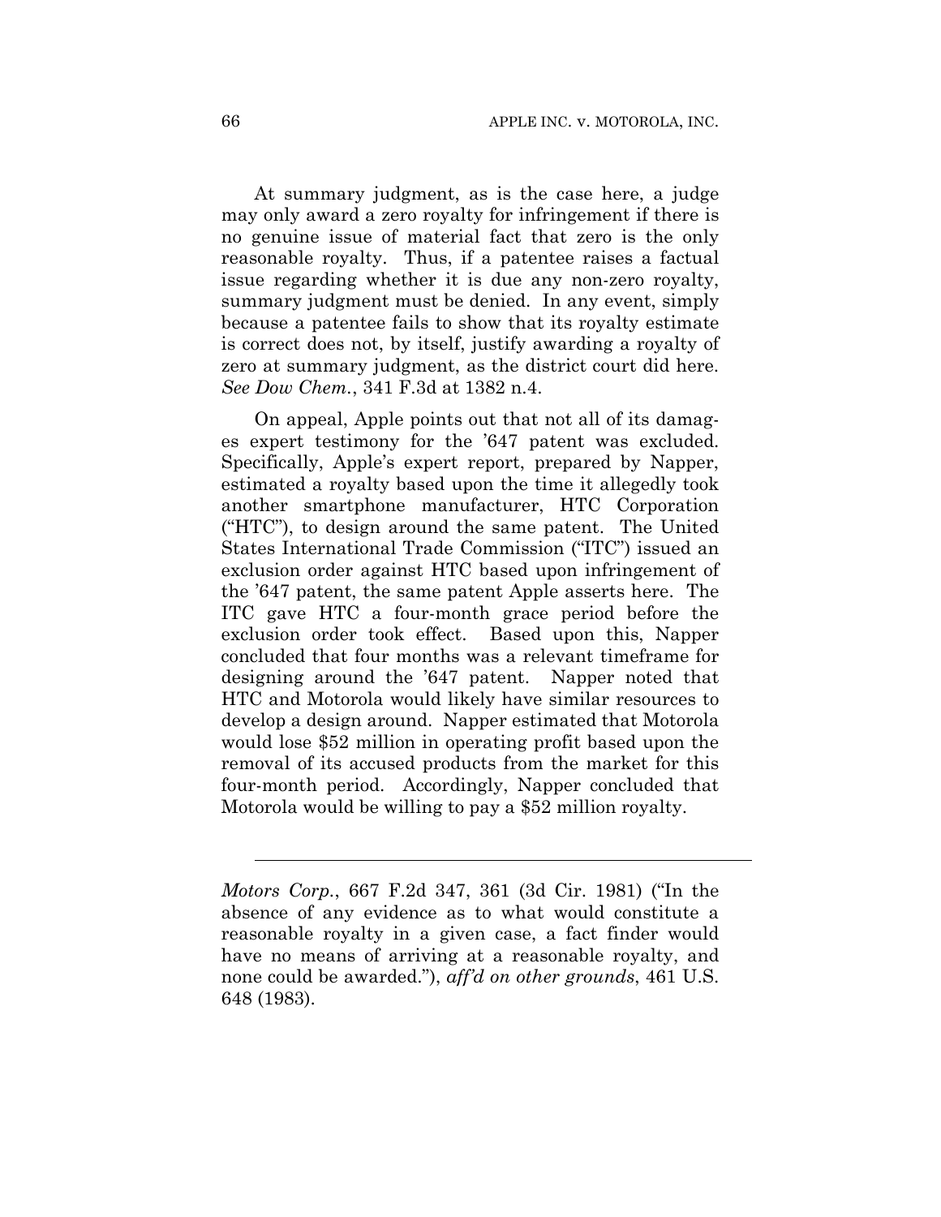At summary judgment, as is the case here, a judge may only award a zero royalty for infringement if there is no genuine issue of material fact that zero is the only reasonable royalty. Thus, if a patentee raises a factual issue regarding whether it is due any non-zero royalty, summary judgment must be denied. In any event, simply because a patentee fails to show that its royalty estimate is correct does not, by itself, justify awarding a royalty of zero at summary judgment, as the district court did here. *See Dow Chem.*, 341 F.3d at 1382 n.4.

On appeal, Apple points out that not all of its damages expert testimony for the '647 patent was excluded. Specifically, Apple's expert report, prepared by Napper, estimated a royalty based upon the time it allegedly took another smartphone manufacturer, HTC Corporation ("HTC"), to design around the same patent. The United States International Trade Commission ("ITC") issued an exclusion order against HTC based upon infringement of the '647 patent, the same patent Apple asserts here. The ITC gave HTC a four-month grace period before the exclusion order took effect. Based upon this, Napper concluded that four months was a relevant timeframe for designing around the '647 patent. Napper noted that HTC and Motorola would likely have similar resources to develop a design around. Napper estimated that Motorola would lose $52 million in operating profit based upon the removal of its accused products from the market for this four-month period. Accordingly, Napper concluded that Motorola would be willing to pay a $52 million royalty.

---

*Motors Corp.*, 667 F.2d 347, 361 (3d Cir. 1981) ("In the absence of any evidence as to what would constitute a reasonable royalty in a given case, a fact finder would have no means of arriving at a reasonable royalty, and none could be awarded."), *aff'd on other grounds*, 461 U.S. 648 (1983).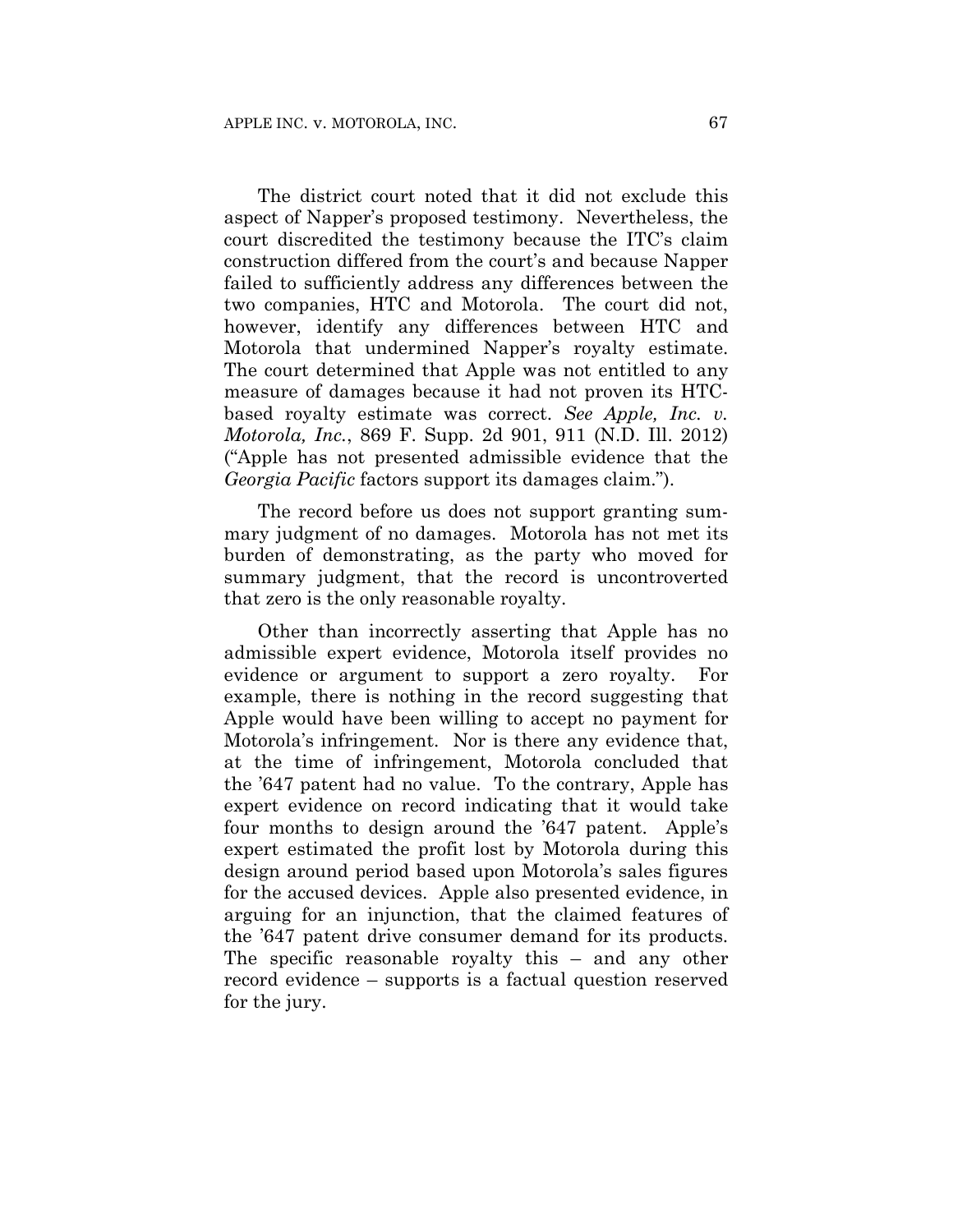The district court noted that it did not exclude this aspect of Napper's proposed testimony. Nevertheless, the court discredited the testimony because the ITC's claim construction differed from the court's and because Napper failed to sufficiently address any differences between the two companies, HTC and Motorola. The court did not, however, identify any differences between HTC and Motorola that undermined Napper's royalty estimate. The court determined that Apple was not entitled to any measure of damages because it had not proven its HTC-based royalty estimate was correct. *See Apple, Inc. v. Motorola, Inc.*, 869 F. Supp. 2d 901, 911 (N.D. Ill. 2012) ("Apple has not presented admissible evidence that the *Georgia Pacific* factors support its damages claim.").

The record before us does not support granting summary judgment of no damages. Motorola has not met its burden of demonstrating, as the party who moved for summary judgment, that the record is uncontroverted that zero is the only reasonable royalty.

Other than incorrectly asserting that Apple has no admissible expert evidence, Motorola itself provides no evidence or argument to support a zero royalty. For example, there is nothing in the record suggesting that Apple would have been willing to accept no payment for Motorola's infringement. Nor is there any evidence that, at the time of infringement, Motorola concluded that the '647 patent had no value. To the contrary, Apple has expert evidence on record indicating that it would take four months to design around the '647 patent. Apple's expert estimated the profit lost by Motorola during this design around period based upon Motorola's sales figures for the accused devices. Apple also presented evidence, in arguing for an injunction, that the claimed features of the '647 patent drive consumer demand for its products. The specific reasonable royalty this – and any other record evidence – supports is a factual question reserved for the jury.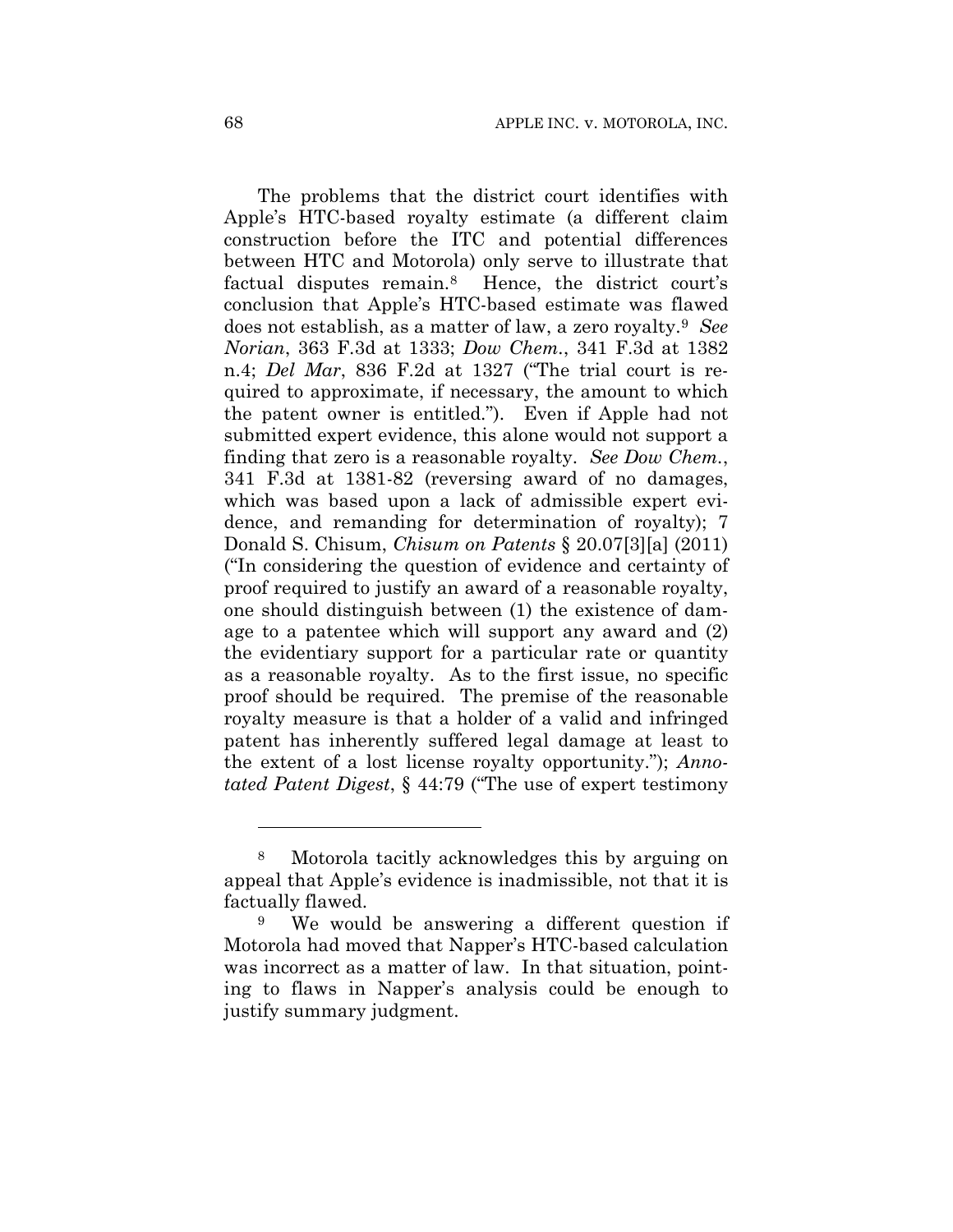The problems that the district court identifies with Apple's HTC-based royalty estimate (a different claim construction before the ITC and potential differences between HTC and Motorola) only serve to illustrate that factual disputes remain.[8] Hence, the district court's conclusion that Apple's HTC-based estimate was flawed does not establish, as a matter of law, a zero royalty.[9] *See Norian*, 363 F.3d at 1333; *Dow Chem.*, 341 F.3d at 1382 n.4; *Del Mar*, 836 F.2d at 1327 ("The trial court is required to approximate, if necessary, the amount to which the patent owner is entitled."). Even if Apple had not submitted expert evidence, this alone would not support a finding that zero is a reasonable royalty. *See Dow Chem.*, 341 F.3d at 1381-82 (reversing award of no damages, which was based upon a lack of admissible expert evidence, and remanding for determination of royalty); 7 Donald S. Chisum, *Chisum on Patents* § 20.07[3][a] (2011) ("In considering the question of evidence and certainty of proof required to justify an award of a reasonable royalty, one should distinguish between (1) the existence of damage to a patentee which will support any award and (2) the evidentiary support for a particular rate or quantity as a reasonable royalty. As to the first issue, no specific proof should be required. The premise of the reasonable royalty measure is that a holder of a valid and infringed patent has inherently suffered legal damage at least to the extent of a lost license royalty opportunity."); *Annotated Patent Digest*, § 44:79 ("The use of expert testimony

---

[8] Motorola tacitly acknowledges this by arguing on appeal that Apple's evidence is inadmissible, not that it is factually flawed.

[9] We would be answering a different question if Motorola had moved that Napper's HTC-based calculation was incorrect as a matter of law. In that situation, pointing to flaws in Napper's analysis could be enough to justify summary judgment.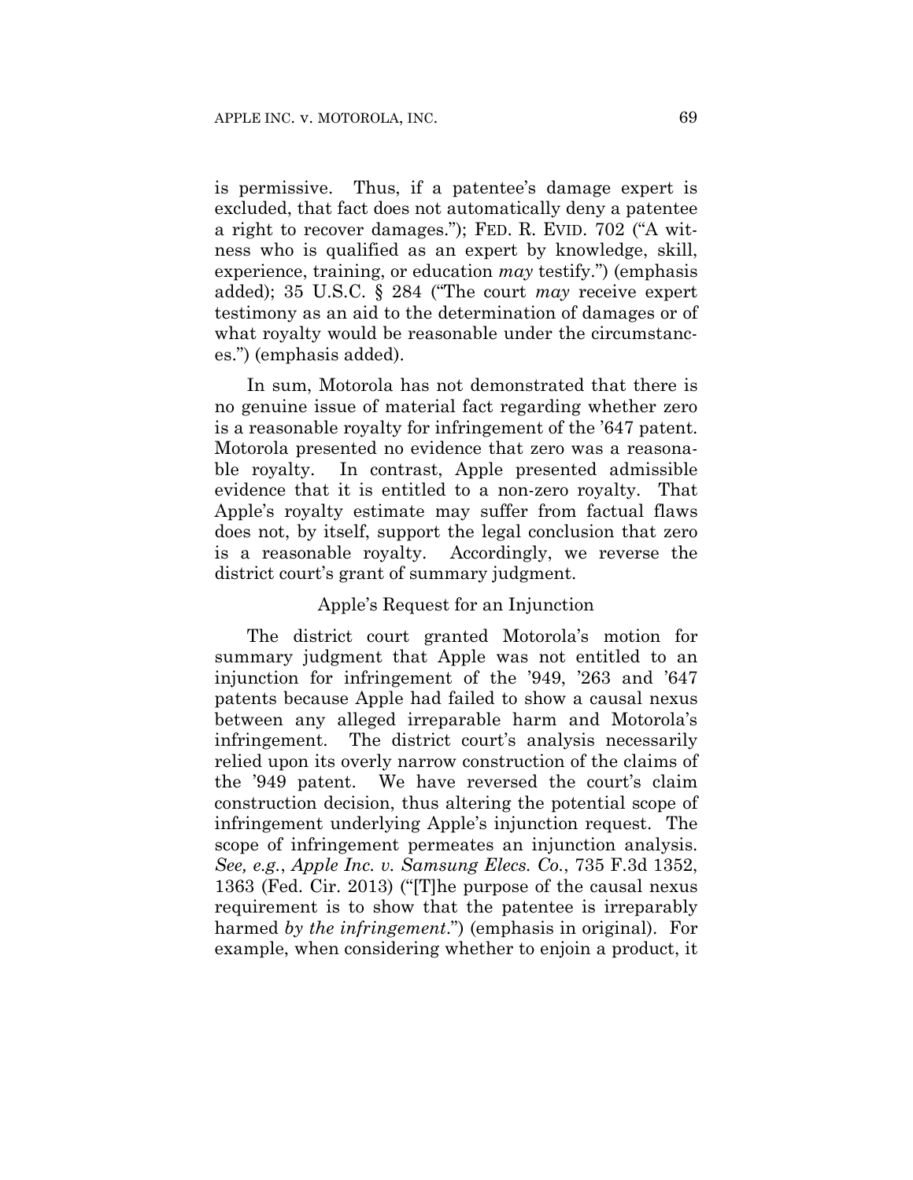is permissive. Thus, if a patentee's damage expert is excluded, that fact does not automatically deny a patentee a right to recover damages."); FED. R. EVID. 702 ("A witness who is qualified as an expert by knowledge, skill, experience, training, or education *may* testify.") (emphasis added); 35 U.S.C. § 284 ("The court *may* receive expert testimony as an aid to the determination of damages or of what royalty would be reasonable under the circumstances.") (emphasis added).

In sum, Motorola has not demonstrated that there is no genuine issue of material fact regarding whether zero is a reasonable royalty for infringement of the '647 patent. Motorola presented no evidence that zero was a reasonable royalty. In contrast, Apple presented admissible evidence that it is entitled to a non-zero royalty. That Apple's royalty estimate may suffer from factual flaws does not, by itself, support the legal conclusion that zero is a reasonable royalty. Accordingly, we reverse the district court's grant of summary judgment.

### Apple's Request for an Injunction

The district court granted Motorola's motion for summary judgment that Apple was not entitled to an injunction for infringement of the '949, '263 and '647 patents because Apple had failed to show a causal nexus between any alleged irreparable harm and Motorola's infringement. The district court's analysis necessarily relied upon its overly narrow construction of the claims of the '949 patent. We have reversed the court's claim construction decision, thus altering the potential scope of infringement underlying Apple's injunction request. The scope of infringement permeates an injunction analysis. *See, e.g.*, *Apple Inc. v. Samsung Elecs. Co.*, 735 F.3d 1352, 1363 (Fed. Cir. 2013) ("[T]he purpose of the causal nexus requirement is to show that the patentee is irreparably harmed *by the infringement*.") (emphasis in original). For example, when considering whether to enjoin a product, it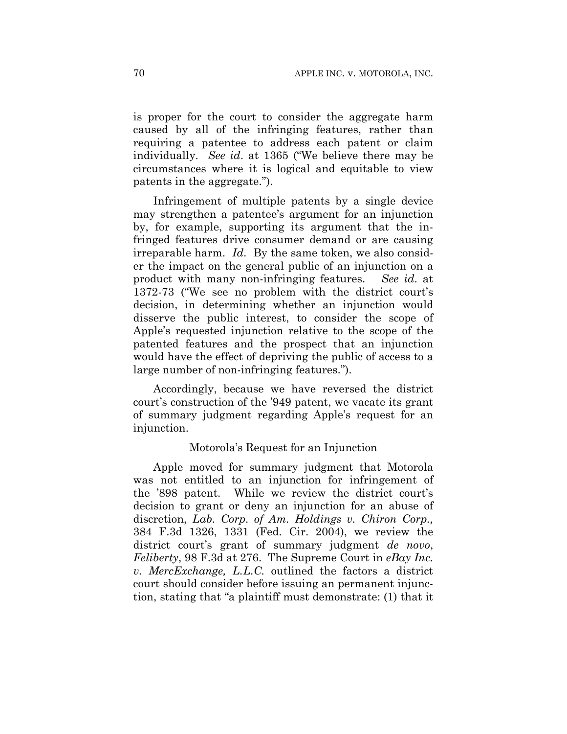is proper for the court to consider the aggregate harm caused by all of the infringing features, rather than requiring a patentee to address each patent or claim individually. *See id*. at 1365 ("We believe there may be circumstances where it is logical and equitable to view patents in the aggregate.").

Infringement of multiple patents by a single device may strengthen a patentee's argument for an injunction by, for example, supporting its argument that the infringed features drive consumer demand or are causing irreparable harm. *Id*. By the same token, we also consider the impact on the general public of an injunction on a product with many non-infringing features. *See id*. at 1372-73 ("We see no problem with the district court's decision, in determining whether an injunction would disserve the public interest, to consider the scope of Apple's requested injunction relative to the scope of the patented features and the prospect that an injunction would have the effect of depriving the public of access to a large number of non-infringing features.").

Accordingly, because we have reversed the district court's construction of the '949 patent, we vacate its grant of summary judgment regarding Apple's request for an injunction.

### Motorola's Request for an Injunction

Apple moved for summary judgment that Motorola was not entitled to an injunction for infringement of the '898 patent. While we review the district court's decision to grant or deny an injunction for an abuse of discretion, *Lab. Corp. of Am. Holdings v. Chiron Corp.,* 384 F.3d 1326, 1331 (Fed. Cir. 2004), we review the district court's grant of summary judgment *de novo*, *Feliberty*, 98 F.3d at 276. The Supreme Court in *eBay Inc. v. MercExchange, L.L.C.* outlined the factors a district court should consider before issuing an permanent injunction, stating that "a plaintiff must demonstrate: (1) that it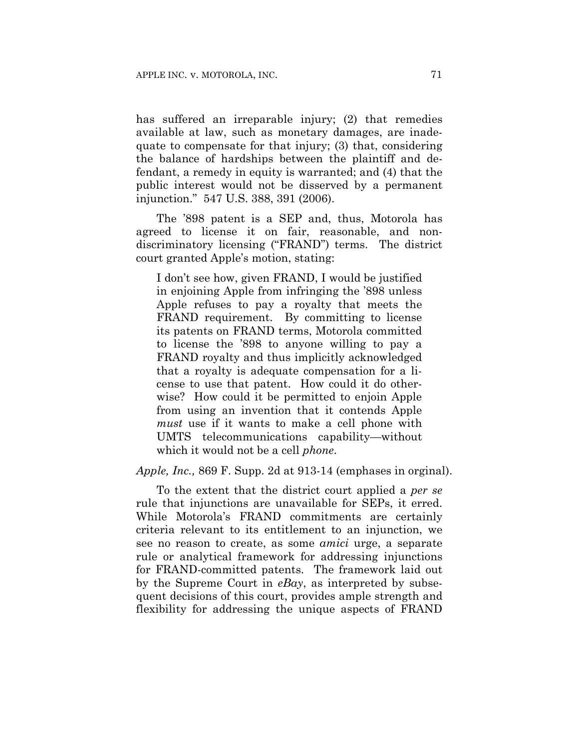has suffered an irreparable injury; (2) that remedies available at law, such as monetary damages, are inadequate to compensate for that injury; (3) that, considering the balance of hardships between the plaintiff and defendant, a remedy in equity is warranted; and (4) that the public interest would not be disserved by a permanent injunction." 547 U.S. 388, 391 (2006).

The '898 patent is a SEP and, thus, Motorola has agreed to license it on fair, reasonable, and non-discriminatory licensing ("FRAND") terms. The district court granted Apple's motion, stating:

> I don't see how, given FRAND, I would be justified in enjoining Apple from infringing the '898 unless Apple refuses to pay a royalty that meets the FRAND requirement. By committing to license its patents on FRAND terms, Motorola committed to license the '898 to anyone willing to pay a FRAND royalty and thus implicitly acknowledged that a royalty is adequate compensation for a license to use that patent. How could it do otherwise? How could it be permitted to enjoin Apple from using an invention that it contends Apple *must* use if it wants to make a cell phone with UMTS telecommunications capability—without which it would not be a cell *phone*.

*Apple, Inc.,* 869 F. Supp. 2d at 913-14 (emphases in orginal).

To the extent that the district court applied a *per se* rule that injunctions are unavailable for SEPs, it erred. While Motorola's FRAND commitments are certainly criteria relevant to its entitlement to an injunction, we see no reason to create, as some *amici* urge, a separate rule or analytical framework for addressing injunctions for FRAND-committed patents. The framework laid out by the Supreme Court in *eBay*, as interpreted by subsequent decisions of this court, provides ample strength and flexibility for addressing the unique aspects of FRAND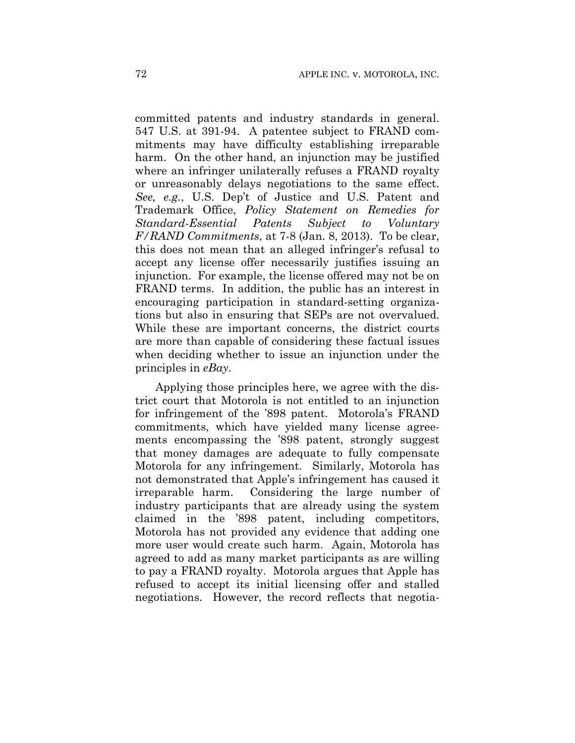committed patents and industry standards in general. 547 U.S. at 391-94. A patentee subject to FRAND commitments may have difficulty establishing irreparable harm. On the other hand, an injunction may be justified where an infringer unilaterally refuses a FRAND royalty or unreasonably delays negotiations to the same effect. *See, e.g.*, U.S. Dep't of Justice and U.S. Patent and Trademark Office, *Policy Statement on Remedies for Standard-Essential Patents Subject to Voluntary F/RAND Commitments*, at 7-8 (Jan. 8, 2013). To be clear, this does not mean that an alleged infringer's refusal to accept any license offer necessarily justifies issuing an injunction. For example, the license offered may not be on FRAND terms. In addition, the public has an interest in encouraging participation in standard-setting organizations but also in ensuring that SEPs are not overvalued. While these are important concerns, the district courts are more than capable of considering these factual issues when deciding whether to issue an injunction under the principles in *eBay*.

Applying those principles here, we agree with the district court that Motorola is not entitled to an injunction for infringement of the '898 patent. Motorola's FRAND commitments, which have yielded many license agreements encompassing the '898 patent, strongly suggest that money damages are adequate to fully compensate Motorola for any infringement. Similarly, Motorola has not demonstrated that Apple's infringement has caused it irreparable harm. Considering the large number of industry participants that are already using the system claimed in the '898 patent, including competitors, Motorola has not provided any evidence that adding one more user would create such harm. Again, Motorola has agreed to add as many market participants as are willing to pay a FRAND royalty. Motorola argues that Apple has refused to accept its initial licensing offer and stalled negotiations. However, the record reflects that negotia-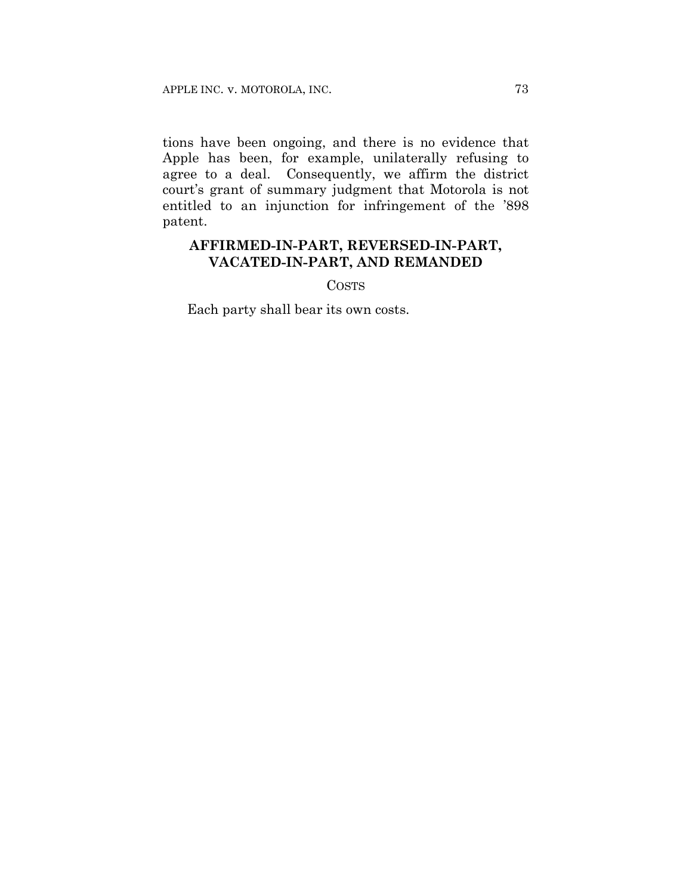tions have been ongoing, and there is no evidence that Apple has been, for example, unilaterally refusing to agree to a deal. Consequently, we affirm the district court's grant of summary judgment that Motorola is not entitled to an injunction for infringement of the '898 patent.

**AFFIRMED-IN-PART, REVERSED-IN-PART, VACATED-IN-PART, AND REMANDED**

COSTS

Each party shall bear its own costs.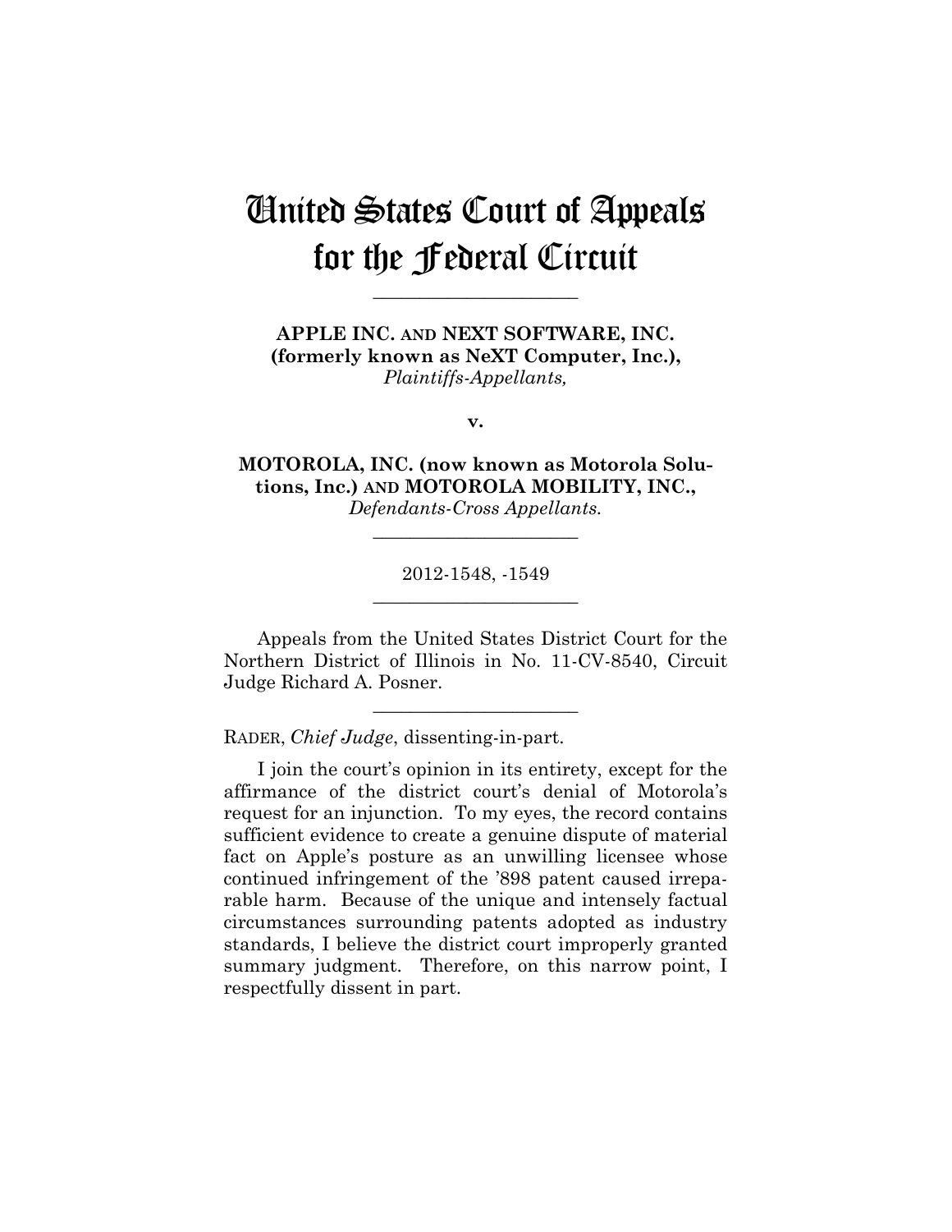# United States Court of Appeals for the Federal Circuit

______________________

**APPLE INC. AND NEXT SOFTWARE, INC. (formerly known as NeXT Computer, Inc.),**
*Plaintiffs-Appellants,*

**v.**

**MOTOROLA, INC. (now known as Motorola Solutions, Inc.) AND MOTOROLA MOBILITY, INC.,**
*Defendants-Cross Appellants.*

______________________

2012-1548, -1549

______________________

Appeals from the United States District Court for the Northern District of Illinois in No. 11-CV-8540, Circuit Judge Richard A. Posner.

______________________

RADER, *Chief Judge*, dissenting-in-part.

I join the court's opinion in its entirety, except for the affirmance of the district court's denial of Motorola's request for an injunction. To my eyes, the record contains sufficient evidence to create a genuine dispute of material fact on Apple's posture as an unwilling licensee whose continued infringement of the '898 patent caused irreparable harm. Because of the unique and intensely factual circumstances surrounding patents adopted as industry standards, I believe the district court improperly granted summary judgment. Therefore, on this narrow point, I respectfully dissent in part.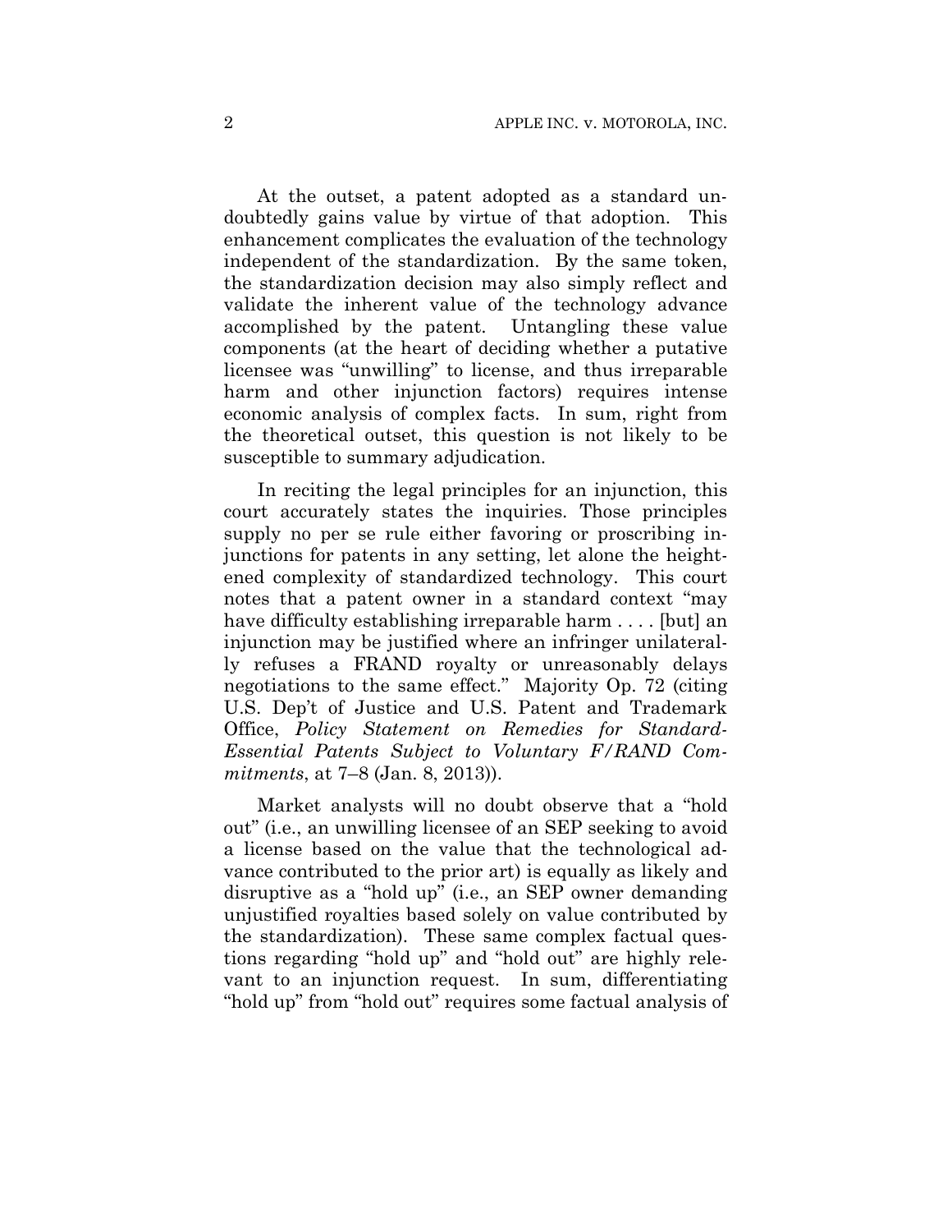At the outset, a patent adopted as a standard undoubtedly gains value by virtue of that adoption. This enhancement complicates the evaluation of the technology independent of the standardization. By the same token, the standardization decision may also simply reflect and validate the inherent value of the technology advance accomplished by the patent. Untangling these value components (at the heart of deciding whether a putative licensee was "unwilling" to license, and thus irreparable harm and other injunction factors) requires intense economic analysis of complex facts. In sum, right from the theoretical outset, this question is not likely to be susceptible to summary adjudication.

In reciting the legal principles for an injunction, this court accurately states the inquiries. Those principles supply no per se rule either favoring or proscribing injunctions for patents in any setting, let alone the heightened complexity of standardized technology. This court notes that a patent owner in a standard context "may have difficulty establishing irreparable harm . . . . [but] an injunction may be justified where an infringer unilaterally refuses a FRAND royalty or unreasonably delays negotiations to the same effect." Majority Op. 72 (citing U.S. Dep't of Justice and U.S. Patent and Trademark Office, *Policy Statement on Remedies for Standard-Essential Patents Subject to Voluntary F/RAND Commitments*, at 7–8 (Jan. 8, 2013)).

Market analysts will no doubt observe that a "hold out" (i.e., an unwilling licensee of an SEP seeking to avoid a license based on the value that the technological advance contributed to the prior art) is equally as likely and disruptive as a "hold up" (i.e., an SEP owner demanding unjustified royalties based solely on value contributed by the standardization). These same complex factual questions regarding "hold up" and "hold out" are highly relevant to an injunction request. In sum, differentiating "hold up" from "hold out" requires some factual analysis of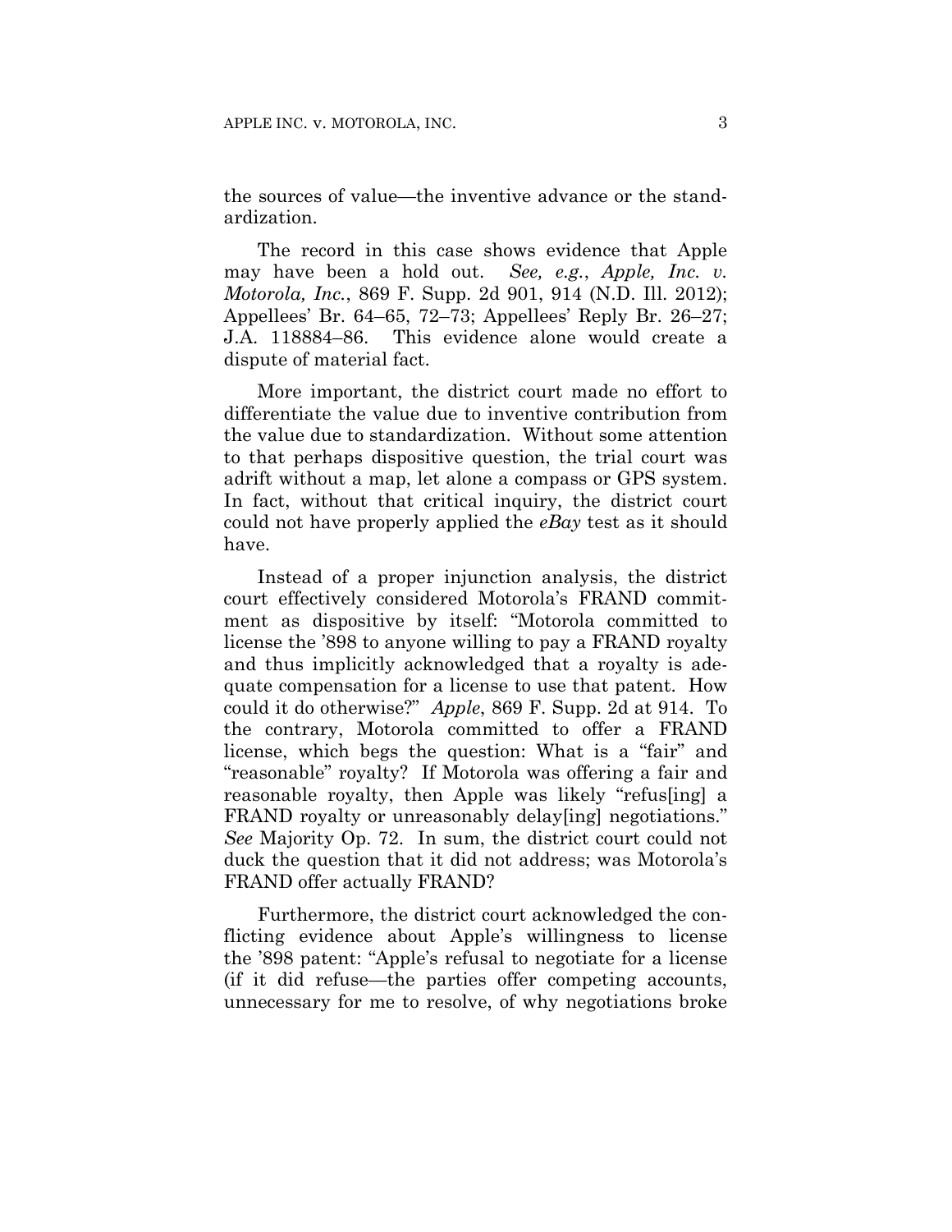the sources of value—the inventive advance or the standardization.

The record in this case shows evidence that Apple may have been a hold out. *See, e.g.*, *Apple, Inc. v. Motorola, Inc.*, 869 F. Supp. 2d 901, 914 (N.D. Ill. 2012); Appellees' Br. 64–65, 72–73; Appellees' Reply Br. 26–27; J.A. 118884–86. This evidence alone would create a dispute of material fact.

More important, the district court made no effort to differentiate the value due to inventive contribution from the value due to standardization. Without some attention to that perhaps dispositive question, the trial court was adrift without a map, let alone a compass or GPS system. In fact, without that critical inquiry, the district court could not have properly applied the *eBay* test as it should have.

Instead of a proper injunction analysis, the district court effectively considered Motorola's FRAND commitment as dispositive by itself: "Motorola committed to license the '898 to anyone willing to pay a FRAND royalty and thus implicitly acknowledged that a royalty is adequate compensation for a license to use that patent. How could it do otherwise?" *Apple*, 869 F. Supp. 2d at 914. To the contrary, Motorola committed to offer a FRAND license, which begs the question: What is a "fair" and "reasonable" royalty? If Motorola was offering a fair and reasonable royalty, then Apple was likely "refus[ing] a FRAND royalty or unreasonably delay[ing] negotiations." *See* Majority Op. 72. In sum, the district court could not duck the question that it did not address; was Motorola's FRAND offer actually FRAND?

Furthermore, the district court acknowledged the conflicting evidence about Apple's willingness to license the '898 patent: "Apple's refusal to negotiate for a license (if it did refuse—the parties offer competing accounts, unnecessary for me to resolve, of why negotiations broke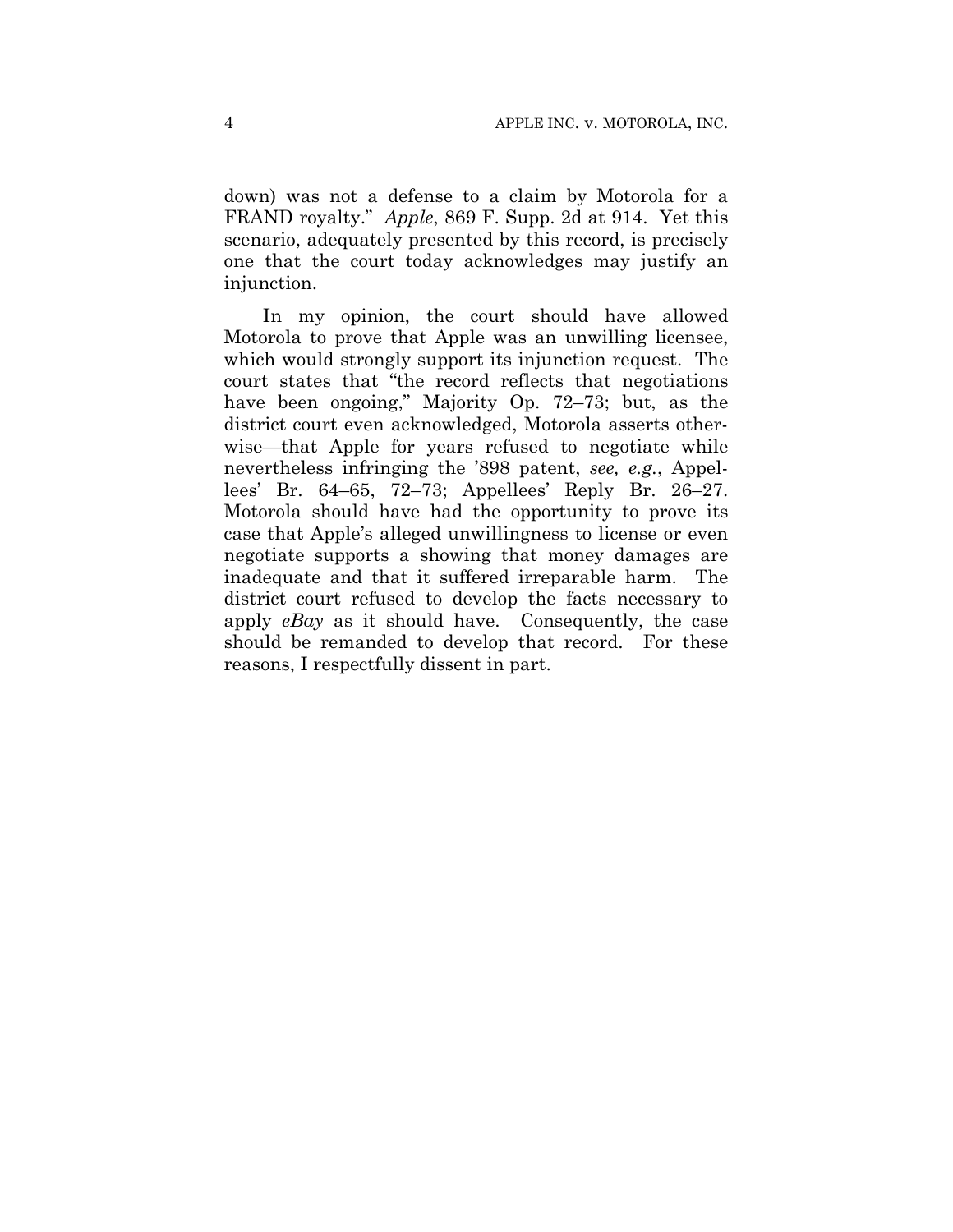down) was not a defense to a claim by Motorola for a FRAND royalty." *Apple*, 869 F. Supp. 2d at 914. Yet this scenario, adequately presented by this record, is precisely one that the court today acknowledges may justify an injunction.

In my opinion, the court should have allowed Motorola to prove that Apple was an unwilling licensee, which would strongly support its injunction request. The court states that "the record reflects that negotiations have been ongoing," Majority Op. 72–73; but, as the district court even acknowledged, Motorola asserts otherwise—that Apple for years refused to negotiate while nevertheless infringing the '898 patent, *see, e.g.*, Appellees' Br. 64–65, 72–73; Appellees' Reply Br. 26–27. Motorola should have had the opportunity to prove its case that Apple's alleged unwillingness to license or even negotiate supports a showing that money damages are inadequate and that it suffered irreparable harm. The district court refused to develop the facts necessary to apply *eBay* as it should have. Consequently, the case should be remanded to develop that record. For these reasons, I respectfully dissent in part.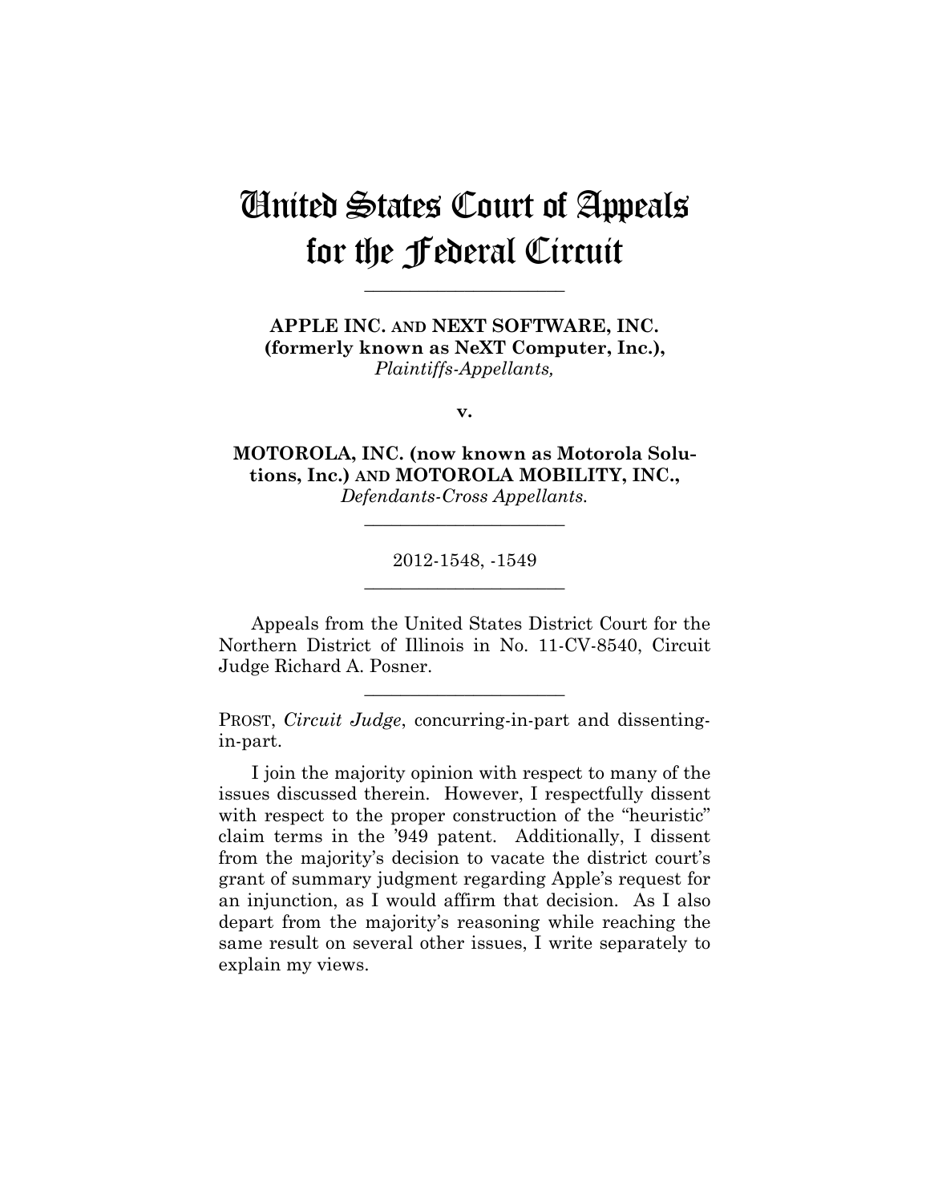# United States Court of Appeals for the Federal Circuit

---

**APPLE INC. AND NEXT SOFTWARE, INC. (formerly known as NeXT Computer, Inc.),**
*Plaintiffs-Appellants,*

**v.**

**MOTOROLA, INC. (now known as Motorola Solutions, Inc.) AND MOTOROLA MOBILITY, INC.,**
*Defendants-Cross Appellants.*

---

2012-1548, -1549

---

Appeals from the United States District Court for the Northern District of Illinois in No. 11-CV-8540, Circuit Judge Richard A. Posner.

---

PROST, *Circuit Judge*, concurring-in-part and dissenting-in-part.

I join the majority opinion with respect to many of the issues discussed therein. However, I respectfully dissent with respect to the proper construction of the "heuristic" claim terms in the '949 patent. Additionally, I dissent from the majority's decision to vacate the district court's grant of summary judgment regarding Apple's request for an injunction, as I would affirm that decision. As I also depart from the majority's reasoning while reaching the same result on several other issues, I write separately to explain my views.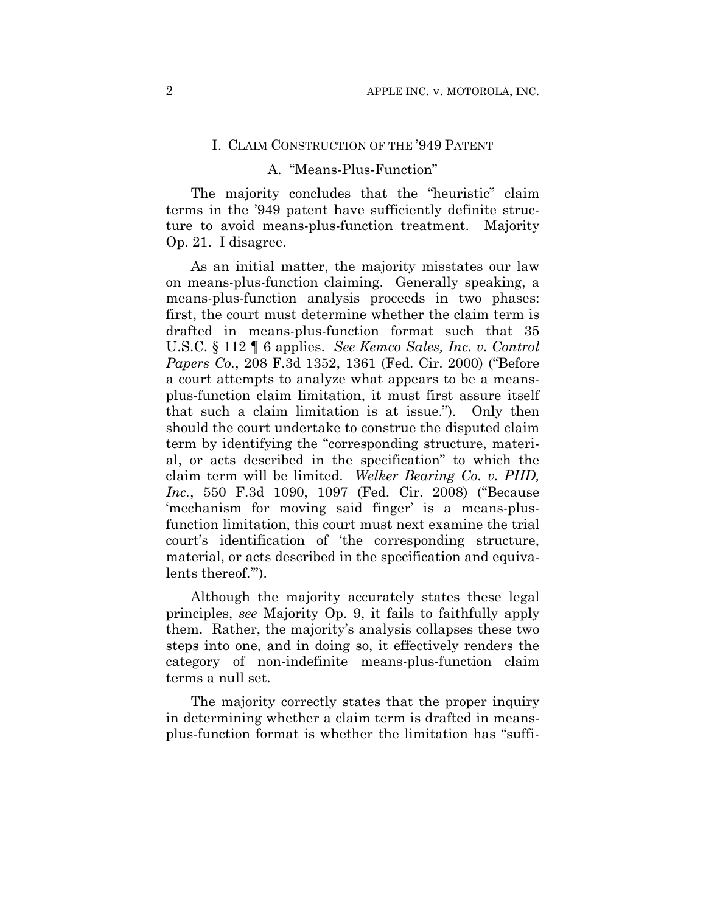## I. Claim Construction of the '949 Patent

### A. "Means-Plus-Function"

The majority concludes that the "heuristic" claim terms in the '949 patent have sufficiently definite structure to avoid means-plus-function treatment. Majority Op. 21. I disagree.

As an initial matter, the majority misstates our law on means-plus-function claiming. Generally speaking, a means-plus-function analysis proceeds in two phases: first, the court must determine whether the claim term is drafted in means-plus-function format such that 35 U.S.C. § 112 ¶ 6 applies. *See Kemco Sales, Inc. v. Control Papers Co.*, 208 F.3d 1352, 1361 (Fed. Cir. 2000) ("Before a court attempts to analyze what appears to be a means-plus-function claim limitation, it must first assure itself that such a claim limitation is at issue."). Only then should the court undertake to construe the disputed claim term by identifying the "corresponding structure, material, or acts described in the specification" to which the claim term will be limited. *Welker Bearing Co. v. PHD, Inc.*, 550 F.3d 1090, 1097 (Fed. Cir. 2008) ("Because 'mechanism for moving said finger' is a means-plus-function limitation, this court must next examine the trial court's identification of 'the corresponding structure, material, or acts described in the specification and equivalents thereof.'").

Although the majority accurately states these legal principles, *see* Majority Op. 9, it fails to faithfully apply them. Rather, the majority's analysis collapses these two steps into one, and in doing so, it effectively renders the category of non-indefinite means-plus-function claim terms a null set.

The majority correctly states that the proper inquiry in determining whether a claim term is drafted in means-plus-function format is whether the limitation has "suffi-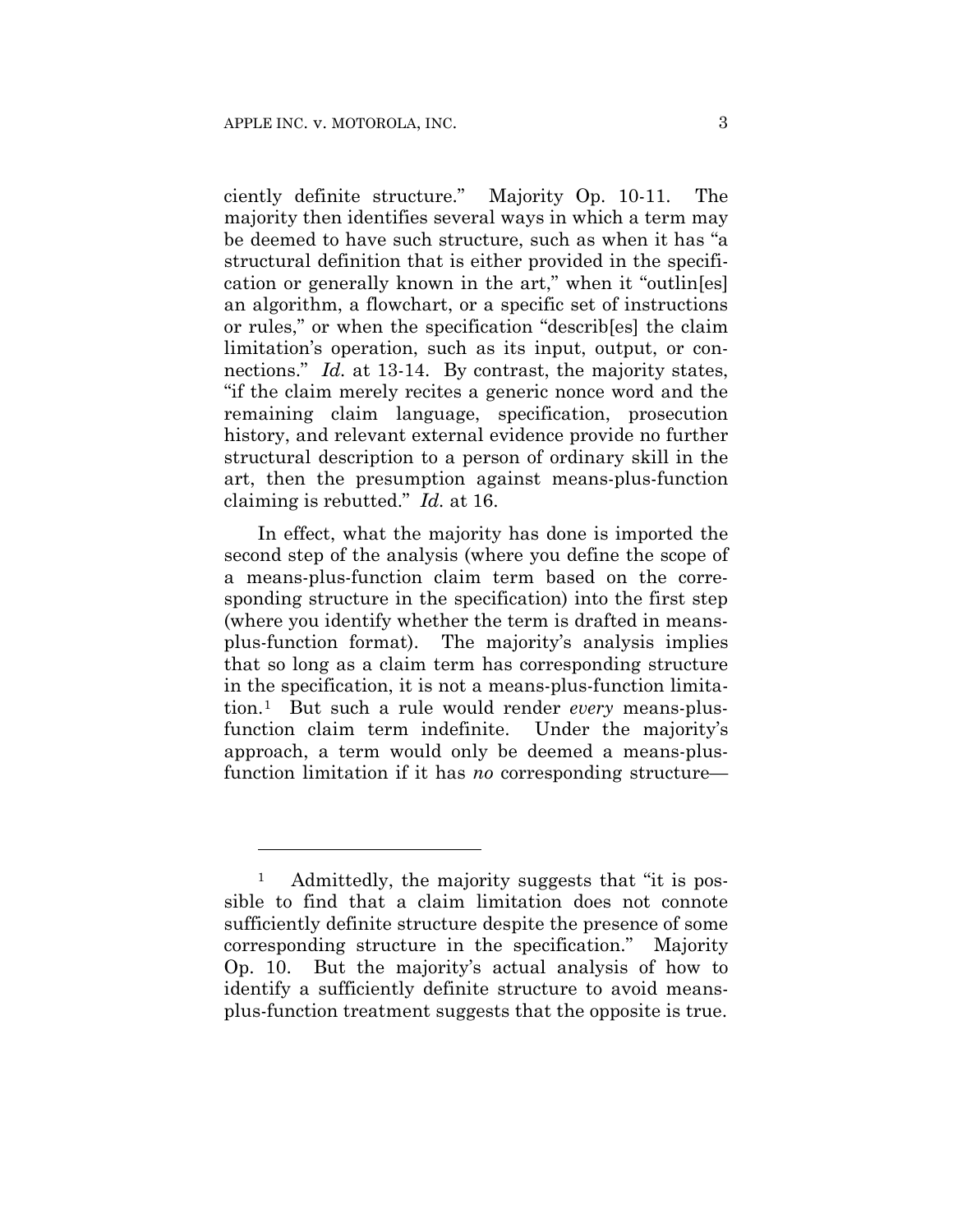ciently definite structure." Majority Op. 10-11. The majority then identifies several ways in which a term may be deemed to have such structure, such as when it has "a structural definition that is either provided in the specification or generally known in the art," when it "outlin[es] an algorithm, a flowchart, or a specific set of instructions or rules," or when the specification "describ[es] the claim limitation's operation, such as its input, output, or connections." *Id.* at 13-14. By contrast, the majority states, "if the claim merely recites a generic nonce word and the remaining claim language, specification, prosecution history, and relevant external evidence provide no further structural description to a person of ordinary skill in the art, then the presumption against means-plus-function claiming is rebutted." *Id.* at 16.

In effect, what the majority has done is imported the second step of the analysis (where you define the scope of a means-plus-function claim term based on the corresponding structure in the specification) into the first step (where you identify whether the term is drafted in means-plus-function format). The majority's analysis implies that so long as a claim term has corresponding structure in the specification, it is not a means-plus-function limitation.[1] But such a rule would render *every* means-plus-function claim term indefinite. Under the majority's approach, a term would only be deemed a means-plus-function limitation if it has *no* corresponding structure—

[1] Admittedly, the majority suggests that "it is possible to find that a claim limitation does not connote sufficiently definite structure despite the presence of some corresponding structure in the specification." Majority Op. 10. But the majority's actual analysis of how to identify a sufficiently definite structure to avoid means-plus-function treatment suggests that the opposite is true.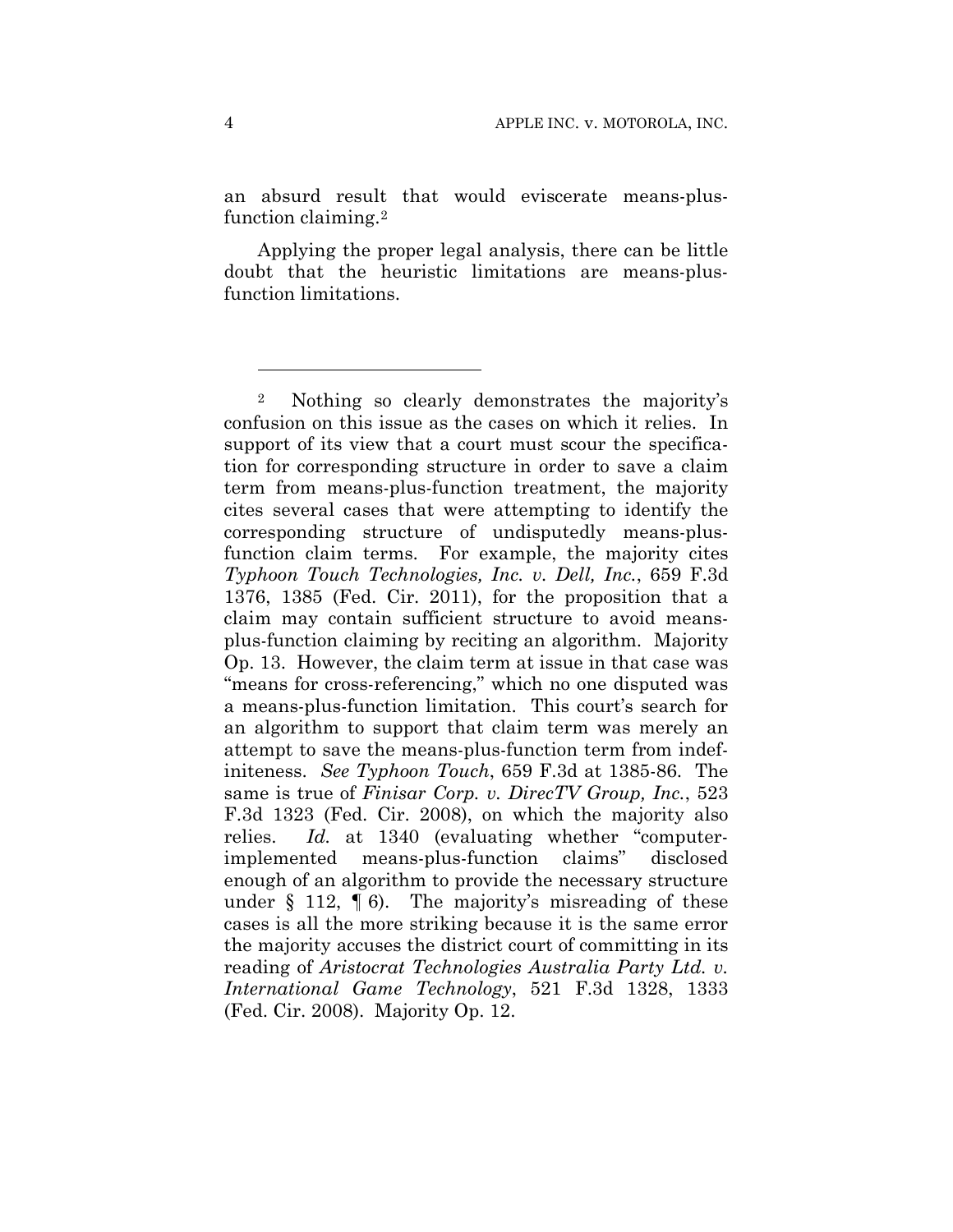an absurd result that would eviscerate means-plus-function claiming.[2]

Applying the proper legal analysis, there can be little doubt that the heuristic limitations are means-plus-function limitations.

---

[2] Nothing so clearly demonstrates the majority's confusion on this issue as the cases on which it relies. In support of its view that a court must scour the specification for corresponding structure in order to save a claim term from means-plus-function treatment, the majority cites several cases that were attempting to identify the corresponding structure of undisputedly means-plus-function claim terms. For example, the majority cites *Typhoon Touch Technologies, Inc. v. Dell, Inc.*, 659 F.3d 1376, 1385 (Fed. Cir. 2011), for the proposition that a claim may contain sufficient structure to avoid means-plus-function claiming by reciting an algorithm. Majority Op. 13. However, the claim term at issue in that case was "means for cross-referencing," which no one disputed was a means-plus-function limitation. This court's search for an algorithm to support that claim term was merely an attempt to save the means-plus-function term from indefiniteness. *See Typhoon Touch*, 659 F.3d at 1385-86. The same is true of *Finisar Corp. v. DirecTV Group, Inc.*, 523 F.3d 1323 (Fed. Cir. 2008), on which the majority also relies. *Id.* at 1340 (evaluating whether "computer-implemented means-plus-function claims" disclosed enough of an algorithm to provide the necessary structure under § 112, ¶ 6). The majority's misreading of these cases is all the more striking because it is the same error the majority accuses the district court of committing in its reading of *Aristocrat Technologies Australia Party Ltd. v. International Game Technology*, 521 F.3d 1328, 1333 (Fed. Cir. 2008). Majority Op. 12.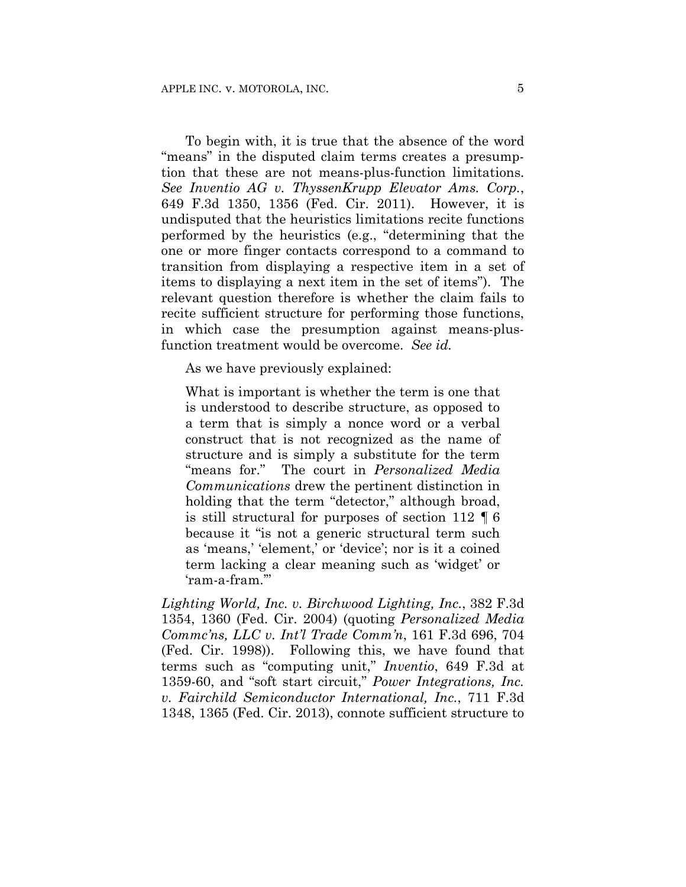To begin with, it is true that the absence of the word "means" in the disputed claim terms creates a presumption that these are not means-plus-function limitations. *See Inventio AG v. ThyssenKrupp Elevator Ams. Corp.*, 649 F.3d 1350, 1356 (Fed. Cir. 2011). However, it is undisputed that the heuristics limitations recite functions performed by the heuristics (e.g., "determining that the one or more finger contacts correspond to a command to transition from displaying a respective item in a set of items to displaying a next item in the set of items"). The relevant question therefore is whether the claim fails to recite sufficient structure for performing those functions, in which case the presumption against means-plus-function treatment would be overcome. *See id.*

As we have previously explained:

> What is important is whether the term is one that is understood to describe structure, as opposed to a term that is simply a nonce word or a verbal construct that is not recognized as the name of structure and is simply a substitute for the term "means for." The court in *Personalized Media Communications* drew the pertinent distinction in holding that the term "detector," although broad, is still structural for purposes of section 112 ¶ 6 because it "is not a generic structural term such as 'means,' 'element,' or 'device'; nor is it a coined term lacking a clear meaning such as 'widget' or 'ram-a-fram.'"

*Lighting World, Inc. v. Birchwood Lighting, Inc.*, 382 F.3d 1354, 1360 (Fed. Cir. 2004) (quoting *Personalized Media Commc'ns, LLC v. Int'l Trade Comm'n*, 161 F.3d 696, 704 (Fed. Cir. 1998)). Following this, we have found that terms such as "computing unit," *Inventio*, 649 F.3d at 1359-60, and "soft start circuit," *Power Integrations, Inc. v. Fairchild Semiconductor International, Inc.*, 711 F.3d 1348, 1365 (Fed. Cir. 2013), connote sufficient structure to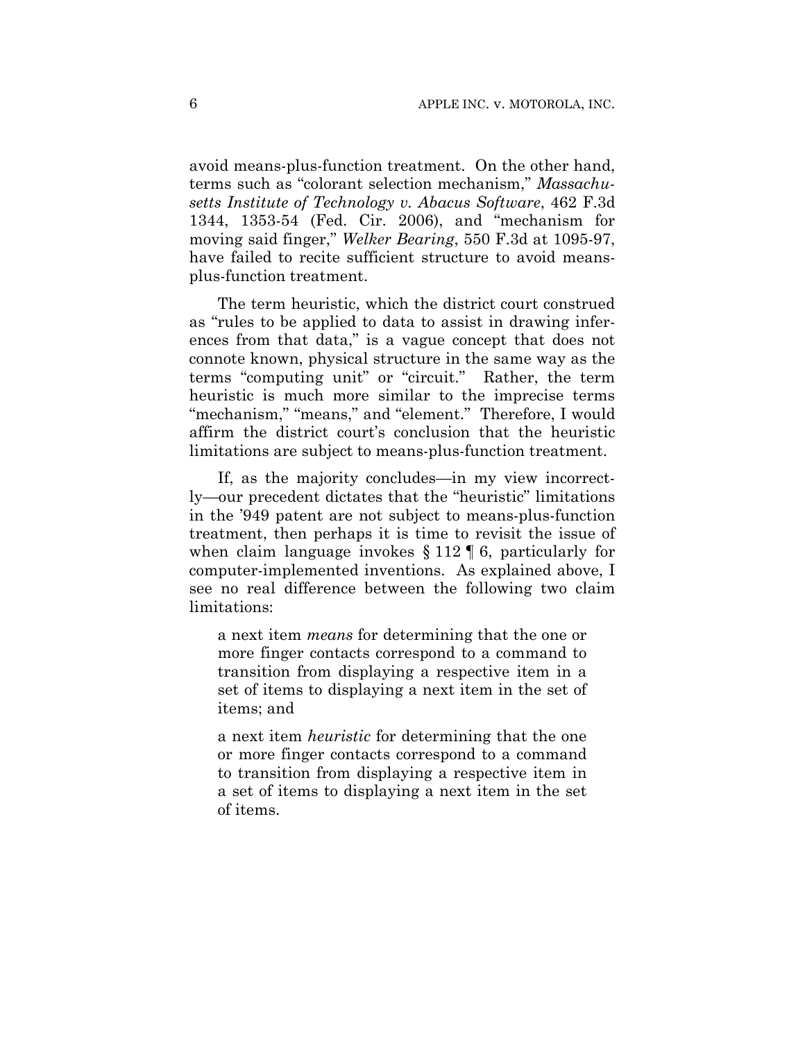avoid means-plus-function treatment. On the other hand, terms such as "colorant selection mechanism," *Massachusetts Institute of Technology v. Abacus Software*, 462 F.3d 1344, 1353-54 (Fed. Cir. 2006), and "mechanism for moving said finger," *Welker Bearing*, 550 F.3d at 1095-97, have failed to recite sufficient structure to avoid means-plus-function treatment.

The term heuristic, which the district court construed as "rules to be applied to data to assist in drawing inferences from that data," is a vague concept that does not connote known, physical structure in the same way as the terms "computing unit" or "circuit." Rather, the term heuristic is much more similar to the imprecise terms "mechanism," "means," and "element." Therefore, I would affirm the district court's conclusion that the heuristic limitations are subject to means-plus-function treatment.

If, as the majority concludes—in my view incorrectly—our precedent dictates that the "heuristic" limitations in the '949 patent are not subject to means-plus-function treatment, then perhaps it is time to revisit the issue of when claim language invokes § 112 ¶ 6, particularly for computer-implemented inventions. As explained above, I see no real difference between the following two claim limitations:

> a next item *means* for determining that the one or more finger contacts correspond to a command to transition from displaying a respective item in a set of items to displaying a next item in the set of items; and
>
> a next item *heuristic* for determining that the one or more finger contacts correspond to a command to transition from displaying a respective item in a set of items to displaying a next item in the set of items.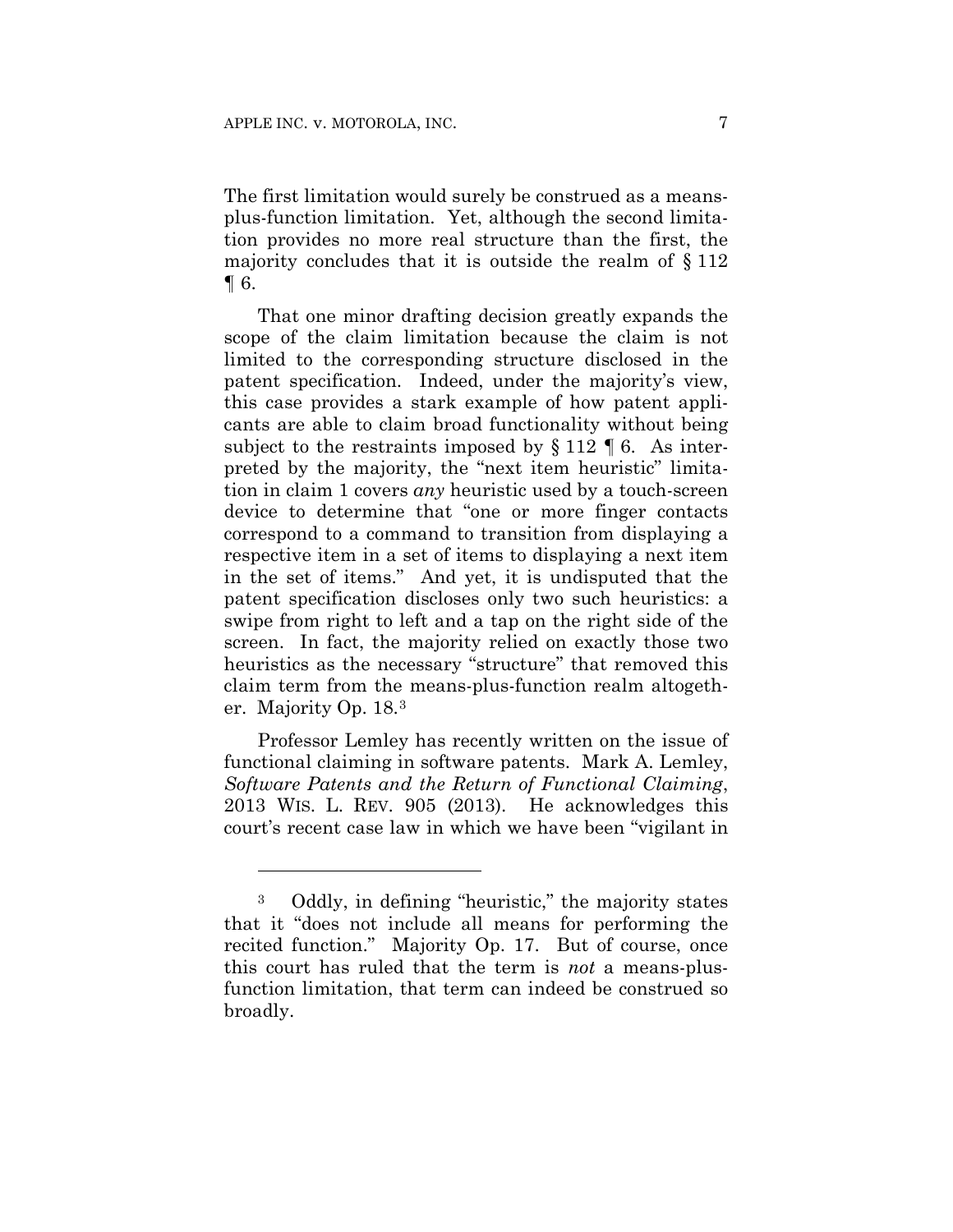The first limitation would surely be construed as a means-plus-function limitation. Yet, although the second limitation provides no more real structure than the first, the majority concludes that it is outside the realm of § 112 ¶ 6.

That one minor drafting decision greatly expands the scope of the claim limitation because the claim is not limited to the corresponding structure disclosed in the patent specification. Indeed, under the majority's view, this case provides a stark example of how patent applicants are able to claim broad functionality without being subject to the restraints imposed by § 112 ¶ 6. As interpreted by the majority, the "next item heuristic" limitation in claim 1 covers *any* heuristic used by a touch-screen device to determine that "one or more finger contacts correspond to a command to transition from displaying a respective item in a set of items to displaying a next item in the set of items." And yet, it is undisputed that the patent specification discloses only two such heuristics: a swipe from right to left and a tap on the right side of the screen. In fact, the majority relied on exactly those two heuristics as the necessary "structure" that removed this claim term from the means-plus-function realm altogether. Majority Op. 18.[3]

Professor Lemley has recently written on the issue of functional claiming in software patents. Mark A. Lemley, *Software Patents and the Return of Functional Claiming*, 2013 WIS. L. REV. 905 (2013). He acknowledges this court's recent case law in which we have been "vigilant in

---

[3] Oddly, in defining "heuristic," the majority states that it "does not include all means for performing the recited function." Majority Op. 17. But of course, once this court has ruled that the term is *not* a means-plus-function limitation, that term can indeed be construed so broadly.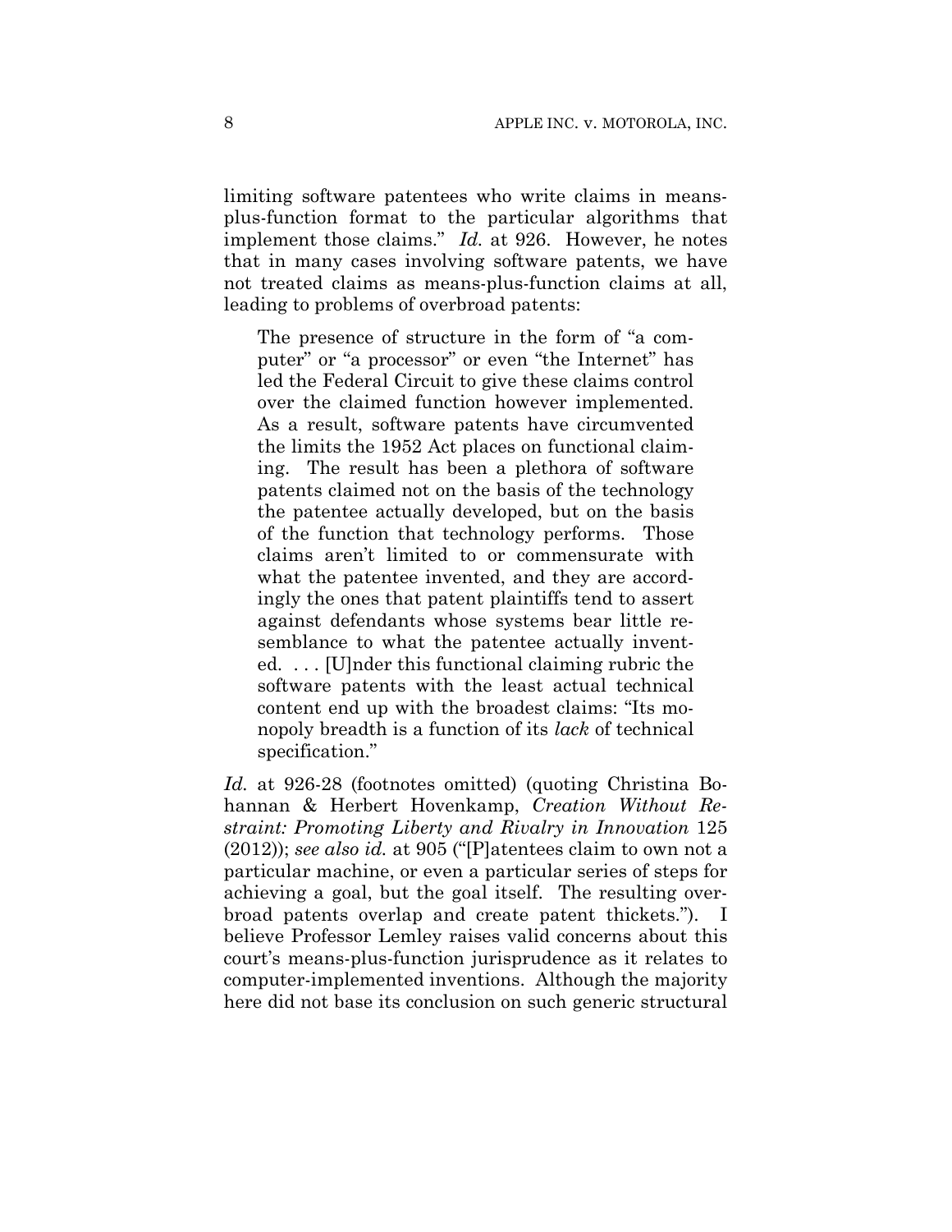limiting software patentees who write claims in means-plus-function format to the particular algorithms that implement those claims." *Id.* at 926. However, he notes that in many cases involving software patents, we have not treated claims as means-plus-function claims at all, leading to problems of overbroad patents:

> The presence of structure in the form of "a computer" or "a processor" or even "the Internet" has led the Federal Circuit to give these claims control over the claimed function however implemented. As a result, software patents have circumvented the limits the 1952 Act places on functional claiming. The result has been a plethora of software patents claimed not on the basis of the technology the patentee actually developed, but on the basis of the function that technology performs. Those claims aren't limited to or commensurate with what the patentee invented, and they are accordingly the ones that patent plaintiffs tend to assert against defendants whose systems bear little resemblance to what the patentee actually invented. . . . [U]nder this functional claiming rubric the software patents with the least actual technical content end up with the broadest claims: "Its monopoly breadth is a function of its *lack* of technical specification."

*Id.* at 926-28 (footnotes omitted) (quoting Christina Bohannan & Herbert Hovenkamp, *Creation Without Restraint: Promoting Liberty and Rivalry in Innovation* 125 (2012)); *see also id.* at 905 ("[P]atentees claim to own not a particular machine, or even a particular series of steps for achieving a goal, but the goal itself. The resulting overbroad patents overlap and create patent thickets."). I believe Professor Lemley raises valid concerns about this court's means-plus-function jurisprudence as it relates to computer-implemented inventions. Although the majority here did not base its conclusion on such generic structural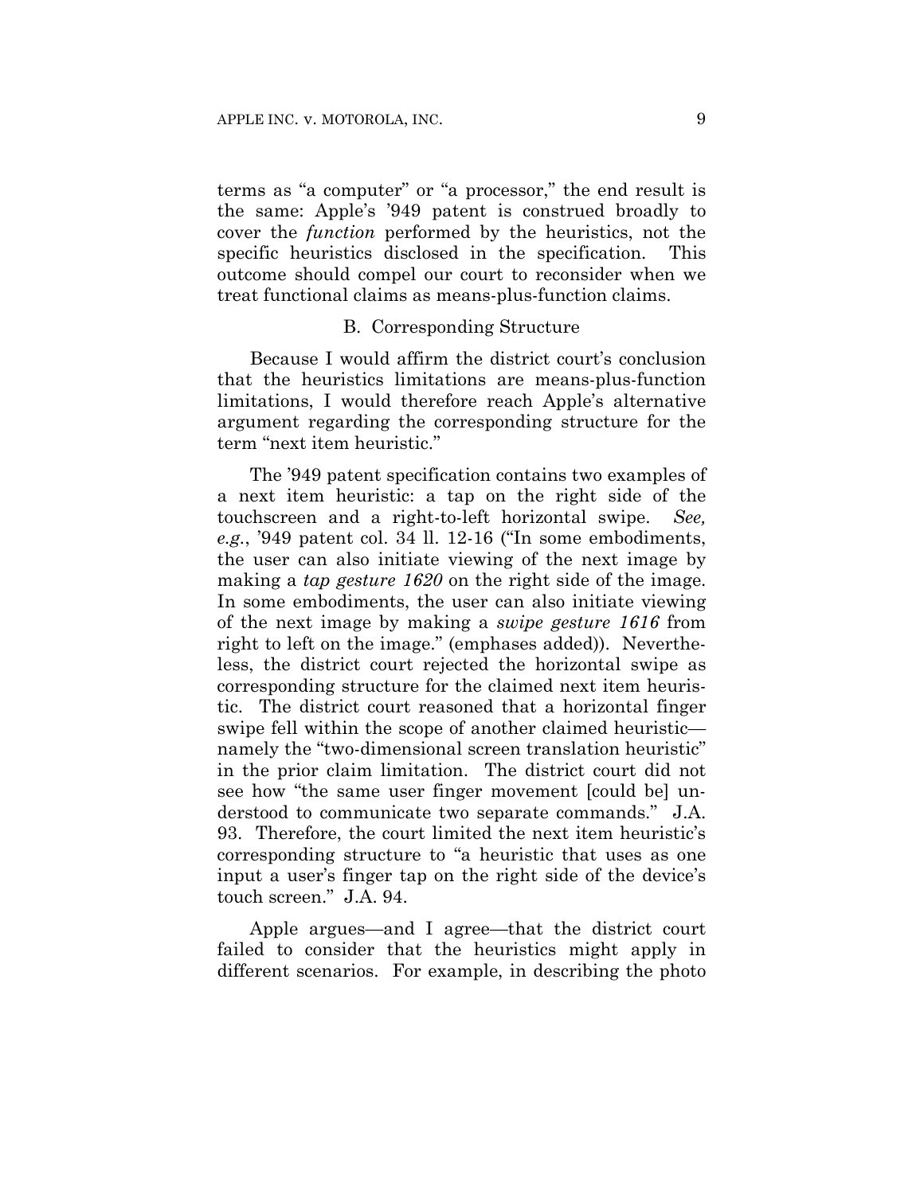terms as "a computer" or "a processor," the end result is the same: Apple's '949 patent is construed broadly to cover the *function* performed by the heuristics, not the specific heuristics disclosed in the specification. This outcome should compel our court to reconsider when we treat functional claims as means-plus-function claims.

B. Corresponding Structure

Because I would affirm the district court's conclusion that the heuristics limitations are means-plus-function limitations, I would therefore reach Apple's alternative argument regarding the corresponding structure for the term "next item heuristic."

The '949 patent specification contains two examples of a next item heuristic: a tap on the right side of the touchscreen and a right-to-left horizontal swipe. *See, e.g.*, '949 patent col. 34 ll. 12-16 ("In some embodiments, the user can also initiate viewing of the next image by making a *tap gesture 1620* on the right side of the image. In some embodiments, the user can also initiate viewing of the next image by making a *swipe gesture 1616* from right to left on the image." (emphases added)). Nevertheless, the district court rejected the horizontal swipe as corresponding structure for the claimed next item heuristic. The district court reasoned that a horizontal finger swipe fell within the scope of another claimed heuristic—namely the "two-dimensional screen translation heuristic" in the prior claim limitation. The district court did not see how "the same user finger movement [could be] understood to communicate two separate commands." J.A. 93. Therefore, the court limited the next item heuristic's corresponding structure to "a heuristic that uses as one input a user's finger tap on the right side of the device's touch screen." J.A. 94.

Apple argues—and I agree—that the district court failed to consider that the heuristics might apply in different scenarios. For example, in describing the photo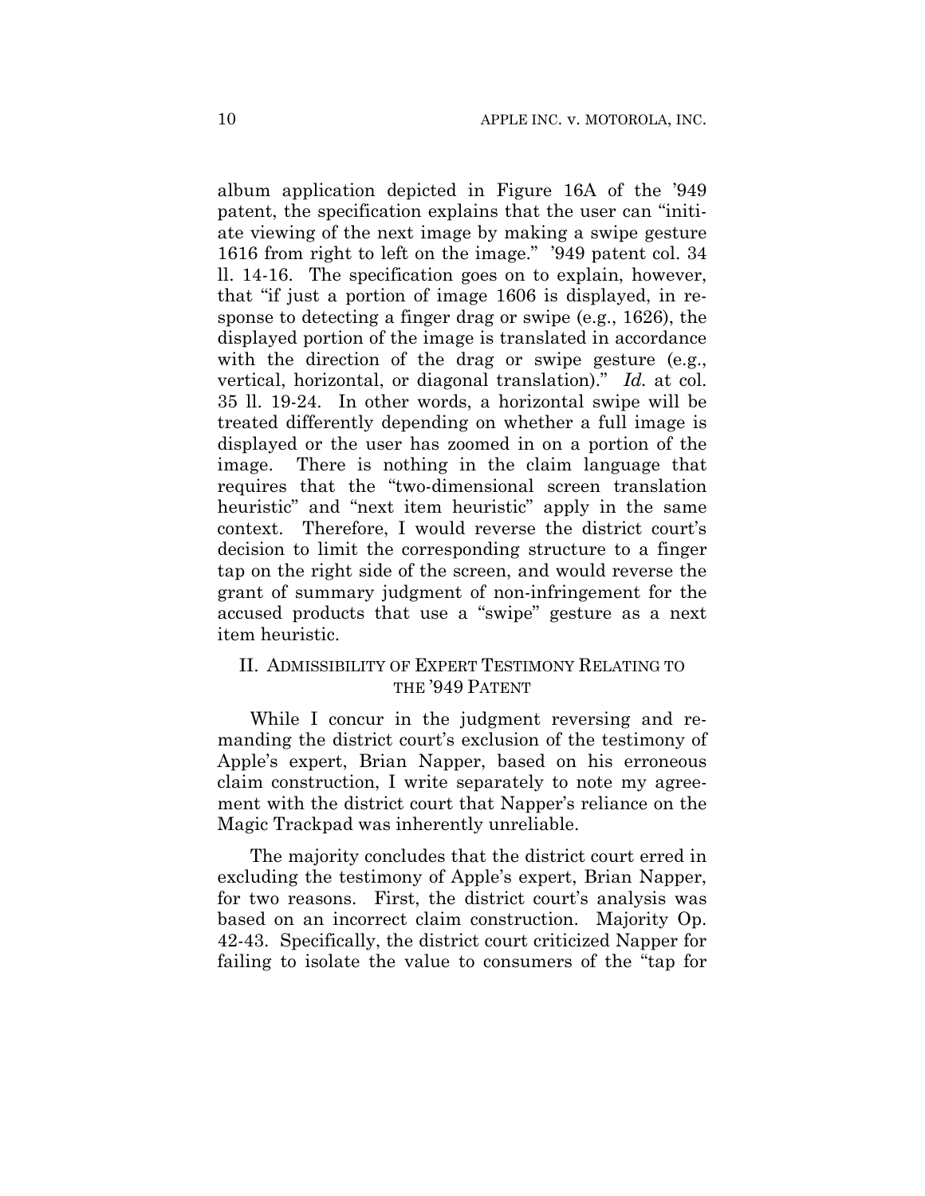album application depicted in Figure 16A of the '949 patent, the specification explains that the user can "initiate viewing of the next image by making a swipe gesture 1616 from right to left on the image." '949 patent col. 34 ll. 14-16. The specification goes on to explain, however, that "if just a portion of image 1606 is displayed, in response to detecting a finger drag or swipe (e.g., 1626), the displayed portion of the image is translated in accordance with the direction of the drag or swipe gesture (e.g., vertical, horizontal, or diagonal translation)." *Id.* at col. 35 ll. 19-24. In other words, a horizontal swipe will be treated differently depending on whether a full image is displayed or the user has zoomed in on a portion of the image. There is nothing in the claim language that requires that the "two-dimensional screen translation heuristic" and "next item heuristic" apply in the same context. Therefore, I would reverse the district court's decision to limit the corresponding structure to a finger tap on the right side of the screen, and would reverse the grant of summary judgment of non-infringement for the accused products that use a "swipe" gesture as a next item heuristic.

## II. ADMISSIBILITY OF EXPERT TESTIMONY RELATING TO THE '949 PATENT

While I concur in the judgment reversing and remanding the district court's exclusion of the testimony of Apple's expert, Brian Napper, based on his erroneous claim construction, I write separately to note my agreement with the district court that Napper's reliance on the Magic Trackpad was inherently unreliable.

The majority concludes that the district court erred in excluding the testimony of Apple's expert, Brian Napper, for two reasons. First, the district court's analysis was based on an incorrect claim construction. Majority Op. 42-43. Specifically, the district court criticized Napper for failing to isolate the value to consumers of the "tap for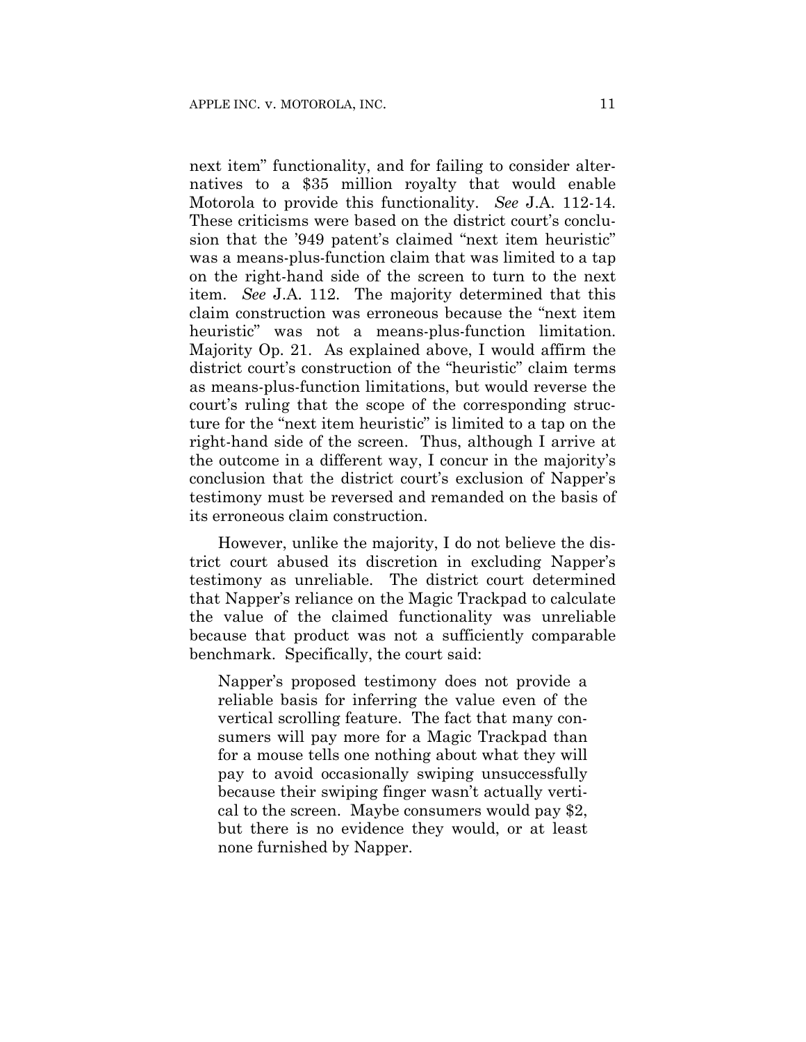next item" functionality, and for failing to consider alternatives to a $35 million royalty that would enable Motorola to provide this functionality. *See* J.A. 112-14. These criticisms were based on the district court's conclusion that the '949 patent's claimed "next item heuristic" was a means-plus-function claim that was limited to a tap on the right-hand side of the screen to turn to the next item. *See* J.A. 112. The majority determined that this claim construction was erroneous because the "next item heuristic" was not a means-plus-function limitation. Majority Op. 21. As explained above, I would affirm the district court's construction of the "heuristic" claim terms as means-plus-function limitations, but would reverse the court's ruling that the scope of the corresponding structure for the "next item heuristic" is limited to a tap on the right-hand side of the screen. Thus, although I arrive at the outcome in a different way, I concur in the majority's conclusion that the district court's exclusion of Napper's testimony must be reversed and remanded on the basis of its erroneous claim construction.

However, unlike the majority, I do not believe the district court abused its discretion in excluding Napper's testimony as unreliable. The district court determined that Napper's reliance on the Magic Trackpad to calculate the value of the claimed functionality was unreliable because that product was not a sufficiently comparable benchmark. Specifically, the court said:

> Napper's proposed testimony does not provide a reliable basis for inferring the value even of the vertical scrolling feature. The fact that many consumers will pay more for a Magic Trackpad than for a mouse tells one nothing about what they will pay to avoid occasionally swiping unsuccessfully because their swiping finger wasn't actually vertical to the screen. Maybe consumers would pay $2, but there is no evidence they would, or at least none furnished by Napper.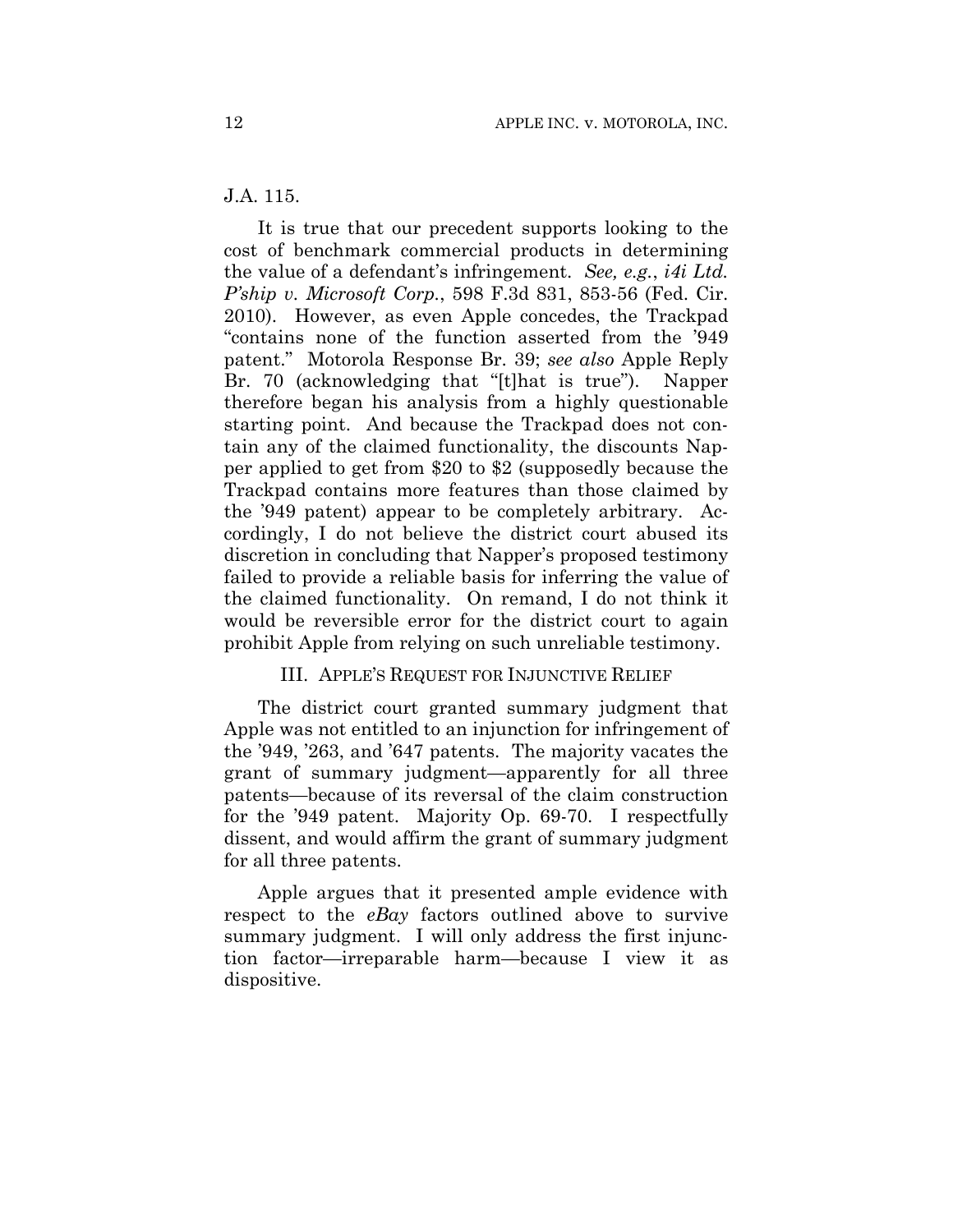J.A. 115.

It is true that our precedent supports looking to the cost of benchmark commercial products in determining the value of a defendant's infringement. *See, e.g.*, *i4i Ltd. P'ship v. Microsoft Corp.*, 598 F.3d 831, 853-56 (Fed. Cir. 2010). However, as even Apple concedes, the Trackpad "contains none of the function asserted from the '949 patent." Motorola Response Br. 39; *see also* Apple Reply Br. 70 (acknowledging that "[t]hat is true"). Napper therefore began his analysis from a highly questionable starting point. And because the Trackpad does not contain any of the claimed functionality, the discounts Napper applied to get from $20 to $2 (supposedly because the Trackpad contains more features than those claimed by the '949 patent) appear to be completely arbitrary. Accordingly, I do not believe the district court abused its discretion in concluding that Napper's proposed testimony failed to provide a reliable basis for inferring the value of the claimed functionality. On remand, I do not think it would be reversible error for the district court to again prohibit Apple from relying on such unreliable testimony.

### III. APPLE'S REQUEST FOR INJUNCTIVE RELIEF

The district court granted summary judgment that Apple was not entitled to an injunction for infringement of the '949, '263, and '647 patents. The majority vacates the grant of summary judgment—apparently for all three patents—because of its reversal of the claim construction for the '949 patent. Majority Op. 69-70. I respectfully dissent, and would affirm the grant of summary judgment for all three patents.

Apple argues that it presented ample evidence with respect to the *eBay* factors outlined above to survive summary judgment. I will only address the first injunction factor—irreparable harm—because I view it as dispositive.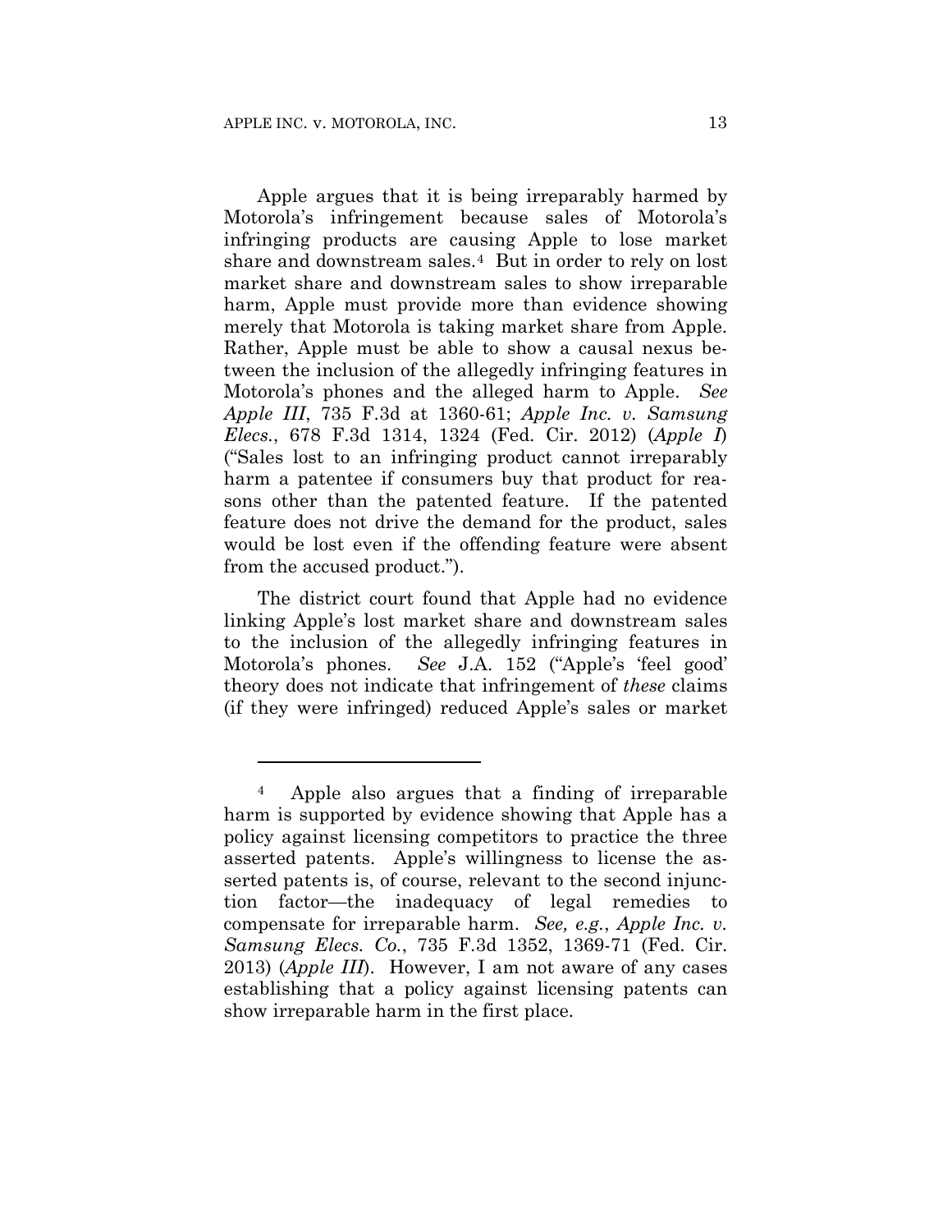Apple argues that it is being irreparably harmed by Motorola's infringement because sales of Motorola's infringing products are causing Apple to lose market share and downstream sales.[4] But in order to rely on lost market share and downstream sales to show irreparable harm, Apple must provide more than evidence showing merely that Motorola is taking market share from Apple. Rather, Apple must be able to show a causal nexus between the inclusion of the allegedly infringing features in Motorola's phones and the alleged harm to Apple. *See Apple III*, 735 F.3d at 1360-61; *Apple Inc. v. Samsung Elecs.*, 678 F.3d 1314, 1324 (Fed. Cir. 2012) (*Apple I*) ("Sales lost to an infringing product cannot irreparably harm a patentee if consumers buy that product for reasons other than the patented feature. If the patented feature does not drive the demand for the product, sales would be lost even if the offending feature were absent from the accused product.").

The district court found that Apple had no evidence linking Apple's lost market share and downstream sales to the inclusion of the allegedly infringing features in Motorola's phones. *See* J.A. 152 ("Apple's 'feel good' theory does not indicate that infringement of *these* claims (if they were infringed) reduced Apple's sales or market

---

[4] Apple also argues that a finding of irreparable harm is supported by evidence showing that Apple has a policy against licensing competitors to practice the three asserted patents. Apple's willingness to license the asserted patents is, of course, relevant to the second injunction factor—the inadequacy of legal remedies to compensate for irreparable harm. *See, e.g.*, *Apple Inc. v. Samsung Elecs. Co.*, 735 F.3d 1352, 1369-71 (Fed. Cir. 2013) (*Apple III*). However, I am not aware of any cases establishing that a policy against licensing patents can show irreparable harm in the first place.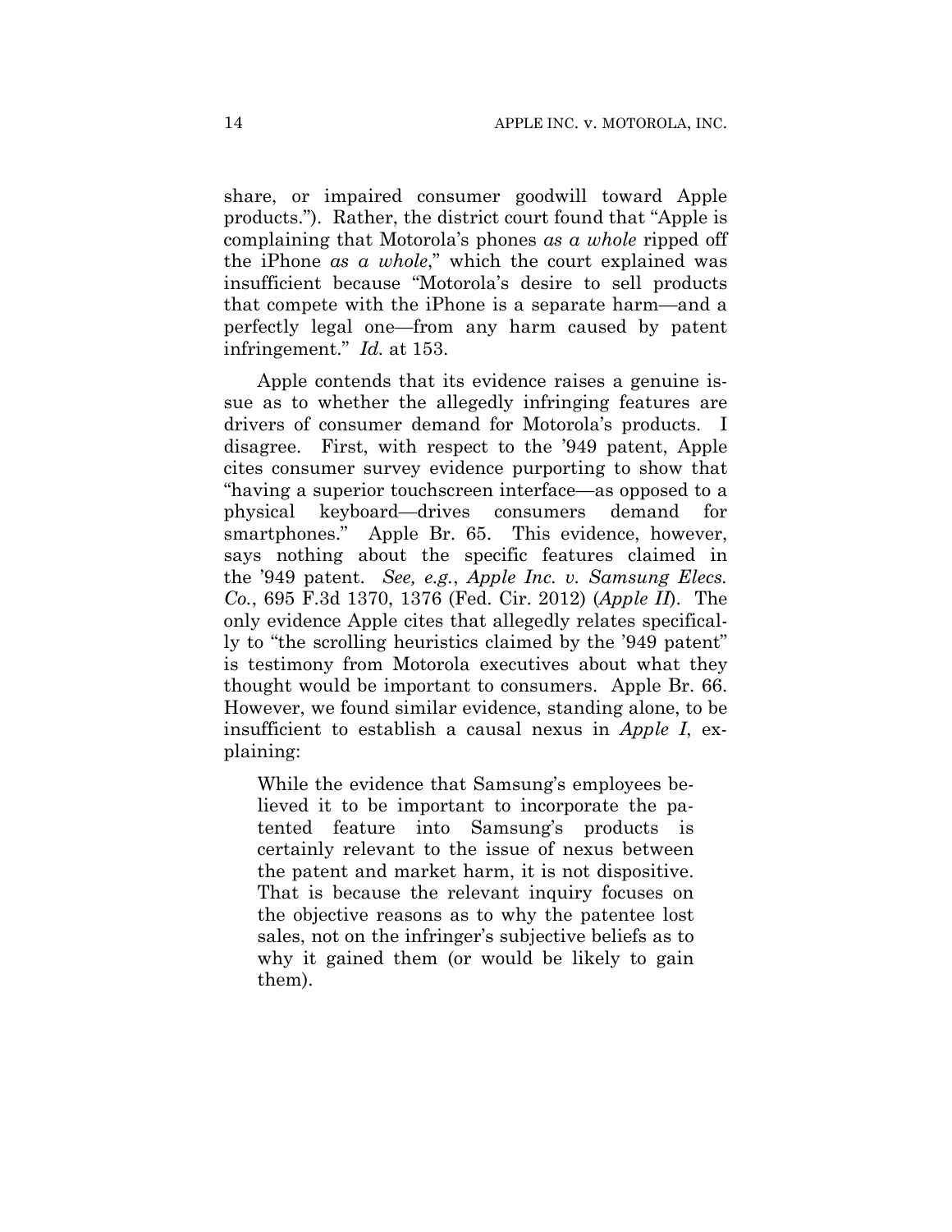share, or impaired consumer goodwill toward Apple products."). Rather, the district court found that "Apple is complaining that Motorola's phones *as a whole* ripped off the iPhone *as a whole*," which the court explained was insufficient because "Motorola's desire to sell products that compete with the iPhone is a separate harm—and a perfectly legal one—from any harm caused by patent infringement." *Id.* at 153.

Apple contends that its evidence raises a genuine issue as to whether the allegedly infringing features are drivers of consumer demand for Motorola's products. I disagree. First, with respect to the '949 patent, Apple cites consumer survey evidence purporting to show that "having a superior touchscreen interface—as opposed to a physical keyboard—drives consumers demand for smartphones." Apple Br. 65. This evidence, however, says nothing about the specific features claimed in the '949 patent. *See, e.g.*, *Apple Inc. v. Samsung Elecs. Co.*, 695 F.3d 1370, 1376 (Fed. Cir. 2012) (*Apple II*). The only evidence Apple cites that allegedly relates specifically to "the scrolling heuristics claimed by the '949 patent" is testimony from Motorola executives about what they thought would be important to consumers. Apple Br. 66. However, we found similar evidence, standing alone, to be insufficient to establish a causal nexus in *Apple I*, explaining:

> While the evidence that Samsung's employees believed it to be important to incorporate the patented feature into Samsung's products is certainly relevant to the issue of nexus between the patent and market harm, it is not dispositive. That is because the relevant inquiry focuses on the objective reasons as to why the patentee lost sales, not on the infringer's subjective beliefs as to why it gained them (or would be likely to gain them).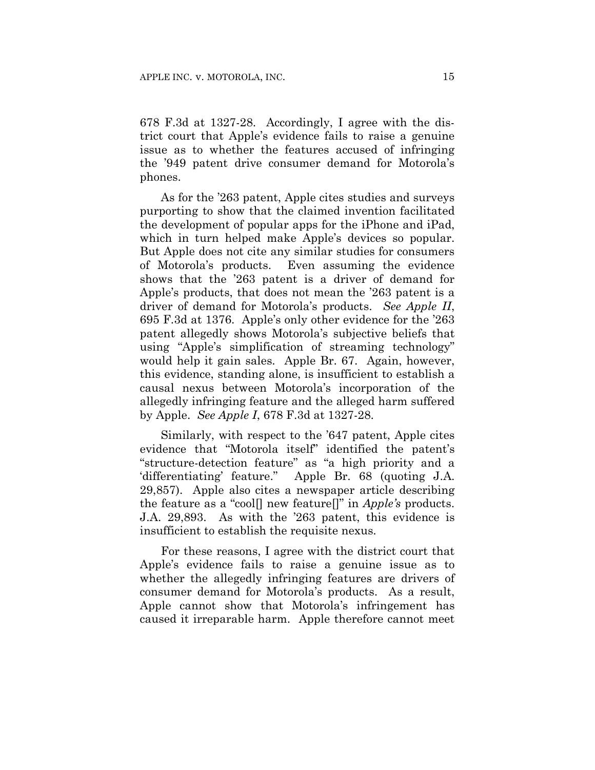678 F.3d at 1327-28. Accordingly, I agree with the district court that Apple's evidence fails to raise a genuine issue as to whether the features accused of infringing the '949 patent drive consumer demand for Motorola's phones.

As for the '263 patent, Apple cites studies and surveys purporting to show that the claimed invention facilitated the development of popular apps for the iPhone and iPad, which in turn helped make Apple's devices so popular. But Apple does not cite any similar studies for consumers of Motorola's products. Even assuming the evidence shows that the '263 patent is a driver of demand for Apple's products, that does not mean the '263 patent is a driver of demand for Motorola's products. *See Apple II*, 695 F.3d at 1376. Apple's only other evidence for the '263 patent allegedly shows Motorola's subjective beliefs that using "Apple's simplification of streaming technology" would help it gain sales. Apple Br. 67. Again, however, this evidence, standing alone, is insufficient to establish a causal nexus between Motorola's incorporation of the allegedly infringing feature and the alleged harm suffered by Apple. *See Apple I*, 678 F.3d at 1327-28.

Similarly, with respect to the '647 patent, Apple cites evidence that "Motorola itself" identified the patent's "structure-detection feature" as "a high priority and a 'differentiating' feature." Apple Br. 68 (quoting J.A. 29,857). Apple also cites a newspaper article describing the feature as a "cool[] new feature[]" in *Apple's* products. J.A. 29,893. As with the '263 patent, this evidence is insufficient to establish the requisite nexus.

For these reasons, I agree with the district court that Apple's evidence fails to raise a genuine issue as to whether the allegedly infringing features are drivers of consumer demand for Motorola's products. As a result, Apple cannot show that Motorola's infringement has caused it irreparable harm. Apple therefore cannot meet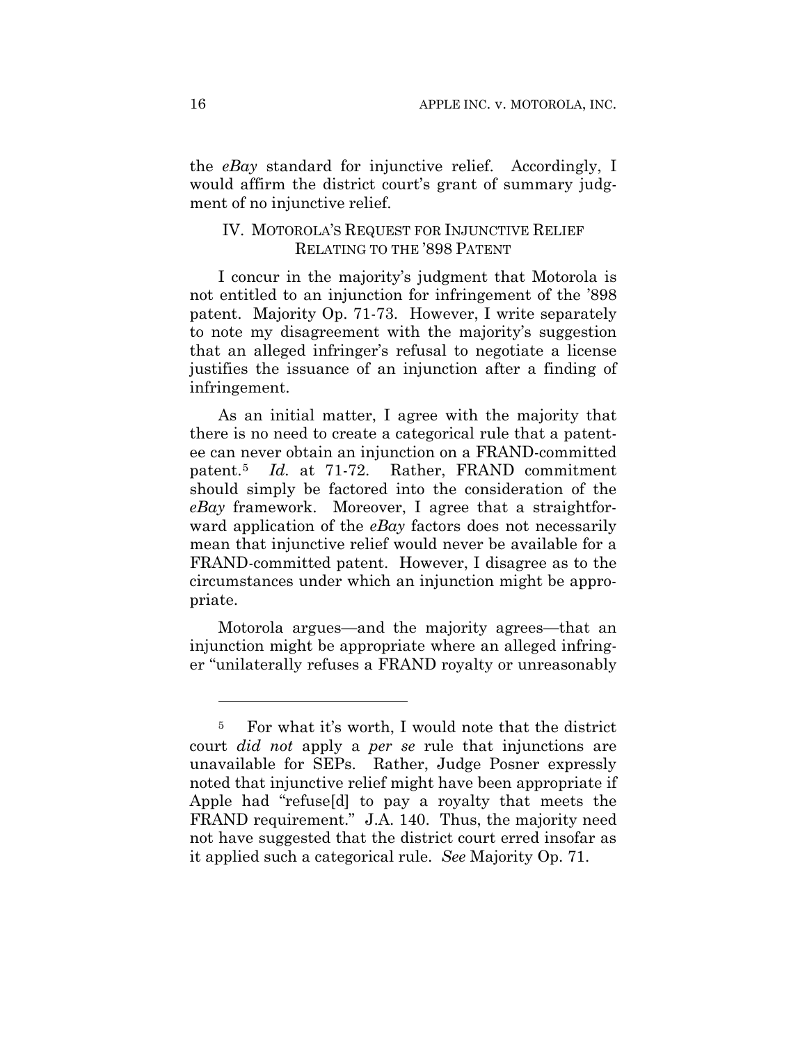the *eBay* standard for injunctive relief. Accordingly, I would affirm the district court's grant of summary judgment of no injunctive relief.

## IV. MOTOROLA'S REQUEST FOR INJUNCTIVE RELIEF RELATING TO THE '898 PATENT

I concur in the majority's judgment that Motorola is not entitled to an injunction for infringement of the '898 patent. Majority Op. 71-73. However, I write separately to note my disagreement with the majority's suggestion that an alleged infringer's refusal to negotiate a license justifies the issuance of an injunction after a finding of infringement.

As an initial matter, I agree with the majority that there is no need to create a categorical rule that a patentee can never obtain an injunction on a FRAND-committed patent.[5] *Id.* at 71-72. Rather, FRAND commitment should simply be factored into the consideration of the *eBay* framework. Moreover, I agree that a straightforward application of the *eBay* factors does not necessarily mean that injunctive relief would never be available for a FRAND-committed patent. However, I disagree as to the circumstances under which an injunction might be appropriate.

Motorola argues—and the majority agrees—that an injunction might be appropriate where an alleged infringer "unilaterally refuses a FRAND royalty or unreasonably

---

[5] For what it's worth, I would note that the district court *did not* apply a *per se* rule that injunctions are unavailable for SEPs. Rather, Judge Posner expressly noted that injunctive relief might have been appropriate if Apple had "refuse[d] to pay a royalty that meets the FRAND requirement." J.A. 140. Thus, the majority need not have suggested that the district court erred insofar as it applied such a categorical rule. *See* Majority Op. 71.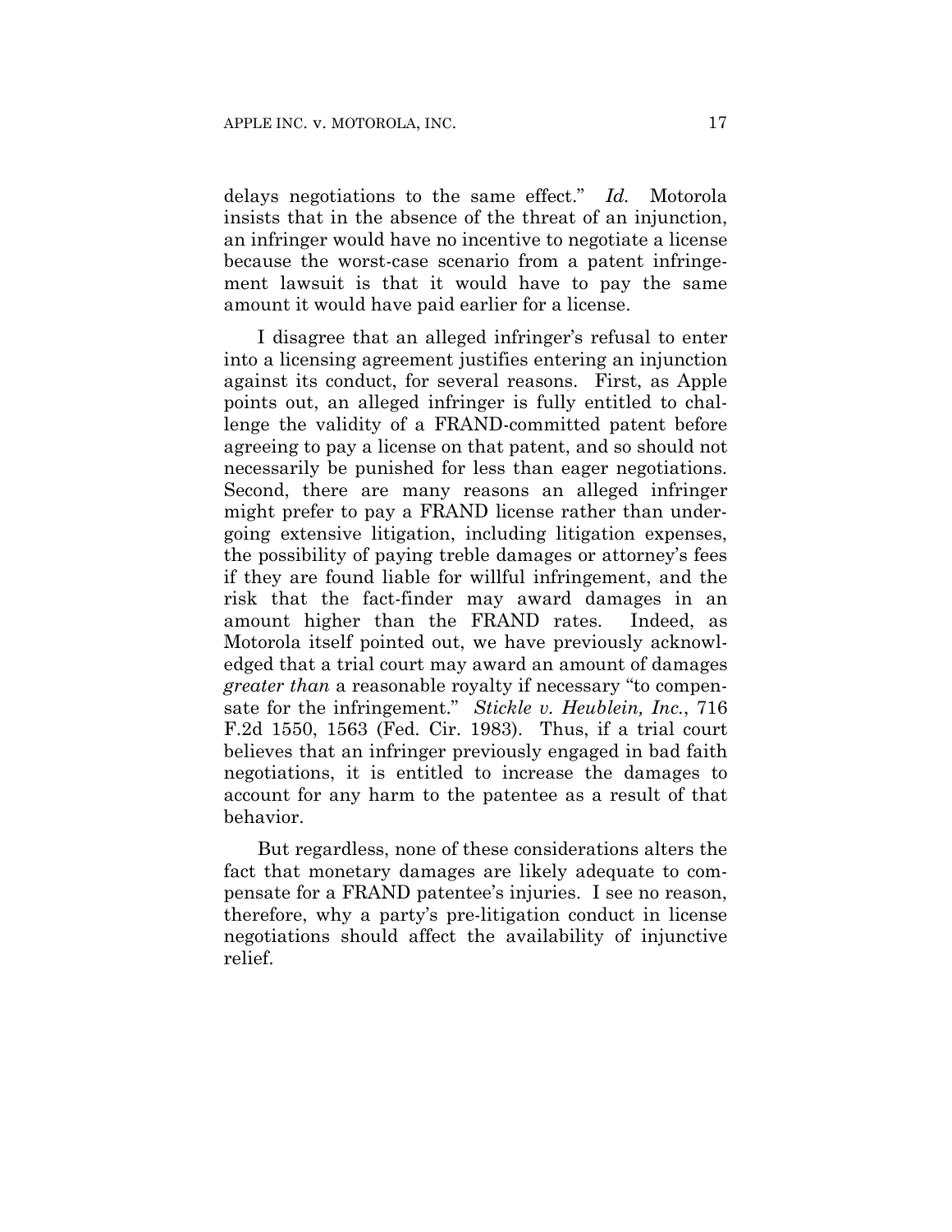delays negotiations to the same effect." *Id.* Motorola insists that in the absence of the threat of an injunction, an infringer would have no incentive to negotiate a license because the worst-case scenario from a patent infringement lawsuit is that it would have to pay the same amount it would have paid earlier for a license.

I disagree that an alleged infringer's refusal to enter into a licensing agreement justifies entering an injunction against its conduct, for several reasons. First, as Apple points out, an alleged infringer is fully entitled to challenge the validity of a FRAND-committed patent before agreeing to pay a license on that patent, and so should not necessarily be punished for less than eager negotiations. Second, there are many reasons an alleged infringer might prefer to pay a FRAND license rather than undergoing extensive litigation, including litigation expenses, the possibility of paying treble damages or attorney's fees if they are found liable for willful infringement, and the risk that the fact-finder may award damages in an amount higher than the FRAND rates. Indeed, as Motorola itself pointed out, we have previously acknowledged that a trial court may award an amount of damages *greater than* a reasonable royalty if necessary "to compensate for the infringement." *Stickle v. Heublein, Inc.*, 716 F.2d 1550, 1563 (Fed. Cir. 1983). Thus, if a trial court believes that an infringer previously engaged in bad faith negotiations, it is entitled to increase the damages to account for any harm to the patentee as a result of that behavior.

But regardless, none of these considerations alters the fact that monetary damages are likely adequate to compensate for a FRAND patentee's injuries. I see no reason, therefore, why a party's pre-litigation conduct in license negotiations should affect the availability of injunctive relief.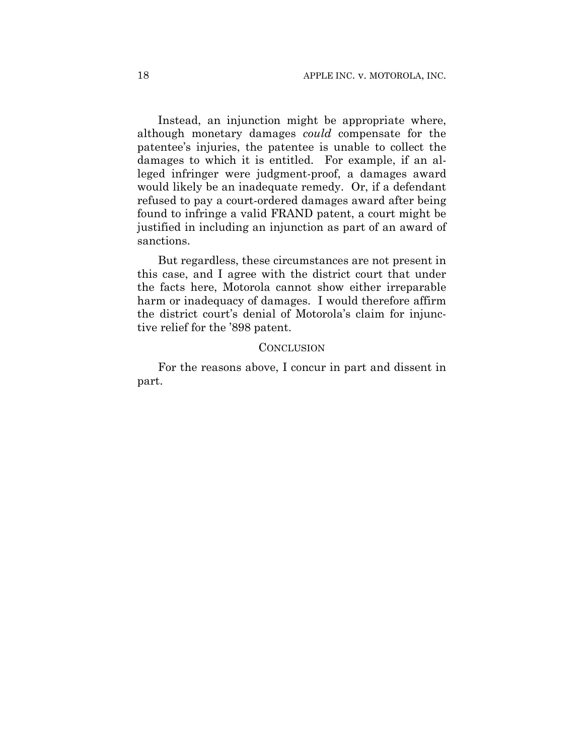Instead, an injunction might be appropriate where, although monetary damages *could* compensate for the patentee's injuries, the patentee is unable to collect the damages to which it is entitled. For example, if an alleged infringer were judgment-proof, a damages award would likely be an inadequate remedy. Or, if a defendant refused to pay a court-ordered damages award after being found to infringe a valid FRAND patent, a court might be justified in including an injunction as part of an award of sanctions.

But regardless, these circumstances are not present in this case, and I agree with the district court that under the facts here, Motorola cannot show either irreparable harm or inadequacy of damages. I would therefore affirm the district court's denial of Motorola's claim for injunctive relief for the '898 patent.

## CONCLUSION

For the reasons above, I concur in part and dissent in part.